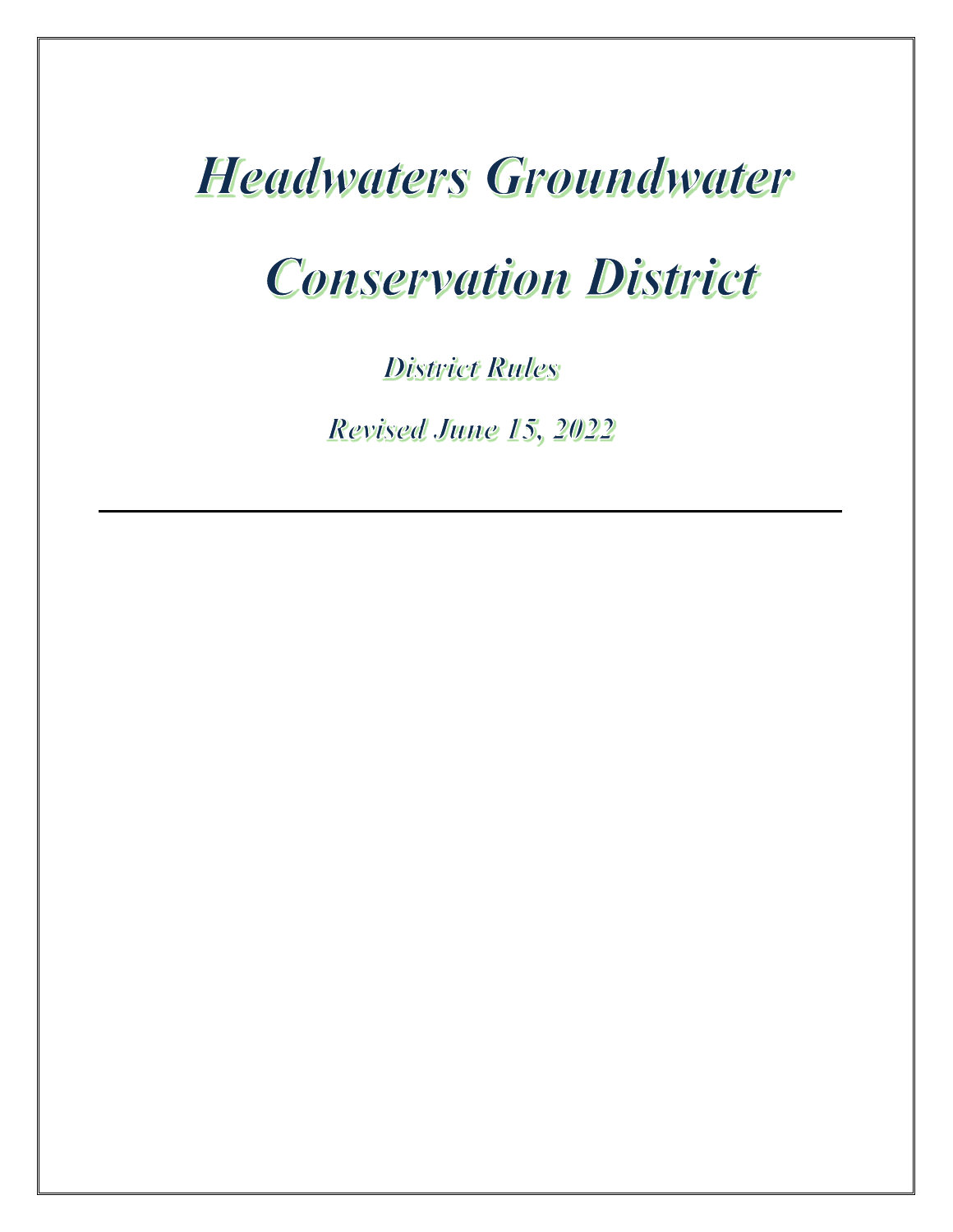# *Headwaters Groundwater Conservation District*

***District Rules***

***Revised June 15, 2022***

---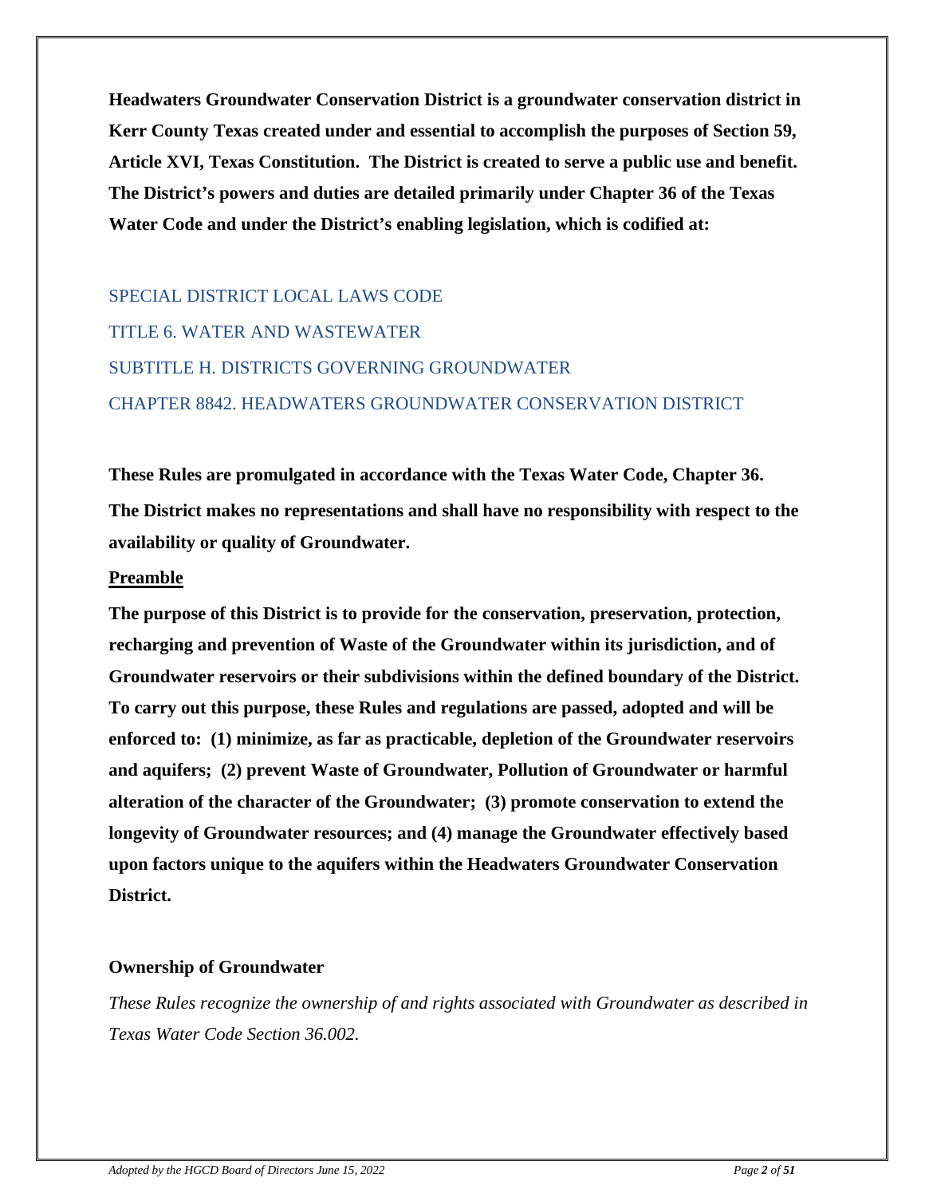**Headwaters Groundwater Conservation District is a groundwater conservation district in Kerr County Texas created under and essential to accomplish the purposes of Section 59, Article XVI, Texas Constitution. The District is created to serve a public use and benefit. The District's powers and duties are detailed primarily under Chapter 36 of the Texas Water Code and under the District's enabling legislation, which is codified at:**

SPECIAL DISTRICT LOCAL LAWS CODE

TITLE 6. WATER AND WASTEWATER

SUBTITLE H. DISTRICTS GOVERNING GROUNDWATER

CHAPTER 8842. HEADWATERS GROUNDWATER CONSERVATION DISTRICT

**These Rules are promulgated in accordance with the Texas Water Code, Chapter 36.**

**The District makes no representations and shall have no responsibility with respect to the availability or quality of Groundwater.**

**Preamble**

**The purpose of this District is to provide for the conservation, preservation, protection, recharging and prevention of Waste of the Groundwater within its jurisdiction, and of Groundwater reservoirs or their subdivisions within the defined boundary of the District. To carry out this purpose, these Rules and regulations are passed, adopted and will be enforced to: (1) minimize, as far as practicable, depletion of the Groundwater reservoirs and aquifers; (2) prevent Waste of Groundwater, Pollution of Groundwater or harmful alteration of the character of the Groundwater; (3) promote conservation to extend the longevity of Groundwater resources; and (4) manage the Groundwater effectively based upon factors unique to the aquifers within the Headwaters Groundwater Conservation District.**

**Ownership of Groundwater**

*These Rules recognize the ownership of and rights associated with Groundwater as described in Texas Water Code Section 36.002.*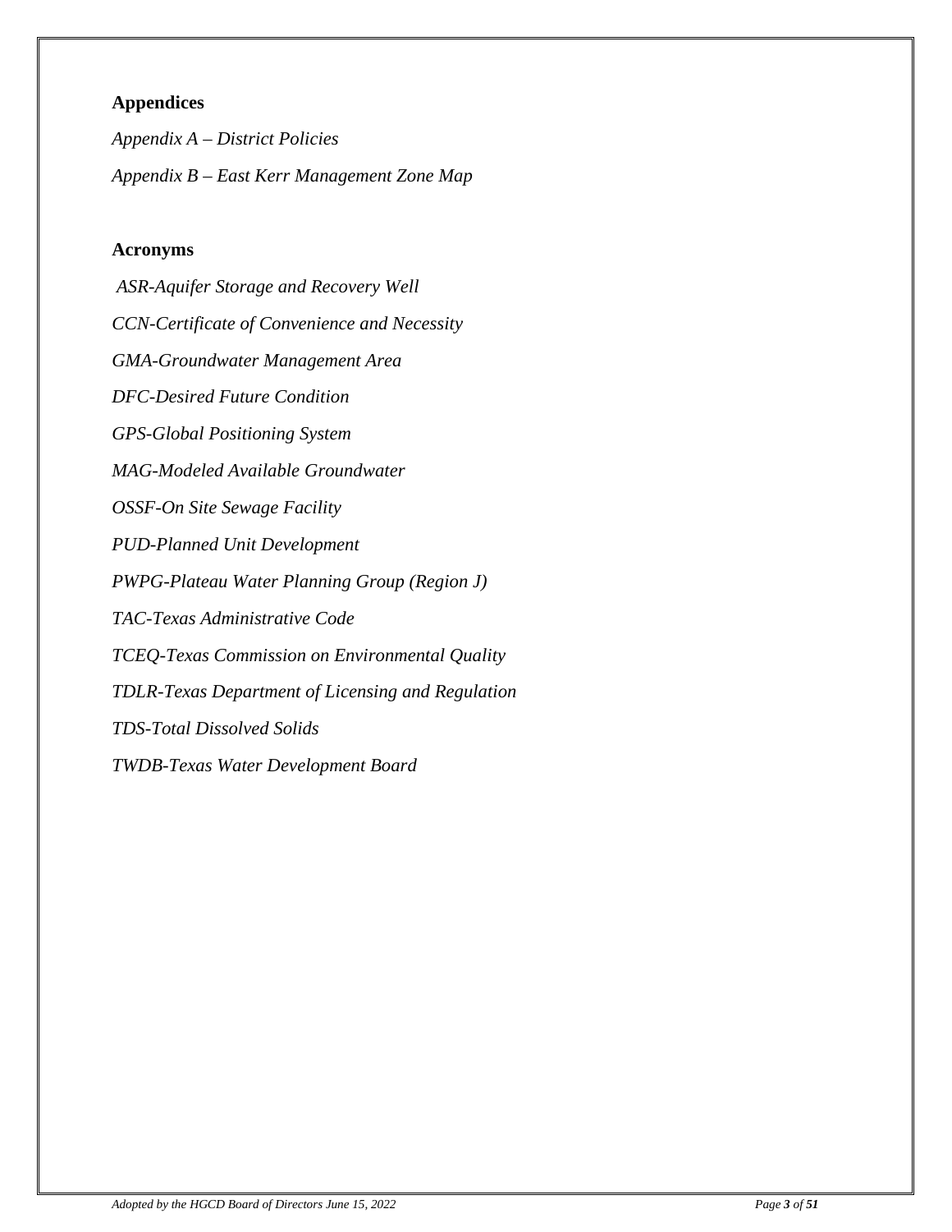**Appendices**

*Appendix A – District Policies*

*Appendix B – East Kerr Management Zone Map*

**Acronyms**

*ASR-Aquifer Storage and Recovery Well*

*CCN-Certificate of Convenience and Necessity*

*GMA-Groundwater Management Area*

*DFC-Desired Future Condition*

*GPS-Global Positioning System*

*MAG-Modeled Available Groundwater*

*OSSF-On Site Sewage Facility*

*PUD-Planned Unit Development*

*PWPG-Plateau Water Planning Group (Region J)*

*TAC-Texas Administrative Code*

*TCEQ-Texas Commission on Environmental Quality*

*TDLR-Texas Department of Licensing and Regulation*

*TDS-Total Dissolved Solids*

*TWDB-Texas Water Development Board*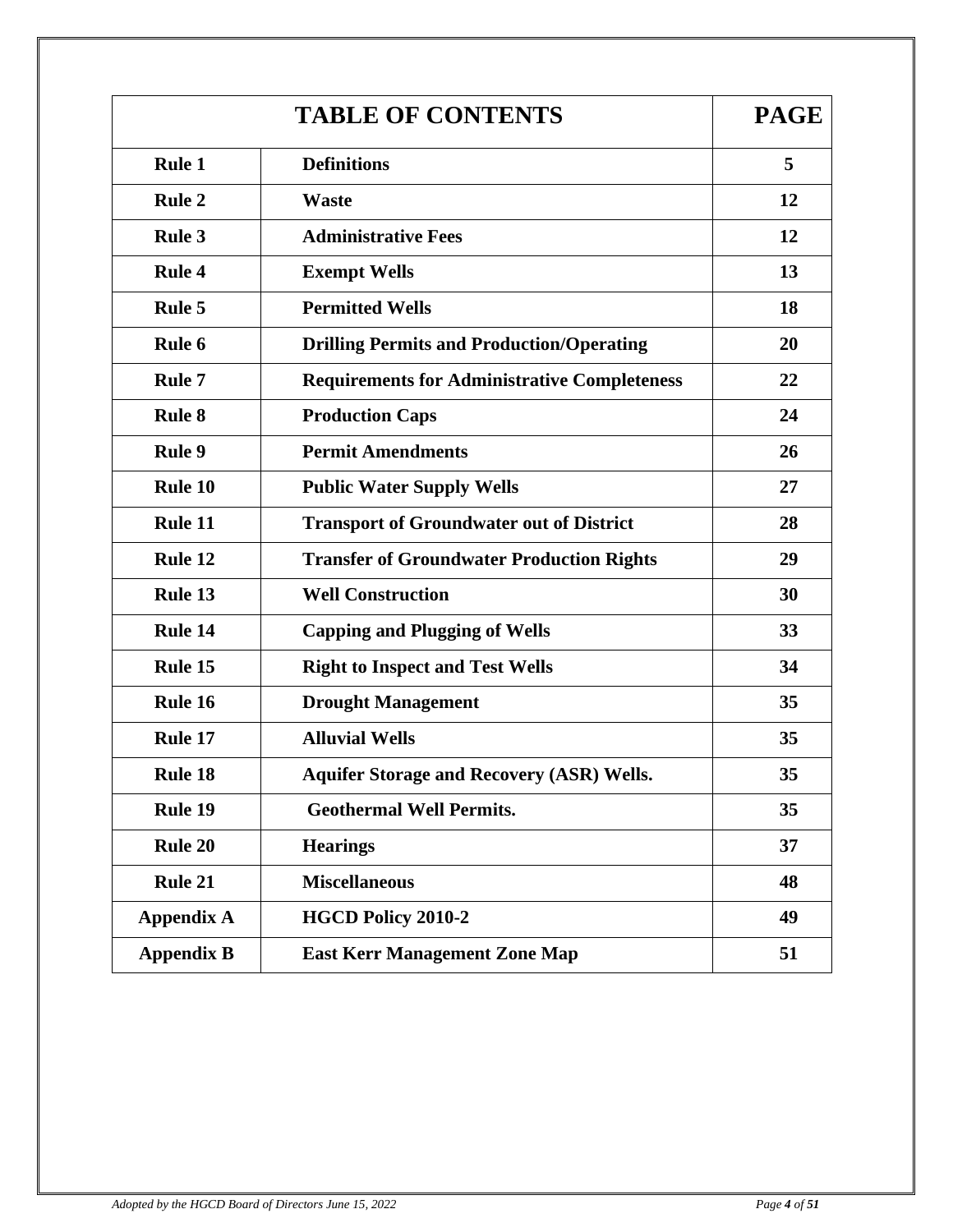| TABLE OF CONTENTS | | PAGE |
|---|---|---|
| **Rule 1** | **Definitions** | **5** |
| **Rule 2** | **Waste** | **12** |
| **Rule 3** | **Administrative Fees** | **12** |
| **Rule 4** | **Exempt Wells** | **13** |
| **Rule 5** | **Permitted Wells** | **18** |
| **Rule 6** | **Drilling Permits and Production/Operating** | **20** |
| **Rule 7** | **Requirements for Administrative Completeness** | **22** |
| **Rule 8** | **Production Caps** | **24** |
| **Rule 9** | **Permit Amendments** | **26** |
| **Rule 10** | **Public Water Supply Wells** | **27** |
| **Rule 11** | **Transport of Groundwater out of District** | **28** |
| **Rule 12** | **Transfer of Groundwater Production Rights** | **29** |
| **Rule 13** | **Well Construction** | **30** |
| **Rule 14** | **Capping and Plugging of Wells** | **33** |
| **Rule 15** | **Right to Inspect and Test Wells** | **34** |
| **Rule 16** | **Drought Management** | **35** |
| **Rule 17** | **Alluvial Wells** | **35** |
| **Rule 18** | **Aquifer Storage and Recovery (ASR) Wells.** | **35** |
| **Rule 19** | **Geothermal Well Permits.** | **35** |
| **Rule 20** | **Hearings** | **37** |
| **Rule 21** | **Miscellaneous** | **48** |
| **Appendix A** | **HGCD Policy 2010-2** | **49** |
| **Appendix B** | **East Kerr Management Zone Map** | **51** |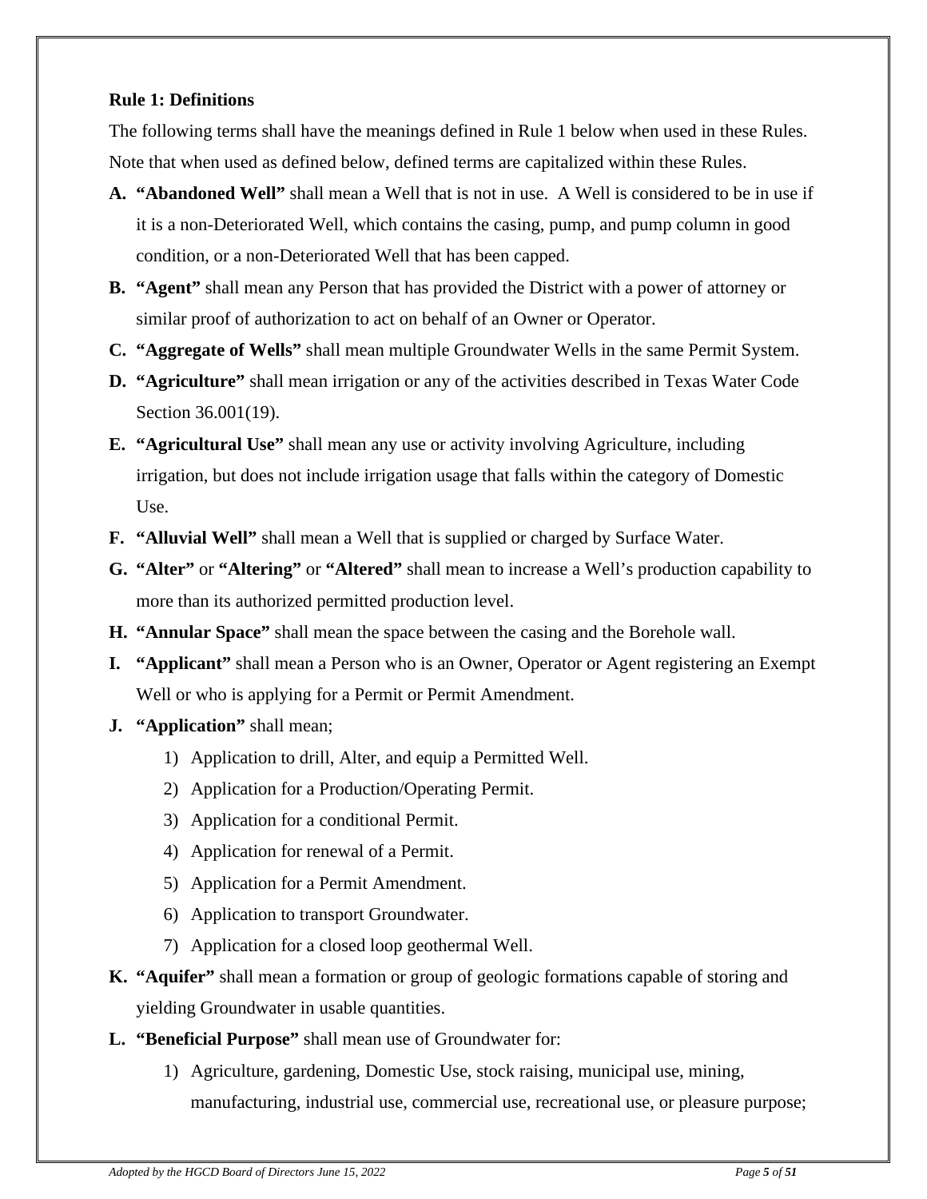**Rule 1: Definitions**

The following terms shall have the meanings defined in Rule 1 below when used in these Rules. Note that when used as defined below, defined terms are capitalized within these Rules.

**A. "Abandoned Well"** shall mean a Well that is not in use. A Well is considered to be in use if it is a non-Deteriorated Well, which contains the casing, pump, and pump column in good condition, or a non-Deteriorated Well that has been capped.

**B. "Agent"** shall mean any Person that has provided the District with a power of attorney or similar proof of authorization to act on behalf of an Owner or Operator.

**C. "Aggregate of Wells"** shall mean multiple Groundwater Wells in the same Permit System.

**D. "Agriculture"** shall mean irrigation or any of the activities described in Texas Water Code Section 36.001(19).

**E. "Agricultural Use"** shall mean any use or activity involving Agriculture, including irrigation, but does not include irrigation usage that falls within the category of Domestic Use.

**F. "Alluvial Well"** shall mean a Well that is supplied or charged by Surface Water.

**G. "Alter"** or **"Altering"** or **"Altered"** shall mean to increase a Well's production capability to more than its authorized permitted production level.

**H. "Annular Space"** shall mean the space between the casing and the Borehole wall.

**I. "Applicant"** shall mean a Person who is an Owner, Operator or Agent registering an Exempt Well or who is applying for a Permit or Permit Amendment.

**J. "Application"** shall mean;

1) Application to drill, Alter, and equip a Permitted Well.
2) Application for a Production/Operating Permit.
3) Application for a conditional Permit.
4) Application for renewal of a Permit.
5) Application for a Permit Amendment.
6) Application to transport Groundwater.
7) Application for a closed loop geothermal Well.

**K. "Aquifer"** shall mean a formation or group of geologic formations capable of storing and yielding Groundwater in usable quantities.

**L. "Beneficial Purpose"** shall mean use of Groundwater for:

1) Agriculture, gardening, Domestic Use, stock raising, municipal use, mining, manufacturing, industrial use, commercial use, recreational use, or pleasure purpose;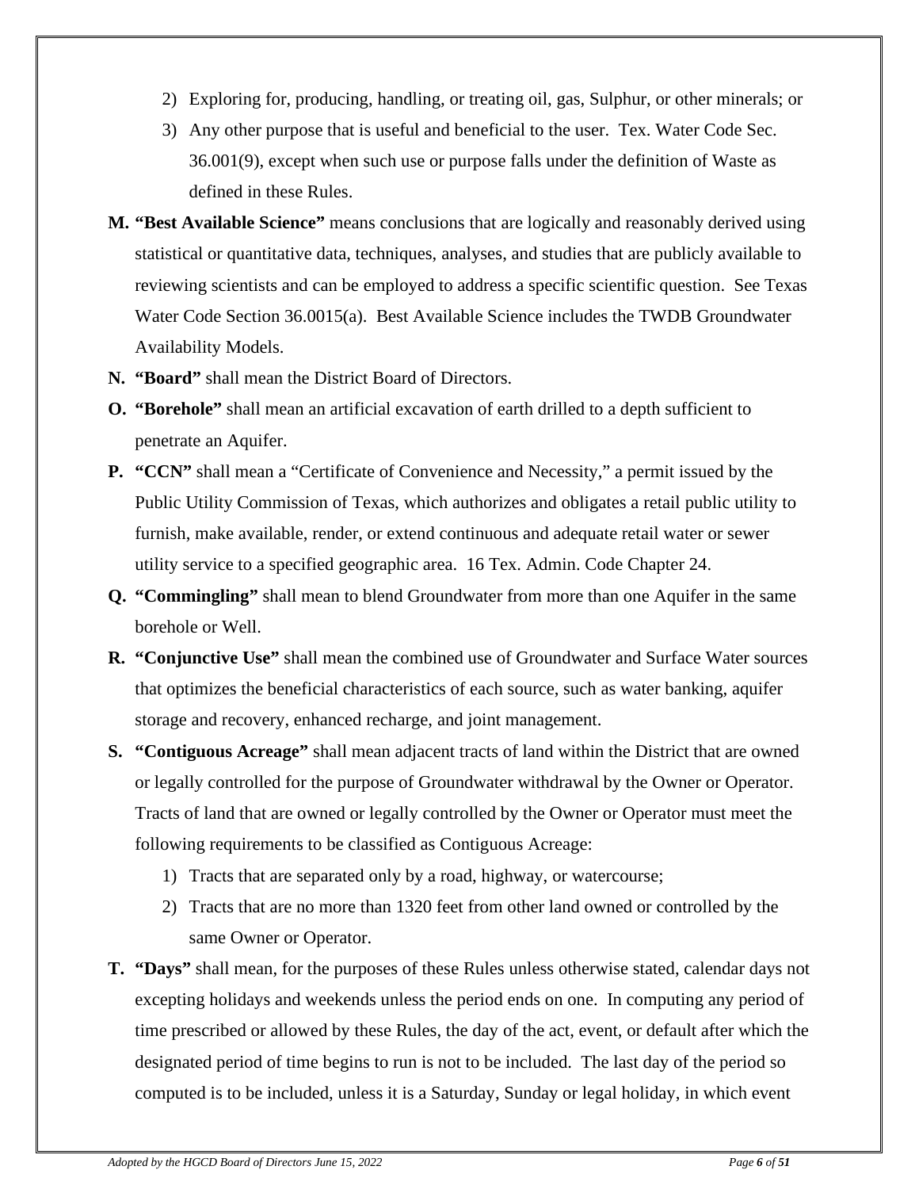2) Exploring for, producing, handling, or treating oil, gas, Sulphur, or other minerals; or
3) Any other purpose that is useful and beneficial to the user. Tex. Water Code Sec. 36.001(9), except when such use or purpose falls under the definition of Waste as defined in these Rules.

**M. "Best Available Science"** means conclusions that are logically and reasonably derived using statistical or quantitative data, techniques, analyses, and studies that are publicly available to reviewing scientists and can be employed to address a specific scientific question. See Texas Water Code Section 36.0015(a). Best Available Science includes the TWDB Groundwater Availability Models.

**N. "Board"** shall mean the District Board of Directors.

**O. "Borehole"** shall mean an artificial excavation of earth drilled to a depth sufficient to penetrate an Aquifer.

**P. "CCN"** shall mean a "Certificate of Convenience and Necessity," a permit issued by the Public Utility Commission of Texas, which authorizes and obligates a retail public utility to furnish, make available, render, or extend continuous and adequate retail water or sewer utility service to a specified geographic area. 16 Tex. Admin. Code Chapter 24.

**Q. "Commingling"** shall mean to blend Groundwater from more than one Aquifer in the same borehole or Well.

**R. "Conjunctive Use"** shall mean the combined use of Groundwater and Surface Water sources that optimizes the beneficial characteristics of each source, such as water banking, aquifer storage and recovery, enhanced recharge, and joint management.

**S. "Contiguous Acreage"** shall mean adjacent tracts of land within the District that are owned or legally controlled for the purpose of Groundwater withdrawal by the Owner or Operator. Tracts of land that are owned or legally controlled by the Owner or Operator must meet the following requirements to be classified as Contiguous Acreage:

1) Tracts that are separated only by a road, highway, or watercourse;
2) Tracts that are no more than 1320 feet from other land owned or controlled by the same Owner or Operator.

**T. "Days"** shall mean, for the purposes of these Rules unless otherwise stated, calendar days not excepting holidays and weekends unless the period ends on one. In computing any period of time prescribed or allowed by these Rules, the day of the act, event, or default after which the designated period of time begins to run is not to be included. The last day of the period so computed is to be included, unless it is a Saturday, Sunday or legal holiday, in which event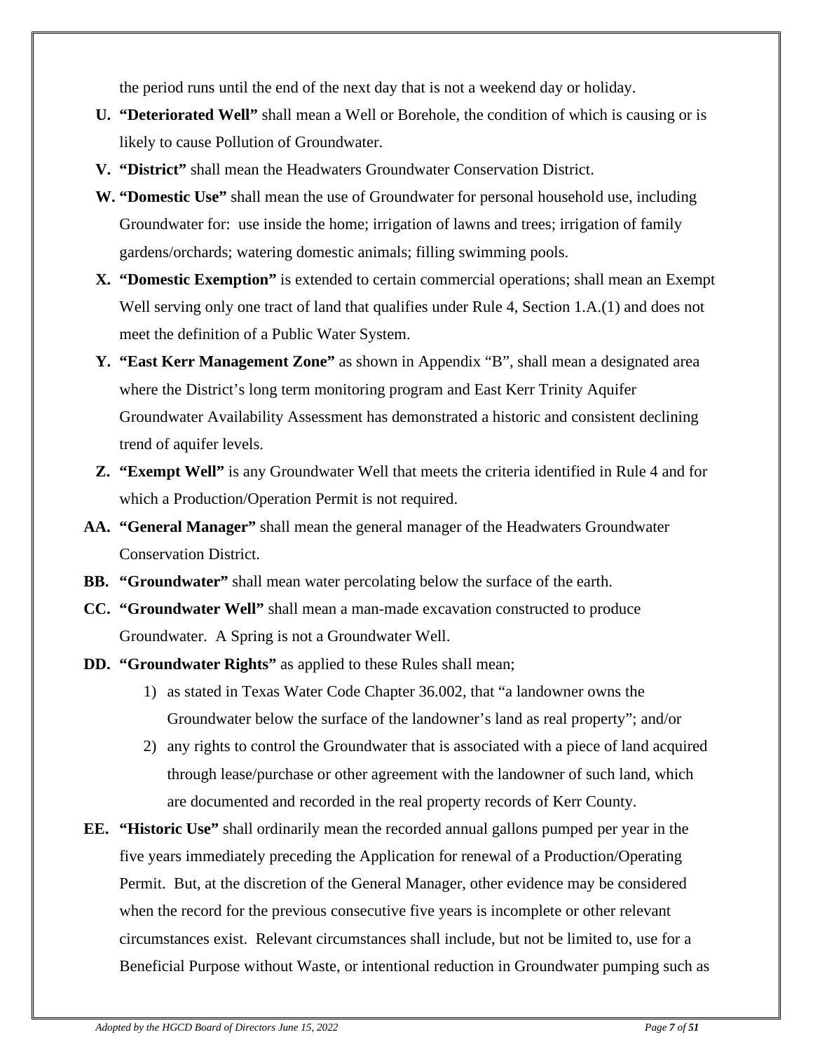the period runs until the end of the next day that is not a weekend day or holiday.

U. **"Deteriorated Well"** shall mean a Well or Borehole, the condition of which is causing or is likely to cause Pollution of Groundwater.

V. **"District"** shall mean the Headwaters Groundwater Conservation District.

W. **"Domestic Use"** shall mean the use of Groundwater for personal household use, including Groundwater for: use inside the home; irrigation of lawns and trees; irrigation of family gardens/orchards; watering domestic animals; filling swimming pools.

X. **"Domestic Exemption"** is extended to certain commercial operations; shall mean an Exempt Well serving only one tract of land that qualifies under Rule 4, Section 1.A.(1) and does not meet the definition of a Public Water System.

Y. **"East Kerr Management Zone"** as shown in Appendix "B", shall mean a designated area where the District's long term monitoring program and East Kerr Trinity Aquifer Groundwater Availability Assessment has demonstrated a historic and consistent declining trend of aquifer levels.

Z. **"Exempt Well"** is any Groundwater Well that meets the criteria identified in Rule 4 and for which a Production/Operation Permit is not required.

AA. **"General Manager"** shall mean the general manager of the Headwaters Groundwater Conservation District.

BB. **"Groundwater"** shall mean water percolating below the surface of the earth.

CC. **"Groundwater Well"** shall mean a man-made excavation constructed to produce Groundwater. A Spring is not a Groundwater Well.

DD. **"Groundwater Rights"** as applied to these Rules shall mean;

1) as stated in Texas Water Code Chapter 36.002, that "a landowner owns the Groundwater below the surface of the landowner's land as real property"; and/or
2) any rights to control the Groundwater that is associated with a piece of land acquired through lease/purchase or other agreement with the landowner of such land, which are documented and recorded in the real property records of Kerr County.

EE. **"Historic Use"** shall ordinarily mean the recorded annual gallons pumped per year in the five years immediately preceding the Application for renewal of a Production/Operating Permit. But, at the discretion of the General Manager, other evidence may be considered when the record for the previous consecutive five years is incomplete or other relevant circumstances exist. Relevant circumstances shall include, but not be limited to, use for a Beneficial Purpose without Waste, or intentional reduction in Groundwater pumping such as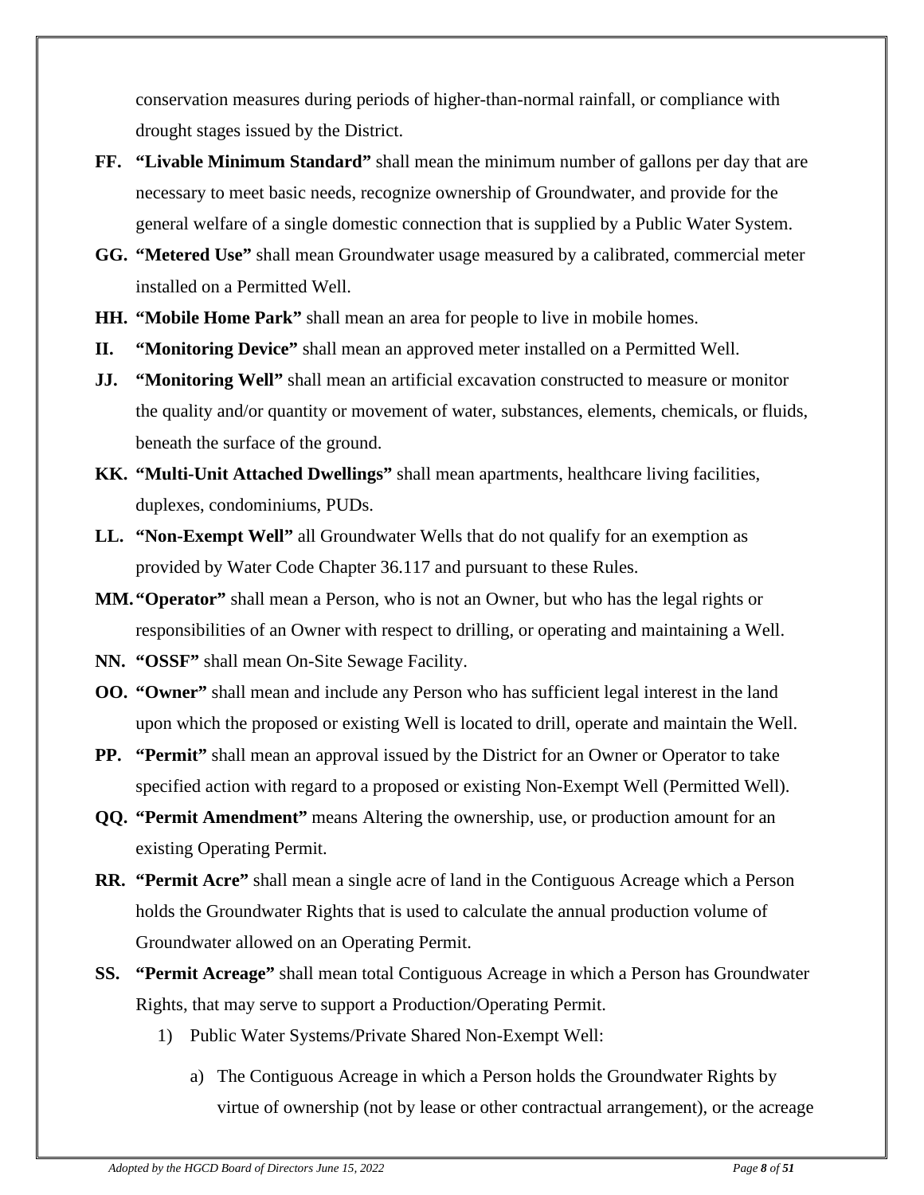conservation measures during periods of higher-than-normal rainfall, or compliance with drought stages issued by the District.

**FF.** **"Livable Minimum Standard"** shall mean the minimum number of gallons per day that are necessary to meet basic needs, recognize ownership of Groundwater, and provide for the general welfare of a single domestic connection that is supplied by a Public Water System.

**GG.** **"Metered Use"** shall mean Groundwater usage measured by a calibrated, commercial meter installed on a Permitted Well.

**HH.** **"Mobile Home Park"** shall mean an area for people to live in mobile homes.

**II.** **"Monitoring Device"** shall mean an approved meter installed on a Permitted Well.

**JJ.** **"Monitoring Well"** shall mean an artificial excavation constructed to measure or monitor the quality and/or quantity or movement of water, substances, elements, chemicals, or fluids, beneath the surface of the ground.

**KK.** **"Multi-Unit Attached Dwellings"** shall mean apartments, healthcare living facilities, duplexes, condominiums, PUDs.

**LL.** **"Non-Exempt Well"** all Groundwater Wells that do not qualify for an exemption as provided by Water Code Chapter 36.117 and pursuant to these Rules.

**MM.** **"Operator"** shall mean a Person, who is not an Owner, but who has the legal rights or responsibilities of an Owner with respect to drilling, or operating and maintaining a Well.

**NN.** **"OSSF"** shall mean On-Site Sewage Facility.

**OO.** **"Owner"** shall mean and include any Person who has sufficient legal interest in the land upon which the proposed or existing Well is located to drill, operate and maintain the Well.

**PP.** **"Permit"** shall mean an approval issued by the District for an Owner or Operator to take specified action with regard to a proposed or existing Non-Exempt Well (Permitted Well).

**QQ.** **"Permit Amendment"** means Altering the ownership, use, or production amount for an existing Operating Permit.

**RR.** **"Permit Acre"** shall mean a single acre of land in the Contiguous Acreage which a Person holds the Groundwater Rights that is used to calculate the annual production volume of Groundwater allowed on an Operating Permit.

**SS.** **"Permit Acreage"** shall mean total Contiguous Acreage in which a Person has Groundwater Rights, that may serve to support a Production/Operating Permit.

1) Public Water Systems/Private Shared Non-Exempt Well:

   a) The Contiguous Acreage in which a Person holds the Groundwater Rights by virtue of ownership (not by lease or other contractual arrangement), or the acreage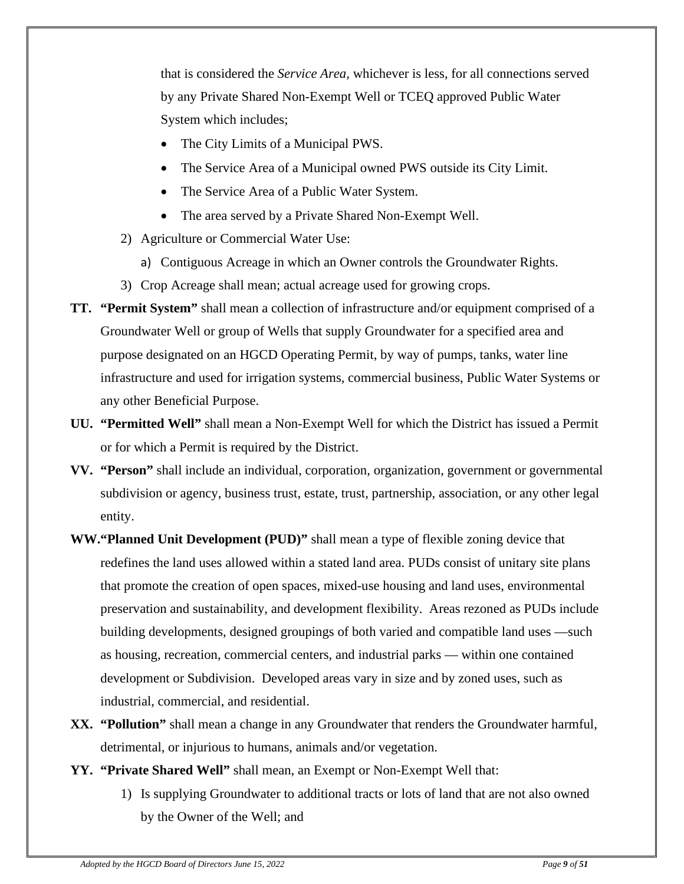that is considered the *Service Area,* whichever is less, for all connections served by any Private Shared Non-Exempt Well or TCEQ approved Public Water System which includes;

- The City Limits of a Municipal PWS.
- The Service Area of a Municipal owned PWS outside its City Limit.
- The Service Area of a Public Water System.
- The area served by a Private Shared Non-Exempt Well.

2) Agriculture or Commercial Water Use:
   a) Contiguous Acreage in which an Owner controls the Groundwater Rights.
3) Crop Acreage shall mean; actual acreage used for growing crops.

**TT. "Permit System"** shall mean a collection of infrastructure and/or equipment comprised of a Groundwater Well or group of Wells that supply Groundwater for a specified area and purpose designated on an HGCD Operating Permit, by way of pumps, tanks, water line infrastructure and used for irrigation systems, commercial business, Public Water Systems or any other Beneficial Purpose.

**UU. "Permitted Well"** shall mean a Non-Exempt Well for which the District has issued a Permit or for which a Permit is required by the District.

**VV. "Person"** shall include an individual, corporation, organization, government or governmental subdivision or agency, business trust, estate, trust, partnership, association, or any other legal entity.

**WW. "Planned Unit Development (PUD)"** shall mean a type of flexible zoning device that redefines the land uses allowed within a stated land area. PUDs consist of unitary site plans that promote the creation of open spaces, mixed-use housing and land uses, environmental preservation and sustainability, and development flexibility. Areas rezoned as PUDs include building developments, designed groupings of both varied and compatible land uses —such as housing, recreation, commercial centers, and industrial parks — within one contained development or Subdivision. Developed areas vary in size and by zoned uses, such as industrial, commercial, and residential.

**XX. "Pollution"** shall mean a change in any Groundwater that renders the Groundwater harmful, detrimental, or injurious to humans, animals and/or vegetation.

**YY. "Private Shared Well"** shall mean, an Exempt or Non-Exempt Well that:

1) Is supplying Groundwater to additional tracts or lots of land that are not also owned by the Owner of the Well; and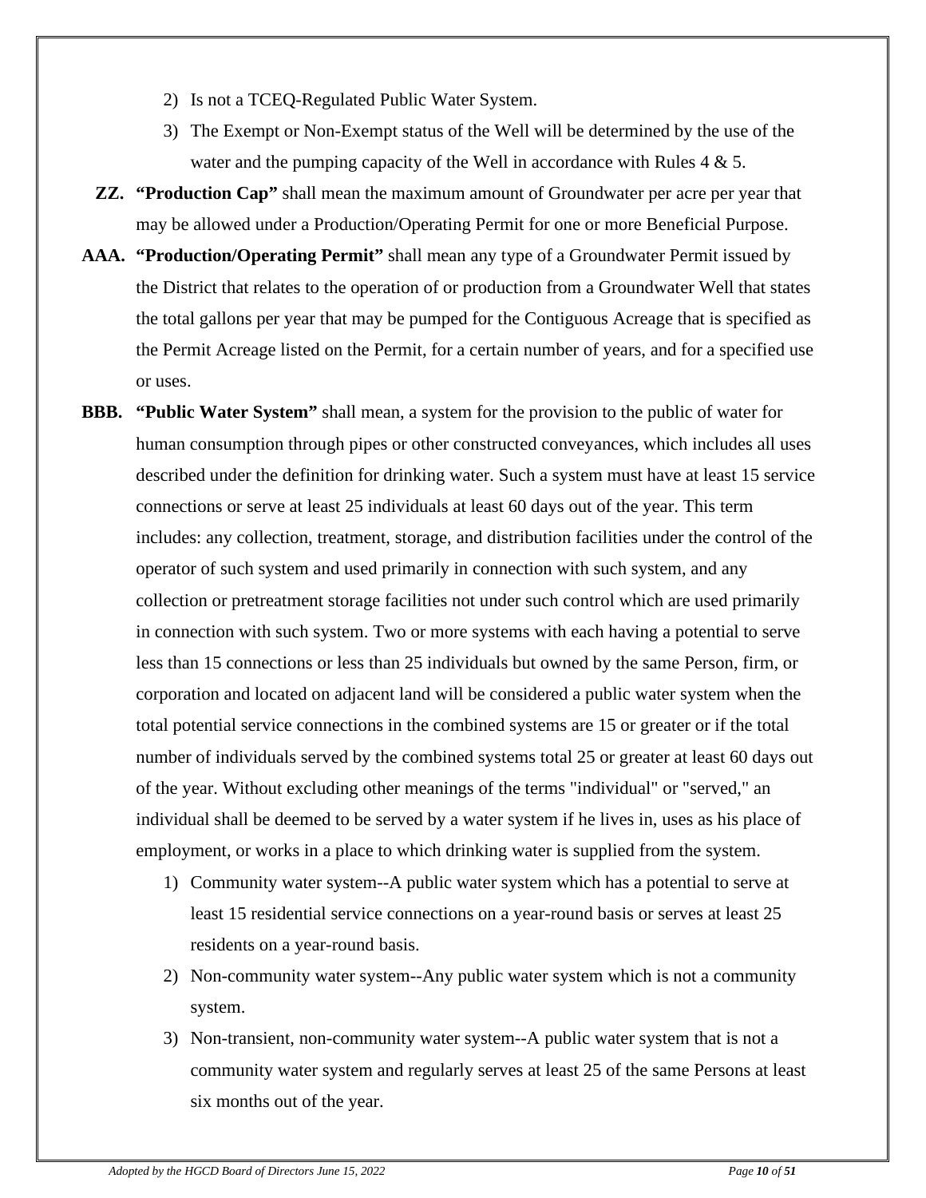2) Is not a TCEQ-Regulated Public Water System.

3) The Exempt or Non-Exempt status of the Well will be determined by the use of the water and the pumping capacity of the Well in accordance with Rules 4 & 5.

**ZZ. "Production Cap"** shall mean the maximum amount of Groundwater per acre per year that may be allowed under a Production/Operating Permit for one or more Beneficial Purpose.

**AAA. "Production/Operating Permit"** shall mean any type of a Groundwater Permit issued by the District that relates to the operation of or production from a Groundwater Well that states the total gallons per year that may be pumped for the Contiguous Acreage that is specified as the Permit Acreage listed on the Permit, for a certain number of years, and for a specified use or uses.

**BBB. "Public Water System"** shall mean, a system for the provision to the public of water for human consumption through pipes or other constructed conveyances, which includes all uses described under the definition for drinking water. Such a system must have at least 15 service connections or serve at least 25 individuals at least 60 days out of the year. This term includes: any collection, treatment, storage, and distribution facilities under the control of the operator of such system and used primarily in connection with such system, and any collection or pretreatment storage facilities not under such control which are used primarily in connection with such system. Two or more systems with each having a potential to serve less than 15 connections or less than 25 individuals but owned by the same Person, firm, or corporation and located on adjacent land will be considered a public water system when the total potential service connections in the combined systems are 15 or greater or if the total number of individuals served by the combined systems total 25 or greater at least 60 days out of the year. Without excluding other meanings of the terms "individual" or "served," an individual shall be deemed to be served by a water system if he lives in, uses as his place of employment, or works in a place to which drinking water is supplied from the system.

1) Community water system--A public water system which has a potential to serve at least 15 residential service connections on a year-round basis or serves at least 25 residents on a year-round basis.

2) Non-community water system--Any public water system which is not a community system.

3) Non-transient, non-community water system--A public water system that is not a community water system and regularly serves at least 25 of the same Persons at least six months out of the year.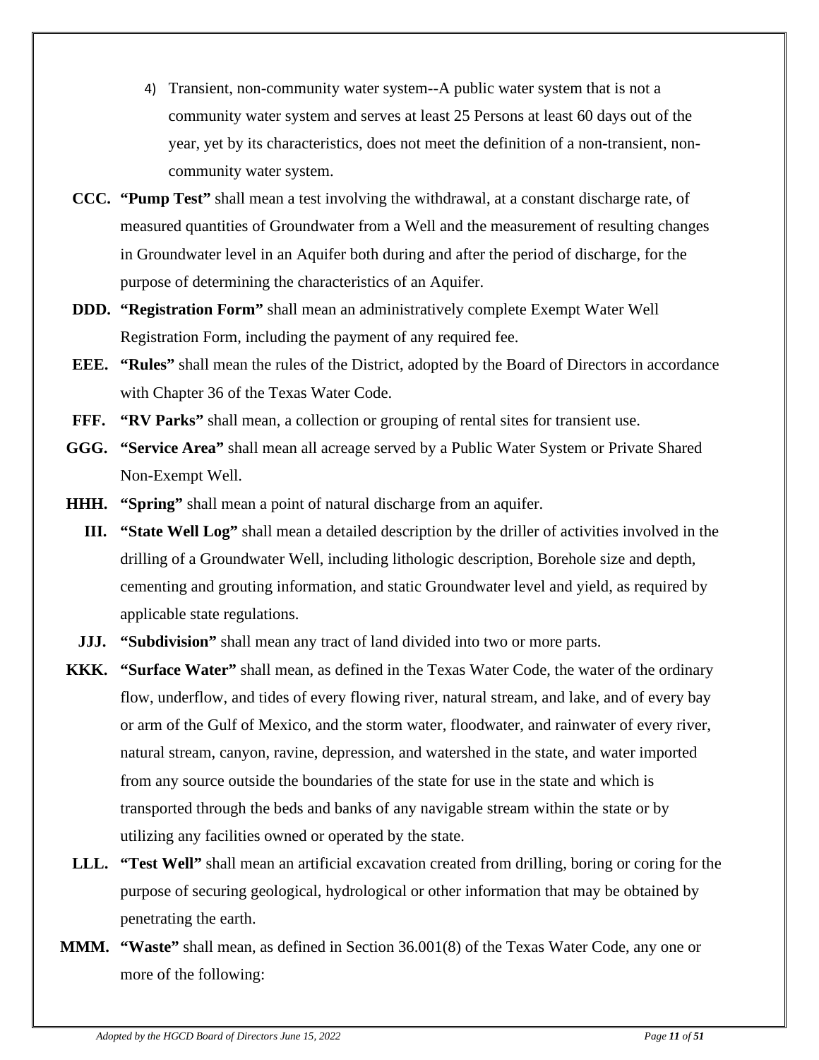4) Transient, non-community water system--A public water system that is not a community water system and serves at least 25 Persons at least 60 days out of the year, yet by its characteristics, does not meet the definition of a non-transient, non-community water system.

**CCC. "Pump Test"** shall mean a test involving the withdrawal, at a constant discharge rate, of measured quantities of Groundwater from a Well and the measurement of resulting changes in Groundwater level in an Aquifer both during and after the period of discharge, for the purpose of determining the characteristics of an Aquifer.

**DDD. "Registration Form"** shall mean an administratively complete Exempt Water Well Registration Form, including the payment of any required fee.

**EEE. "Rules"** shall mean the rules of the District, adopted by the Board of Directors in accordance with Chapter 36 of the Texas Water Code.

**FFF. "RV Parks"** shall mean, a collection or grouping of rental sites for transient use.

**GGG. "Service Area"** shall mean all acreage served by a Public Water System or Private Shared Non-Exempt Well.

**HHH. "Spring"** shall mean a point of natural discharge from an aquifer.

**III. "State Well Log"** shall mean a detailed description by the driller of activities involved in the drilling of a Groundwater Well, including lithologic description, Borehole size and depth, cementing and grouting information, and static Groundwater level and yield, as required by applicable state regulations.

**JJJ. "Subdivision"** shall mean any tract of land divided into two or more parts.

**KKK. "Surface Water"** shall mean, as defined in the Texas Water Code, the water of the ordinary flow, underflow, and tides of every flowing river, natural stream, and lake, and of every bay or arm of the Gulf of Mexico, and the storm water, floodwater, and rainwater of every river, natural stream, canyon, ravine, depression, and watershed in the state, and water imported from any source outside the boundaries of the state for use in the state and which is transported through the beds and banks of any navigable stream within the state or by utilizing any facilities owned or operated by the state.

**LLL. "Test Well"** shall mean an artificial excavation created from drilling, boring or coring for the purpose of securing geological, hydrological or other information that may be obtained by penetrating the earth.

**MMM. "Waste"** shall mean, as defined in Section 36.001(8) of the Texas Water Code, any one or more of the following: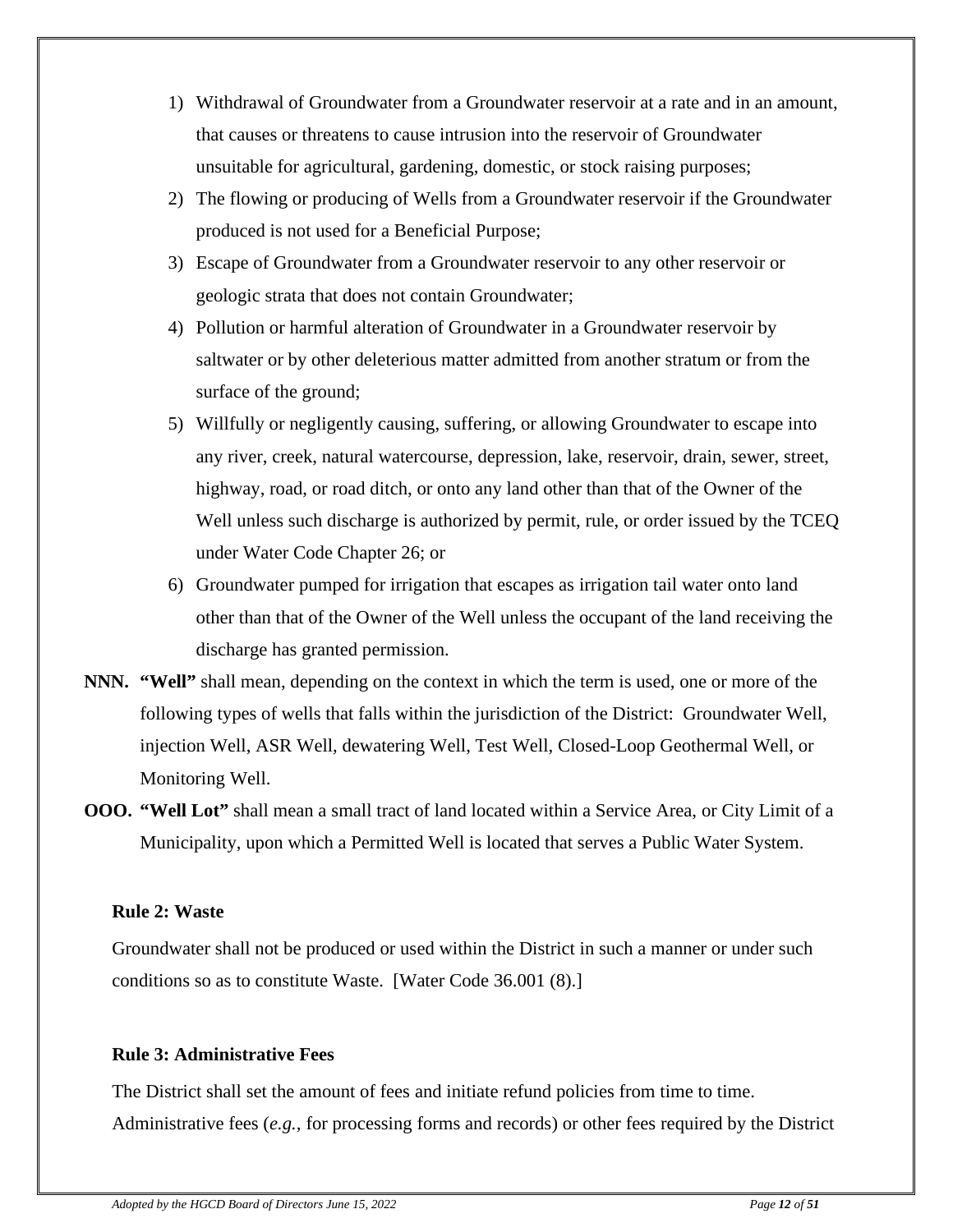1) Withdrawal of Groundwater from a Groundwater reservoir at a rate and in an amount, that causes or threatens to cause intrusion into the reservoir of Groundwater unsuitable for agricultural, gardening, domestic, or stock raising purposes;
2) The flowing or producing of Wells from a Groundwater reservoir if the Groundwater produced is not used for a Beneficial Purpose;
3) Escape of Groundwater from a Groundwater reservoir to any other reservoir or geologic strata that does not contain Groundwater;
4) Pollution or harmful alteration of Groundwater in a Groundwater reservoir by saltwater or by other deleterious matter admitted from another stratum or from the surface of the ground;
5) Willfully or negligently causing, suffering, or allowing Groundwater to escape into any river, creek, natural watercourse, depression, lake, reservoir, drain, sewer, street, highway, road, or road ditch, or onto any land other than that of the Owner of the Well unless such discharge is authorized by permit, rule, or order issued by the TCEQ under Water Code Chapter 26; or
6) Groundwater pumped for irrigation that escapes as irrigation tail water onto land other than that of the Owner of the Well unless the occupant of the land receiving the discharge has granted permission.

**NNN. "Well"** shall mean, depending on the context in which the term is used, one or more of the following types of wells that falls within the jurisdiction of the District: Groundwater Well, injection Well, ASR Well, dewatering Well, Test Well, Closed-Loop Geothermal Well, or Monitoring Well.

**OOO. "Well Lot"** shall mean a small tract of land located within a Service Area, or City Limit of a Municipality, upon which a Permitted Well is located that serves a Public Water System.

**Rule 2: Waste**

Groundwater shall not be produced or used within the District in such a manner or under such conditions so as to constitute Waste. [Water Code 36.001 (8).]

**Rule 3: Administrative Fees**

The District shall set the amount of fees and initiate refund policies from time to time. Administrative fees (*e.g.,* for processing forms and records) or other fees required by the District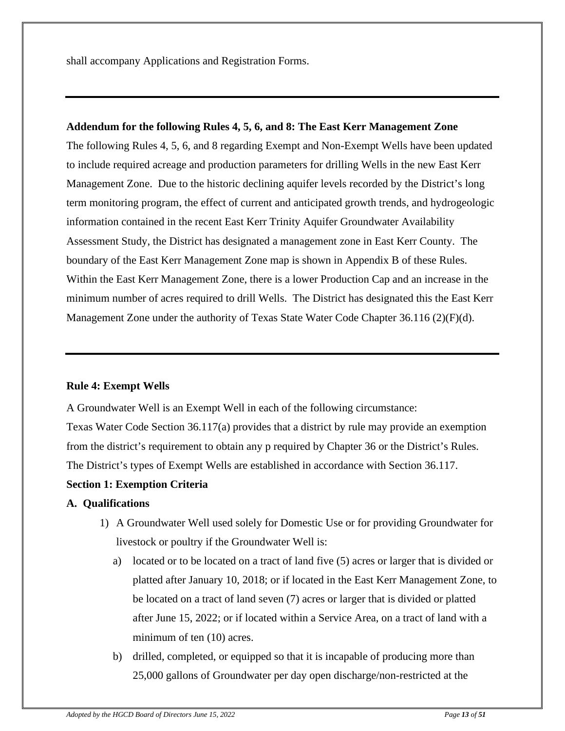shall accompany Applications and Registration Forms.

---

**Addendum for the following Rules 4, 5, 6, and 8: The East Kerr Management Zone**

The following Rules 4, 5, 6, and 8 regarding Exempt and Non-Exempt Wells have been updated to include required acreage and production parameters for drilling Wells in the new East Kerr Management Zone. Due to the historic declining aquifer levels recorded by the District's long term monitoring program, the effect of current and anticipated growth trends, and hydrogeologic information contained in the recent East Kerr Trinity Aquifer Groundwater Availability Assessment Study, the District has designated a management zone in East Kerr County. The boundary of the East Kerr Management Zone map is shown in Appendix B of these Rules. Within the East Kerr Management Zone, there is a lower Production Cap and an increase in the minimum number of acres required to drill Wells. The District has designated this the East Kerr Management Zone under the authority of Texas State Water Code Chapter 36.116 (2)(F)(d).

---

**Rule 4: Exempt Wells**

A Groundwater Well is an Exempt Well in each of the following circumstance:

Texas Water Code Section 36.117(a) provides that a district by rule may provide an exemption from the district's requirement to obtain any p required by Chapter 36 or the District's Rules. The District's types of Exempt Wells are established in accordance with Section 36.117.

**Section 1: Exemption Criteria**

**A. Qualifications**

1) A Groundwater Well used solely for Domestic Use or for providing Groundwater for livestock or poultry if the Groundwater Well is:
   a) located or to be located on a tract of land five (5) acres or larger that is divided or platted after January 10, 2018; or if located in the East Kerr Management Zone, to be located on a tract of land seven (7) acres or larger that is divided or platted after June 15, 2022; or if located within a Service Area, on a tract of land with a minimum of ten (10) acres.
   b) drilled, completed, or equipped so that it is incapable of producing more than 25,000 gallons of Groundwater per day open discharge/non-restricted at the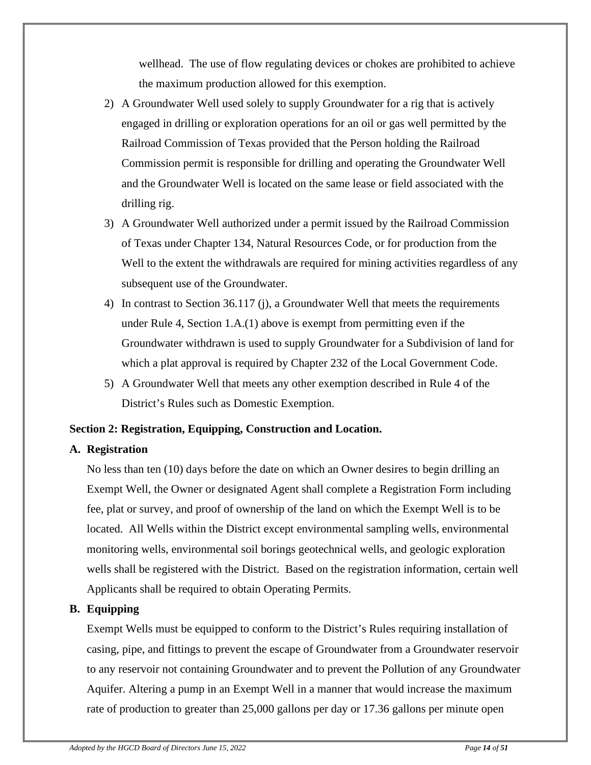wellhead. The use of flow regulating devices or chokes are prohibited to achieve the maximum production allowed for this exemption.

2) A Groundwater Well used solely to supply Groundwater for a rig that is actively engaged in drilling or exploration operations for an oil or gas well permitted by the Railroad Commission of Texas provided that the Person holding the Railroad Commission permit is responsible for drilling and operating the Groundwater Well and the Groundwater Well is located on the same lease or field associated with the drilling rig.
3) A Groundwater Well authorized under a permit issued by the Railroad Commission of Texas under Chapter 134, Natural Resources Code, or for production from the Well to the extent the withdrawals are required for mining activities regardless of any subsequent use of the Groundwater.
4) In contrast to Section 36.117 (j), a Groundwater Well that meets the requirements under Rule 4, Section 1.A.(1) above is exempt from permitting even if the Groundwater withdrawn is used to supply Groundwater for a Subdivision of land for which a plat approval is required by Chapter 232 of the Local Government Code.
5) A Groundwater Well that meets any other exemption described in Rule 4 of the District's Rules such as Domestic Exemption.

**Section 2: Registration, Equipping, Construction and Location.**

**A. Registration**

No less than ten (10) days before the date on which an Owner desires to begin drilling an Exempt Well, the Owner or designated Agent shall complete a Registration Form including fee, plat or survey, and proof of ownership of the land on which the Exempt Well is to be located. All Wells within the District except environmental sampling wells, environmental monitoring wells, environmental soil borings geotechnical wells, and geologic exploration wells shall be registered with the District. Based on the registration information, certain well Applicants shall be required to obtain Operating Permits.

**B. Equipping**

Exempt Wells must be equipped to conform to the District's Rules requiring installation of casing, pipe, and fittings to prevent the escape of Groundwater from a Groundwater reservoir to any reservoir not containing Groundwater and to prevent the Pollution of any Groundwater Aquifer. Altering a pump in an Exempt Well in a manner that would increase the maximum rate of production to greater than 25,000 gallons per day or 17.36 gallons per minute open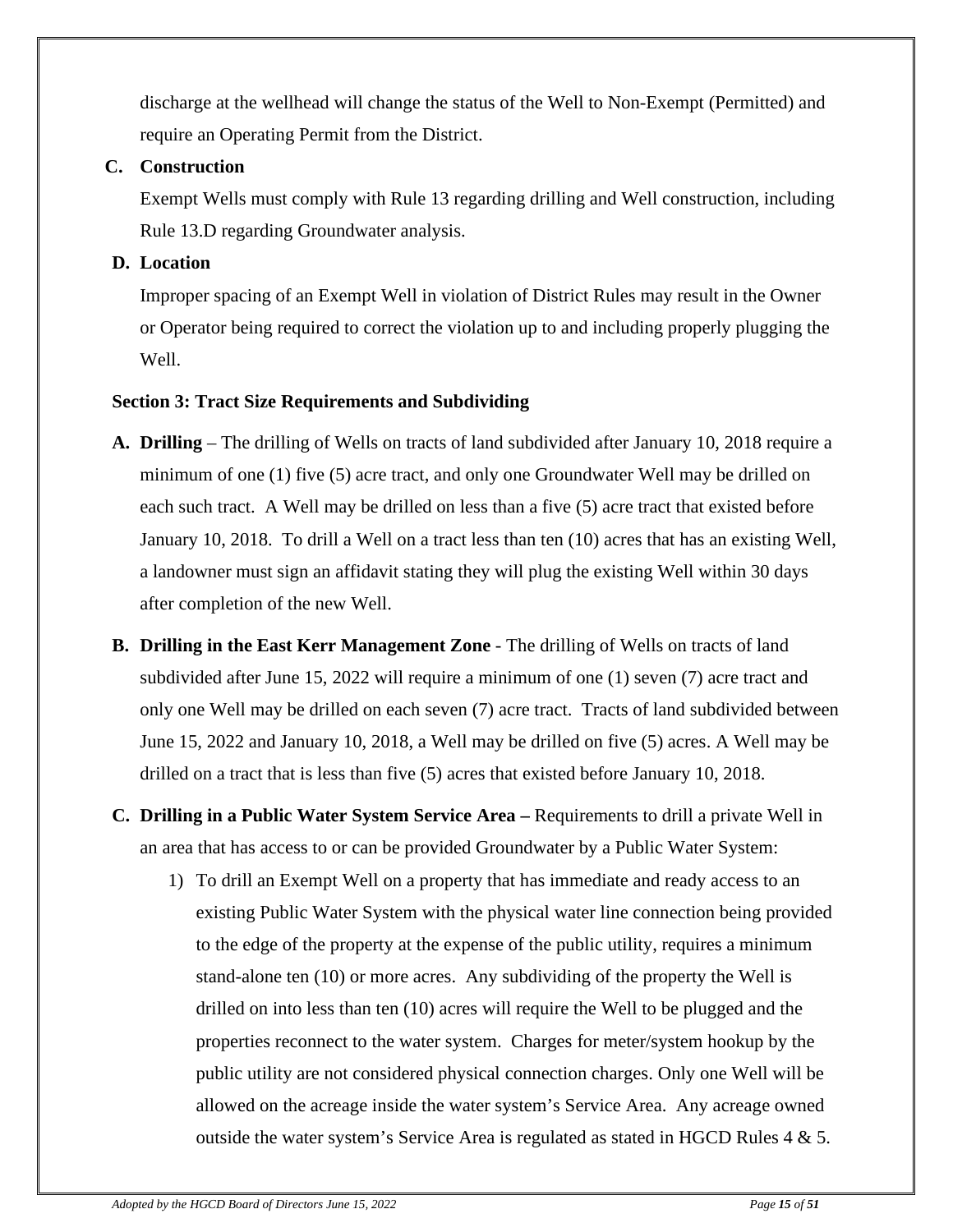discharge at the wellhead will change the status of the Well to Non-Exempt (Permitted) and require an Operating Permit from the District.

**C. Construction**

Exempt Wells must comply with Rule 13 regarding drilling and Well construction, including Rule 13.D regarding Groundwater analysis.

**D. Location**

Improper spacing of an Exempt Well in violation of District Rules may result in the Owner or Operator being required to correct the violation up to and including properly plugging the Well.

### Section 3: Tract Size Requirements and Subdividing

**A. Drilling** – The drilling of Wells on tracts of land subdivided after January 10, 2018 require a minimum of one (1) five (5) acre tract, and only one Groundwater Well may be drilled on each such tract. A Well may be drilled on less than a five (5) acre tract that existed before January 10, 2018. To drill a Well on a tract less than ten (10) acres that has an existing Well, a landowner must sign an affidavit stating they will plug the existing Well within 30 days after completion of the new Well.

**B. Drilling in the East Kerr Management Zone** - The drilling of Wells on tracts of land subdivided after June 15, 2022 will require a minimum of one (1) seven (7) acre tract and only one Well may be drilled on each seven (7) acre tract. Tracts of land subdivided between June 15, 2022 and January 10, 2018, a Well may be drilled on five (5) acres. A Well may be drilled on a tract that is less than five (5) acres that existed before January 10, 2018.

**C. Drilling in a Public Water System Service Area –** Requirements to drill a private Well in an area that has access to or can be provided Groundwater by a Public Water System:

1) To drill an Exempt Well on a property that has immediate and ready access to an existing Public Water System with the physical water line connection being provided to the edge of the property at the expense of the public utility, requires a minimum stand-alone ten (10) or more acres. Any subdividing of the property the Well is drilled on into less than ten (10) acres will require the Well to be plugged and the properties reconnect to the water system. Charges for meter/system hookup by the public utility are not considered physical connection charges. Only one Well will be allowed on the acreage inside the water system's Service Area. Any acreage owned outside the water system's Service Area is regulated as stated in HGCD Rules 4 & 5.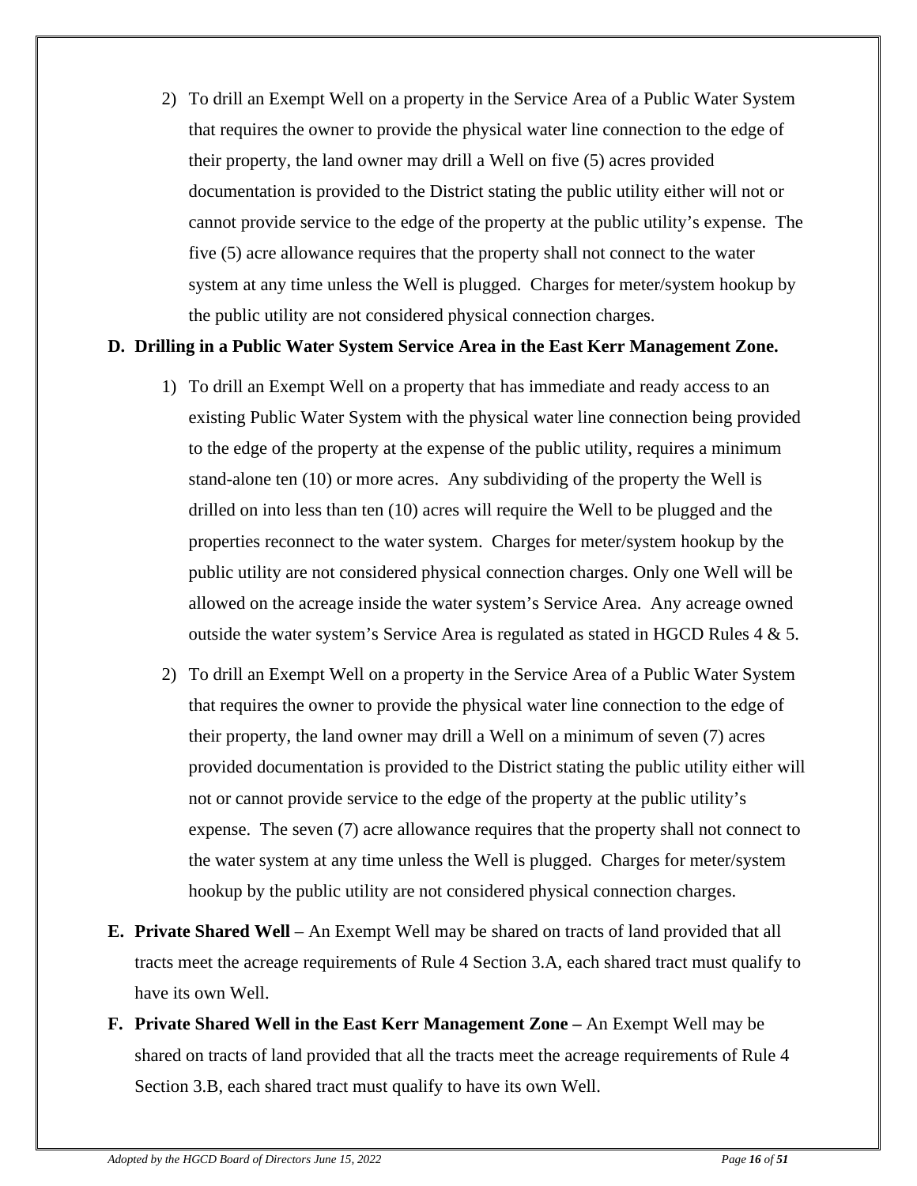2) To drill an Exempt Well on a property in the Service Area of a Public Water System that requires the owner to provide the physical water line connection to the edge of their property, the land owner may drill a Well on five (5) acres provided documentation is provided to the District stating the public utility either will not or cannot provide service to the edge of the property at the public utility's expense. The five (5) acre allowance requires that the property shall not connect to the water system at any time unless the Well is plugged. Charges for meter/system hookup by the public utility are not considered physical connection charges.

**D. Drilling in a Public Water System Service Area in the East Kerr Management Zone.**

1) To drill an Exempt Well on a property that has immediate and ready access to an existing Public Water System with the physical water line connection being provided to the edge of the property at the expense of the public utility, requires a minimum stand-alone ten (10) or more acres. Any subdividing of the property the Well is drilled on into less than ten (10) acres will require the Well to be plugged and the properties reconnect to the water system. Charges for meter/system hookup by the public utility are not considered physical connection charges. Only one Well will be allowed on the acreage inside the water system's Service Area. Any acreage owned outside the water system's Service Area is regulated as stated in HGCD Rules 4 & 5.

2) To drill an Exempt Well on a property in the Service Area of a Public Water System that requires the owner to provide the physical water line connection to the edge of their property, the land owner may drill a Well on a minimum of seven (7) acres provided documentation is provided to the District stating the public utility either will not or cannot provide service to the edge of the property at the public utility's expense. The seven (7) acre allowance requires that the property shall not connect to the water system at any time unless the Well is plugged. Charges for meter/system hookup by the public utility are not considered physical connection charges.

**E. Private Shared Well** – An Exempt Well may be shared on tracts of land provided that all tracts meet the acreage requirements of Rule 4 Section 3.A, each shared tract must qualify to have its own Well.

**F. Private Shared Well in the East Kerr Management Zone –** An Exempt Well may be shared on tracts of land provided that all the tracts meet the acreage requirements of Rule 4 Section 3.B, each shared tract must qualify to have its own Well.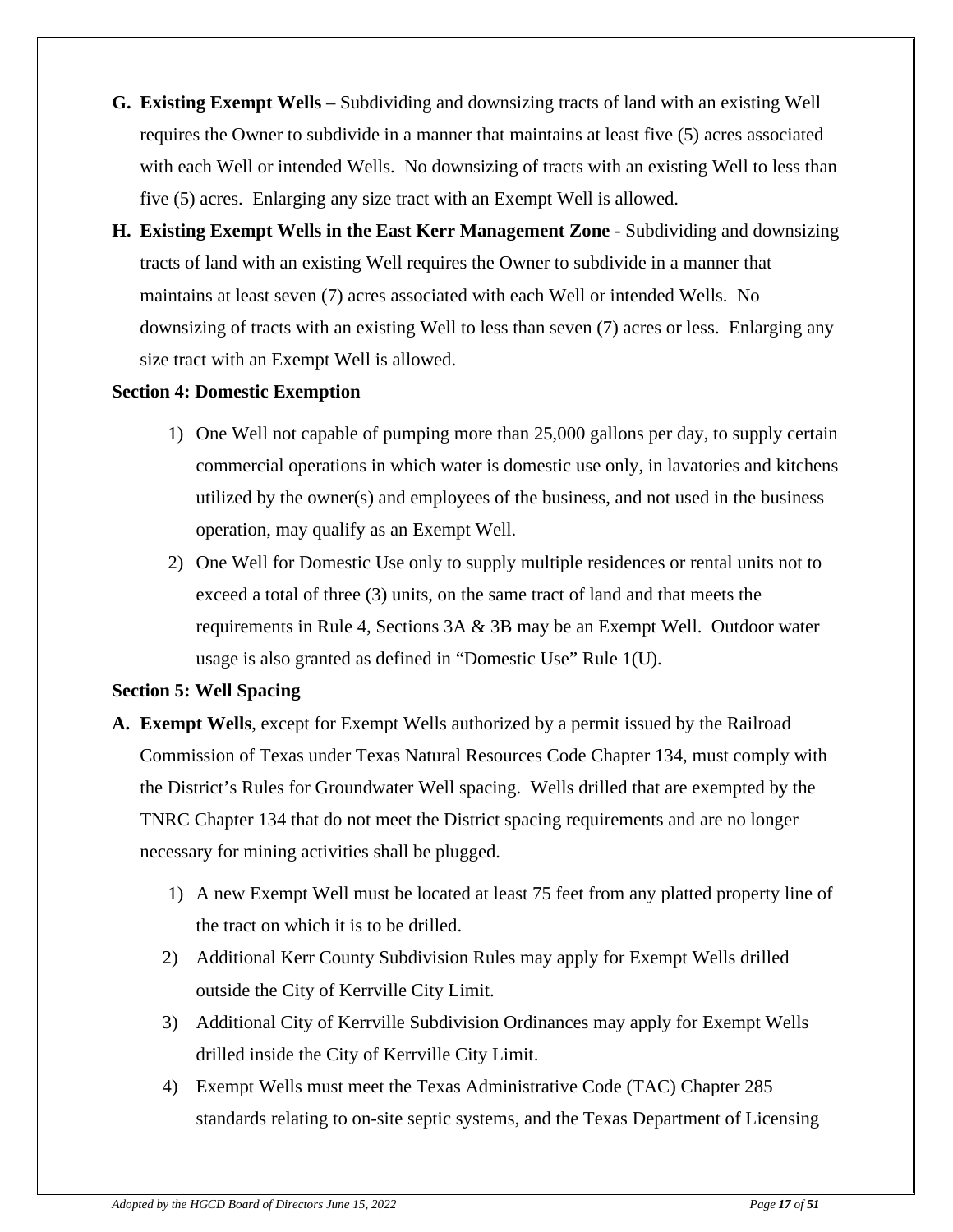**G. Existing Exempt Wells** – Subdividing and downsizing tracts of land with an existing Well requires the Owner to subdivide in a manner that maintains at least five (5) acres associated with each Well or intended Wells. No downsizing of tracts with an existing Well to less than five (5) acres. Enlarging any size tract with an Exempt Well is allowed.

**H. Existing Exempt Wells in the East Kerr Management Zone** - Subdividing and downsizing tracts of land with an existing Well requires the Owner to subdivide in a manner that maintains at least seven (7) acres associated with each Well or intended Wells. No downsizing of tracts with an existing Well to less than seven (7) acres or less. Enlarging any size tract with an Exempt Well is allowed.

**Section 4: Domestic Exemption**

1) One Well not capable of pumping more than 25,000 gallons per day, to supply certain commercial operations in which water is domestic use only, in lavatories and kitchens utilized by the owner(s) and employees of the business, and not used in the business operation, may qualify as an Exempt Well.
2) One Well for Domestic Use only to supply multiple residences or rental units not to exceed a total of three (3) units, on the same tract of land and that meets the requirements in Rule 4, Sections 3A & 3B may be an Exempt Well. Outdoor water usage is also granted as defined in "Domestic Use" Rule 1(U).

**Section 5: Well Spacing**

**A. Exempt Wells**, except for Exempt Wells authorized by a permit issued by the Railroad Commission of Texas under Texas Natural Resources Code Chapter 134, must comply with the District's Rules for Groundwater Well spacing. Wells drilled that are exempted by the TNRC Chapter 134 that do not meet the District spacing requirements and are no longer necessary for mining activities shall be plugged.

1) A new Exempt Well must be located at least 75 feet from any platted property line of the tract on which it is to be drilled.
2) Additional Kerr County Subdivision Rules may apply for Exempt Wells drilled outside the City of Kerrville City Limit.
3) Additional City of Kerrville Subdivision Ordinances may apply for Exempt Wells drilled inside the City of Kerrville City Limit.
4) Exempt Wells must meet the Texas Administrative Code (TAC) Chapter 285 standards relating to on-site septic systems, and the Texas Department of Licensing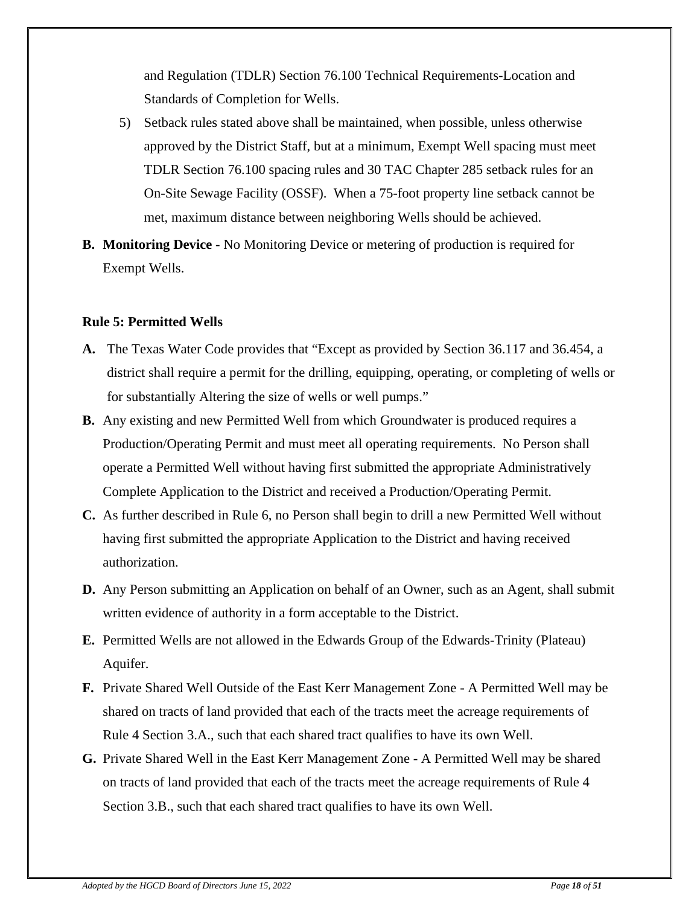and Regulation (TDLR) Section 76.100 Technical Requirements-Location and Standards of Completion for Wells.

5) Setback rules stated above shall be maintained, when possible, unless otherwise approved by the District Staff, but at a minimum, Exempt Well spacing must meet TDLR Section 76.100 spacing rules and 30 TAC Chapter 285 setback rules for an On-Site Sewage Facility (OSSF). When a 75-foot property line setback cannot be met, maximum distance between neighboring Wells should be achieved.

**B. Monitoring Device** - No Monitoring Device or metering of production is required for Exempt Wells.

**Rule 5: Permitted Wells**

**A.** The Texas Water Code provides that "Except as provided by Section 36.117 and 36.454, a district shall require a permit for the drilling, equipping, operating, or completing of wells or for substantially Altering the size of wells or well pumps."

**B.** Any existing and new Permitted Well from which Groundwater is produced requires a Production/Operating Permit and must meet all operating requirements. No Person shall operate a Permitted Well without having first submitted the appropriate Administratively Complete Application to the District and received a Production/Operating Permit.

**C.** As further described in Rule 6, no Person shall begin to drill a new Permitted Well without having first submitted the appropriate Application to the District and having received authorization.

**D.** Any Person submitting an Application on behalf of an Owner, such as an Agent, shall submit written evidence of authority in a form acceptable to the District.

**E.** Permitted Wells are not allowed in the Edwards Group of the Edwards-Trinity (Plateau) Aquifer.

**F.** Private Shared Well Outside of the East Kerr Management Zone - A Permitted Well may be shared on tracts of land provided that each of the tracts meet the acreage requirements of Rule 4 Section 3.A., such that each shared tract qualifies to have its own Well.

**G.** Private Shared Well in the East Kerr Management Zone - A Permitted Well may be shared on tracts of land provided that each of the tracts meet the acreage requirements of Rule 4 Section 3.B., such that each shared tract qualifies to have its own Well.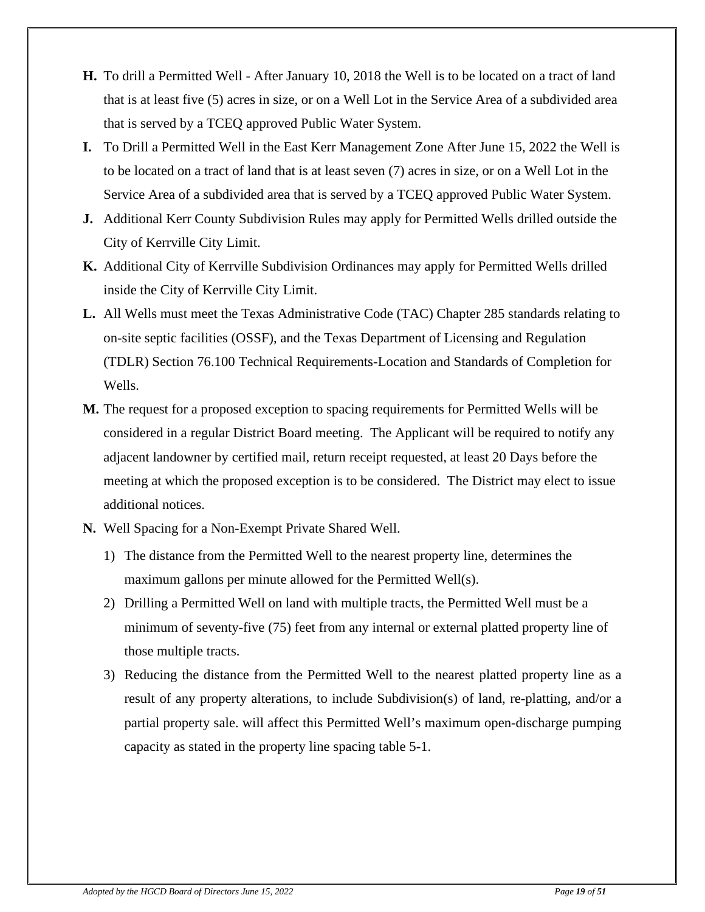**H.** To drill a Permitted Well - After January 10, 2018 the Well is to be located on a tract of land that is at least five (5) acres in size, or on a Well Lot in the Service Area of a subdivided area that is served by a TCEQ approved Public Water System.

**I.** To Drill a Permitted Well in the East Kerr Management Zone After June 15, 2022 the Well is to be located on a tract of land that is at least seven (7) acres in size, or on a Well Lot in the Service Area of a subdivided area that is served by a TCEQ approved Public Water System.

**J.** Additional Kerr County Subdivision Rules may apply for Permitted Wells drilled outside the City of Kerrville City Limit.

**K.** Additional City of Kerrville Subdivision Ordinances may apply for Permitted Wells drilled inside the City of Kerrville City Limit.

**L.** All Wells must meet the Texas Administrative Code (TAC) Chapter 285 standards relating to on-site septic facilities (OSSF), and the Texas Department of Licensing and Regulation (TDLR) Section 76.100 Technical Requirements-Location and Standards of Completion for Wells.

**M.** The request for a proposed exception to spacing requirements for Permitted Wells will be considered in a regular District Board meeting. The Applicant will be required to notify any adjacent landowner by certified mail, return receipt requested, at least 20 Days before the meeting at which the proposed exception is to be considered. The District may elect to issue additional notices.

**N.** Well Spacing for a Non-Exempt Private Shared Well.

1) The distance from the Permitted Well to the nearest property line, determines the maximum gallons per minute allowed for the Permitted Well(s).
2) Drilling a Permitted Well on land with multiple tracts, the Permitted Well must be a minimum of seventy-five (75) feet from any internal or external platted property line of those multiple tracts.
3) Reducing the distance from the Permitted Well to the nearest platted property line as a result of any property alterations, to include Subdivision(s) of land, re-platting, and/or a partial property sale. will affect this Permitted Well's maximum open-discharge pumping capacity as stated in the property line spacing table 5-1.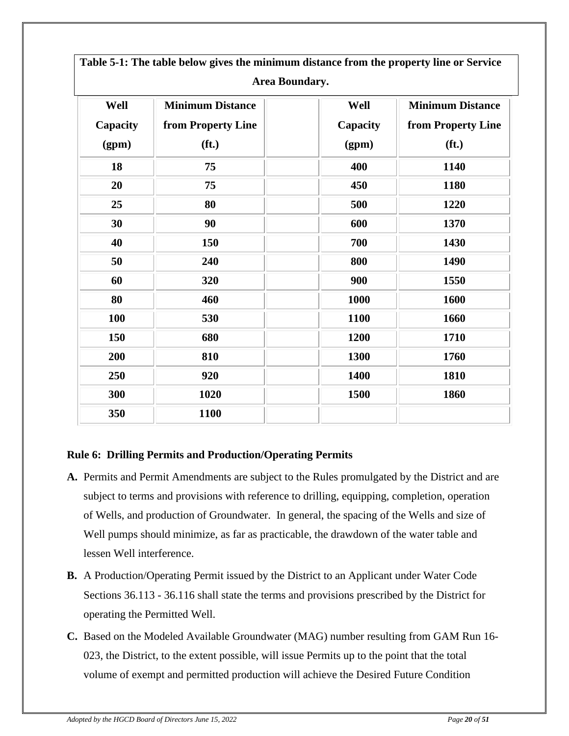**Table 5-1: The table below gives the minimum distance from the property line or Service Area Boundary.**

| Well Capacity (gpm) | Minimum Distance from Property Line (ft.) | | Well Capacity (gpm) | Minimum Distance from Property Line (ft.) |
|---|---|---|---|---|
| 18 | 75 | | 400 | 1140 |
| 20 | 75 | | 450 | 1180 |
| 25 | 80 | | 500 | 1220 |
| 30 | 90 | | 600 | 1370 |
| 40 | 150 | | 700 | 1430 |
| 50 | 240 | | 800 | 1490 |
| 60 | 320 | | 900 | 1550 |
| 80 | 460 | | 1000 | 1600 |
| 100 | 530 | | 1100 | 1660 |
| 150 | 680 | | 1200 | 1710 |
| 200 | 810 | | 1300 | 1760 |
| 250 | 920 | | 1400 | 1810 |
| 300 | 1020 | | 1500 | 1860 |
| 350 | 1100 | | | |

### Rule 6: Drilling Permits and Production/Operating Permits

**A.** Permits and Permit Amendments are subject to the Rules promulgated by the District and are subject to terms and provisions with reference to drilling, equipping, completion, operation of Wells, and production of Groundwater. In general, the spacing of the Wells and size of Well pumps should minimize, as far as practicable, the drawdown of the water table and lessen Well interference.

**B.** A Production/Operating Permit issued by the District to an Applicant under Water Code Sections 36.113 - 36.116 shall state the terms and provisions prescribed by the District for operating the Permitted Well.

**C.** Based on the Modeled Available Groundwater (MAG) number resulting from GAM Run 16-023, the District, to the extent possible, will issue Permits up to the point that the total volume of exempt and permitted production will achieve the Desired Future Condition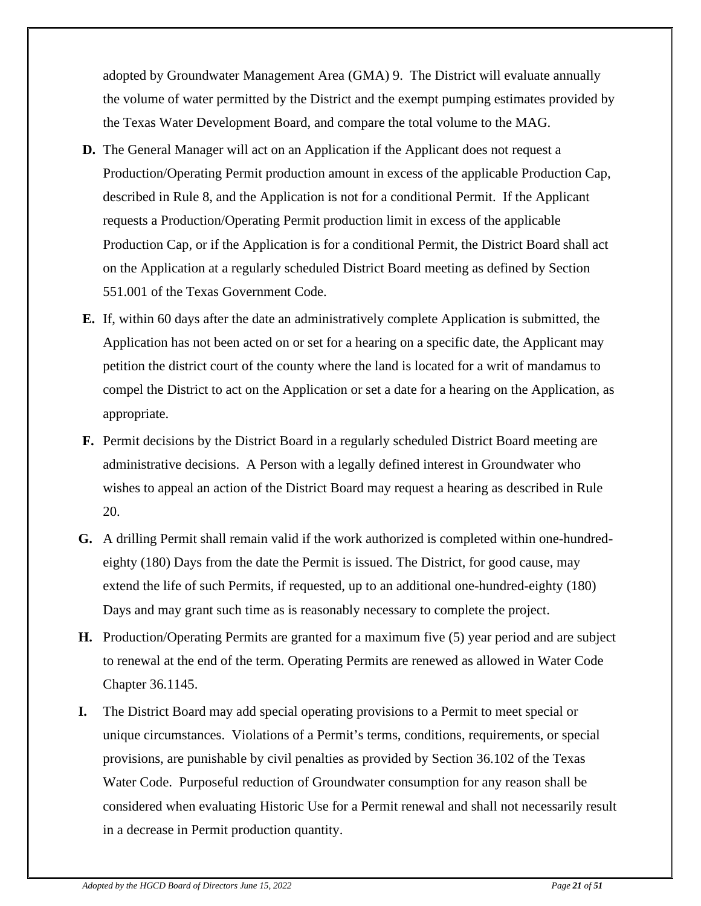adopted by Groundwater Management Area (GMA) 9. The District will evaluate annually the volume of water permitted by the District and the exempt pumping estimates provided by the Texas Water Development Board, and compare the total volume to the MAG.

**D.** The General Manager will act on an Application if the Applicant does not request a Production/Operating Permit production amount in excess of the applicable Production Cap, described in Rule 8, and the Application is not for a conditional Permit. If the Applicant requests a Production/Operating Permit production limit in excess of the applicable Production Cap, or if the Application is for a conditional Permit, the District Board shall act on the Application at a regularly scheduled District Board meeting as defined by Section 551.001 of the Texas Government Code.

**E.** If, within 60 days after the date an administratively complete Application is submitted, the Application has not been acted on or set for a hearing on a specific date, the Applicant may petition the district court of the county where the land is located for a writ of mandamus to compel the District to act on the Application or set a date for a hearing on the Application, as appropriate.

**F.** Permit decisions by the District Board in a regularly scheduled District Board meeting are administrative decisions. A Person with a legally defined interest in Groundwater who wishes to appeal an action of the District Board may request a hearing as described in Rule 20.

**G.** A drilling Permit shall remain valid if the work authorized is completed within one-hundred-eighty (180) Days from the date the Permit is issued. The District, for good cause, may extend the life of such Permits, if requested, up to an additional one-hundred-eighty (180) Days and may grant such time as is reasonably necessary to complete the project.

**H.** Production/Operating Permits are granted for a maximum five (5) year period and are subject to renewal at the end of the term. Operating Permits are renewed as allowed in Water Code Chapter 36.1145.

**I.** The District Board may add special operating provisions to a Permit to meet special or unique circumstances. Violations of a Permit's terms, conditions, requirements, or special provisions, are punishable by civil penalties as provided by Section 36.102 of the Texas Water Code. Purposeful reduction of Groundwater consumption for any reason shall be considered when evaluating Historic Use for a Permit renewal and shall not necessarily result in a decrease in Permit production quantity.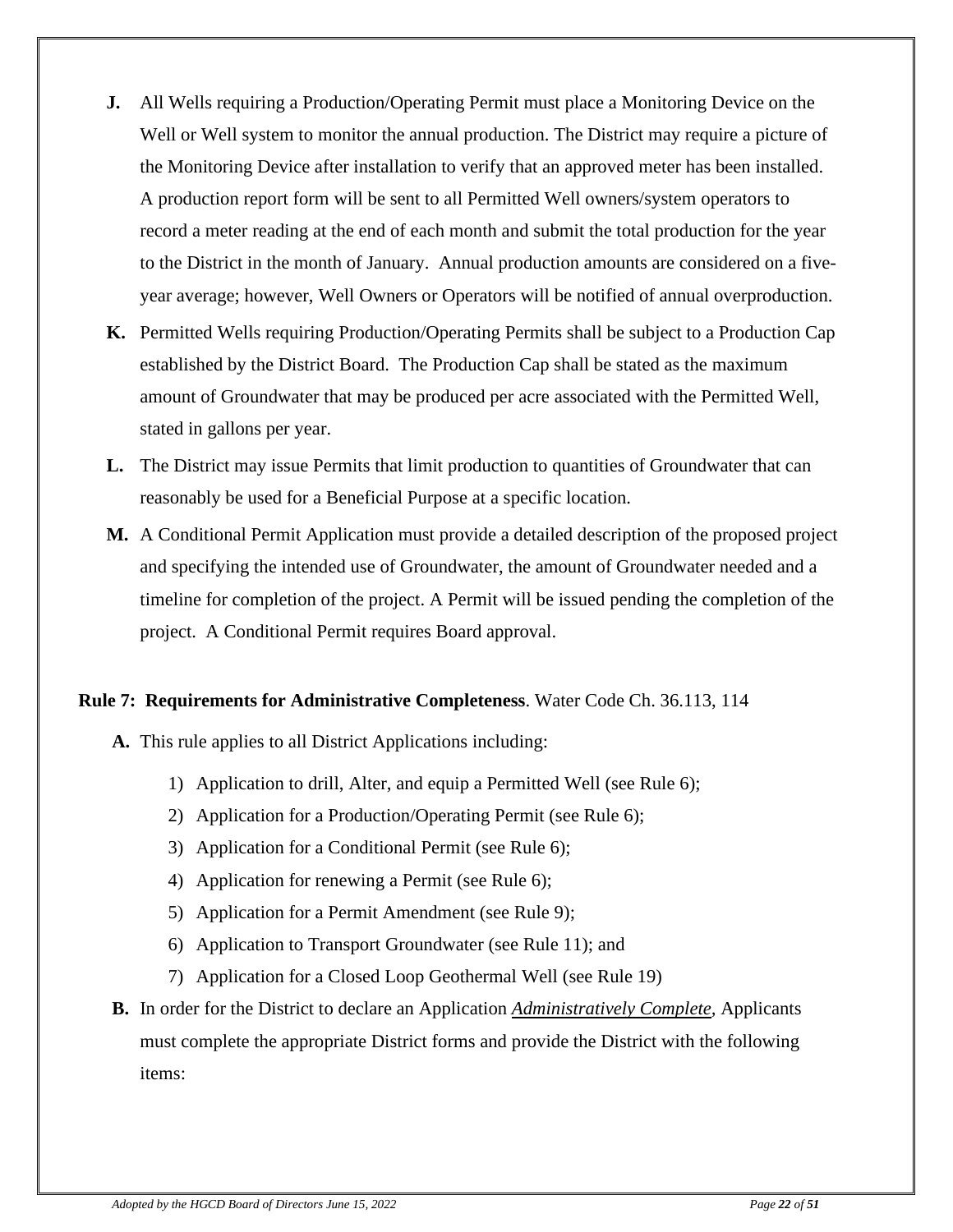**J.** All Wells requiring a Production/Operating Permit must place a Monitoring Device on the Well or Well system to monitor the annual production. The District may require a picture of the Monitoring Device after installation to verify that an approved meter has been installed. A production report form will be sent to all Permitted Well owners/system operators to record a meter reading at the end of each month and submit the total production for the year to the District in the month of January. Annual production amounts are considered on a five-year average; however, Well Owners or Operators will be notified of annual overproduction.

**K.** Permitted Wells requiring Production/Operating Permits shall be subject to a Production Cap established by the District Board. The Production Cap shall be stated as the maximum amount of Groundwater that may be produced per acre associated with the Permitted Well, stated in gallons per year.

**L.** The District may issue Permits that limit production to quantities of Groundwater that can reasonably be used for a Beneficial Purpose at a specific location.

**M.** A Conditional Permit Application must provide a detailed description of the proposed project and specifying the intended use of Groundwater, the amount of Groundwater needed and a timeline for completion of the project. A Permit will be issued pending the completion of the project. A Conditional Permit requires Board approval.

**Rule 7: Requirements for Administrative Completeness**. Water Code Ch. 36.113, 114

**A.** This rule applies to all District Applications including:

1) Application to drill, Alter, and equip a Permitted Well (see Rule 6);
2) Application for a Production/Operating Permit (see Rule 6);
3) Application for a Conditional Permit (see Rule 6);
4) Application for renewing a Permit (see Rule 6);
5) Application for a Permit Amendment (see Rule 9);
6) Application to Transport Groundwater (see Rule 11); and
7) Application for a Closed Loop Geothermal Well (see Rule 19)

**B.** In order for the District to declare an Application *Administratively Complete*, Applicants must complete the appropriate District forms and provide the District with the following items: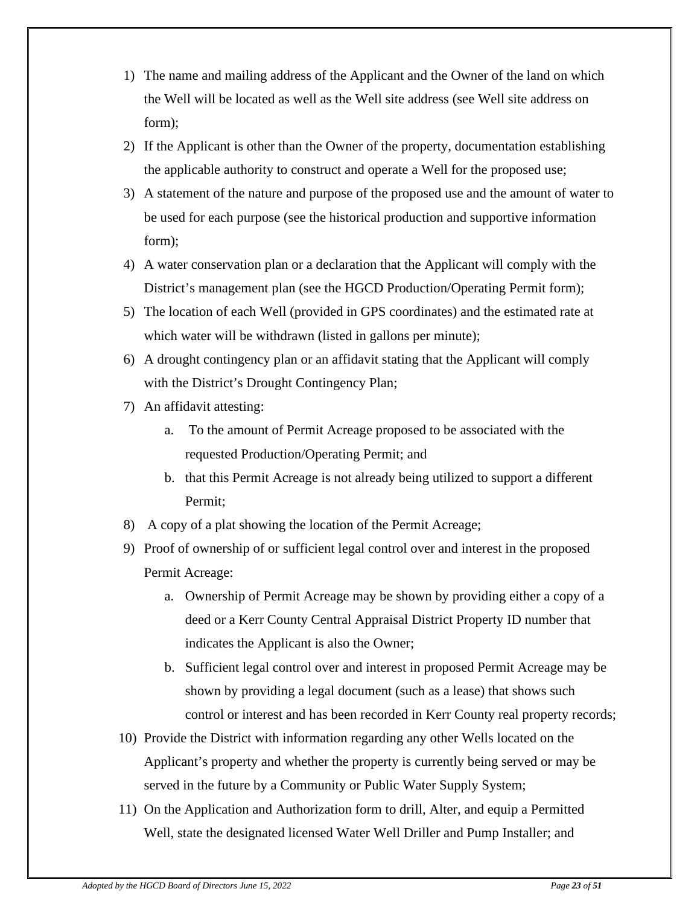1) The name and mailing address of the Applicant and the Owner of the land on which the Well will be located as well as the Well site address (see Well site address on form);
2) If the Applicant is other than the Owner of the property, documentation establishing the applicable authority to construct and operate a Well for the proposed use;
3) A statement of the nature and purpose of the proposed use and the amount of water to be used for each purpose (see the historical production and supportive information form);
4) A water conservation plan or a declaration that the Applicant will comply with the District's management plan (see the HGCD Production/Operating Permit form);
5) The location of each Well (provided in GPS coordinates) and the estimated rate at which water will be withdrawn (listed in gallons per minute);
6) A drought contingency plan or an affidavit stating that the Applicant will comply with the District's Drought Contingency Plan;
7) An affidavit attesting:
    a. To the amount of Permit Acreage proposed to be associated with the requested Production/Operating Permit; and
    b. that this Permit Acreage is not already being utilized to support a different Permit;
8) A copy of a plat showing the location of the Permit Acreage;
9) Proof of ownership of or sufficient legal control over and interest in the proposed Permit Acreage:
    a. Ownership of Permit Acreage may be shown by providing either a copy of a deed or a Kerr County Central Appraisal District Property ID number that indicates the Applicant is also the Owner;
    b. Sufficient legal control over and interest in proposed Permit Acreage may be shown by providing a legal document (such as a lease) that shows such control or interest and has been recorded in Kerr County real property records;
10) Provide the District with information regarding any other Wells located on the Applicant's property and whether the property is currently being served or may be served in the future by a Community or Public Water Supply System;
11) On the Application and Authorization form to drill, Alter, and equip a Permitted Well, state the designated licensed Water Well Driller and Pump Installer; and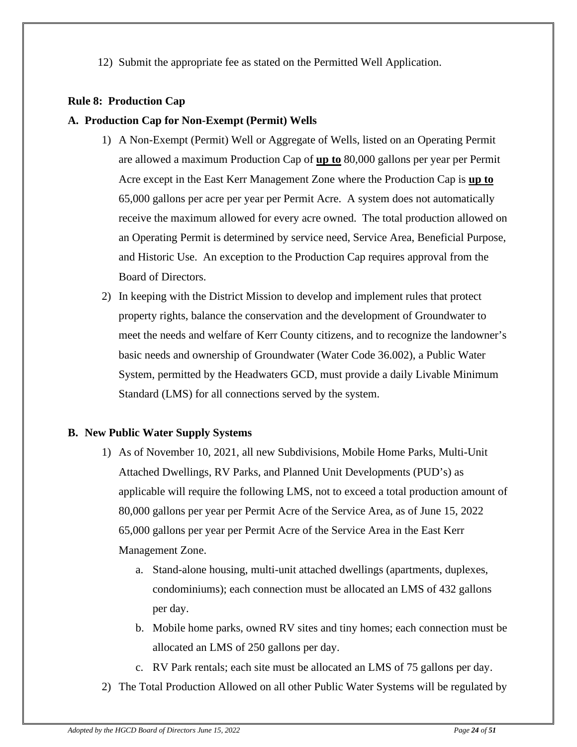12) Submit the appropriate fee as stated on the Permitted Well Application.

**Rule 8: Production Cap**

**A. Production Cap for Non-Exempt (Permit) Wells**

1) A Non-Exempt (Permit) Well or Aggregate of Wells, listed on an Operating Permit are allowed a maximum Production Cap of **<u>up to</u>** 80,000 gallons per year per Permit Acre except in the East Kerr Management Zone where the Production Cap is **<u>up to</u>** 65,000 gallons per acre per year per Permit Acre. A system does not automatically receive the maximum allowed for every acre owned. The total production allowed on an Operating Permit is determined by service need, Service Area, Beneficial Purpose, and Historic Use. An exception to the Production Cap requires approval from the Board of Directors.

2) In keeping with the District Mission to develop and implement rules that protect property rights, balance the conservation and the development of Groundwater to meet the needs and welfare of Kerr County citizens, and to recognize the landowner's basic needs and ownership of Groundwater (Water Code 36.002), a Public Water System, permitted by the Headwaters GCD, must provide a daily Livable Minimum Standard (LMS) for all connections served by the system.

**B. New Public Water Supply Systems**

1) As of November 10, 2021, all new Subdivisions, Mobile Home Parks, Multi-Unit Attached Dwellings, RV Parks, and Planned Unit Developments (PUD's) as applicable will require the following LMS, not to exceed a total production amount of 80,000 gallons per year per Permit Acre of the Service Area, as of June 15, 2022 65,000 gallons per year per Permit Acre of the Service Area in the East Kerr Management Zone.

   a. Stand-alone housing, multi-unit attached dwellings (apartments, duplexes, condominiums); each connection must be allocated an LMS of 432 gallons per day.

   b. Mobile home parks, owned RV sites and tiny homes; each connection must be allocated an LMS of 250 gallons per day.

   c. RV Park rentals; each site must be allocated an LMS of 75 gallons per day.

2) The Total Production Allowed on all other Public Water Systems will be regulated by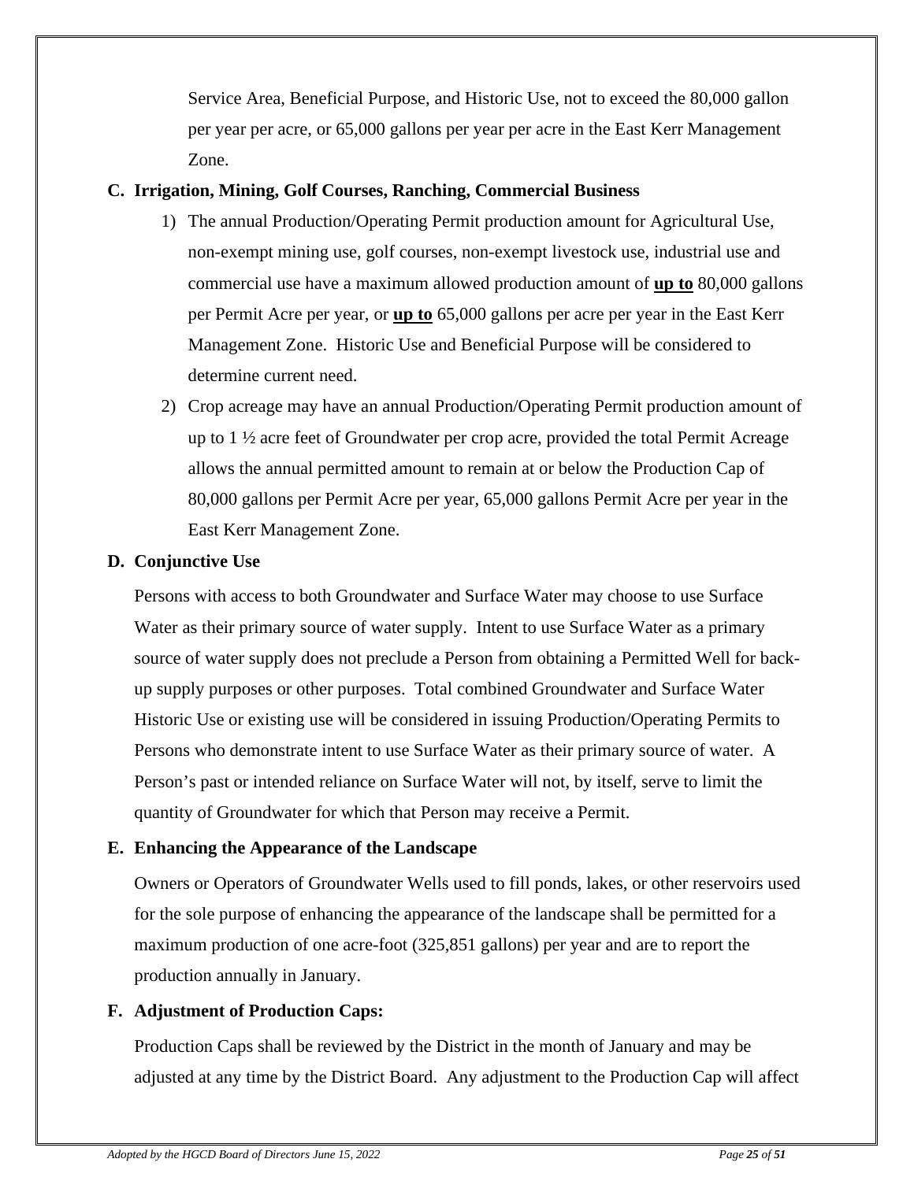Service Area, Beneficial Purpose, and Historic Use, not to exceed the 80,000 gallon per year per acre, or 65,000 gallons per year per acre in the East Kerr Management Zone.

**C. Irrigation, Mining, Golf Courses, Ranching, Commercial Business**

1) The annual Production/Operating Permit production amount for Agricultural Use, non-exempt mining use, golf courses, non-exempt livestock use, industrial use and commercial use have a maximum allowed production amount of **up to** 80,000 gallons per Permit Acre per year, or **up to** 65,000 gallons per acre per year in the East Kerr Management Zone. Historic Use and Beneficial Purpose will be considered to determine current need.

2) Crop acreage may have an annual Production/Operating Permit production amount of up to 1 ½ acre feet of Groundwater per crop acre, provided the total Permit Acreage allows the annual permitted amount to remain at or below the Production Cap of 80,000 gallons per Permit Acre per year, 65,000 gallons Permit Acre per year in the East Kerr Management Zone.

**D. Conjunctive Use**

Persons with access to both Groundwater and Surface Water may choose to use Surface Water as their primary source of water supply. Intent to use Surface Water as a primary source of water supply does not preclude a Person from obtaining a Permitted Well for back-up supply purposes or other purposes. Total combined Groundwater and Surface Water Historic Use or existing use will be considered in issuing Production/Operating Permits to Persons who demonstrate intent to use Surface Water as their primary source of water. A Person's past or intended reliance on Surface Water will not, by itself, serve to limit the quantity of Groundwater for which that Person may receive a Permit.

**E. Enhancing the Appearance of the Landscape**

Owners or Operators of Groundwater Wells used to fill ponds, lakes, or other reservoirs used for the sole purpose of enhancing the appearance of the landscape shall be permitted for a maximum production of one acre-foot (325,851 gallons) per year and are to report the production annually in January.

**F. Adjustment of Production Caps:**

Production Caps shall be reviewed by the District in the month of January and may be adjusted at any time by the District Board. Any adjustment to the Production Cap will affect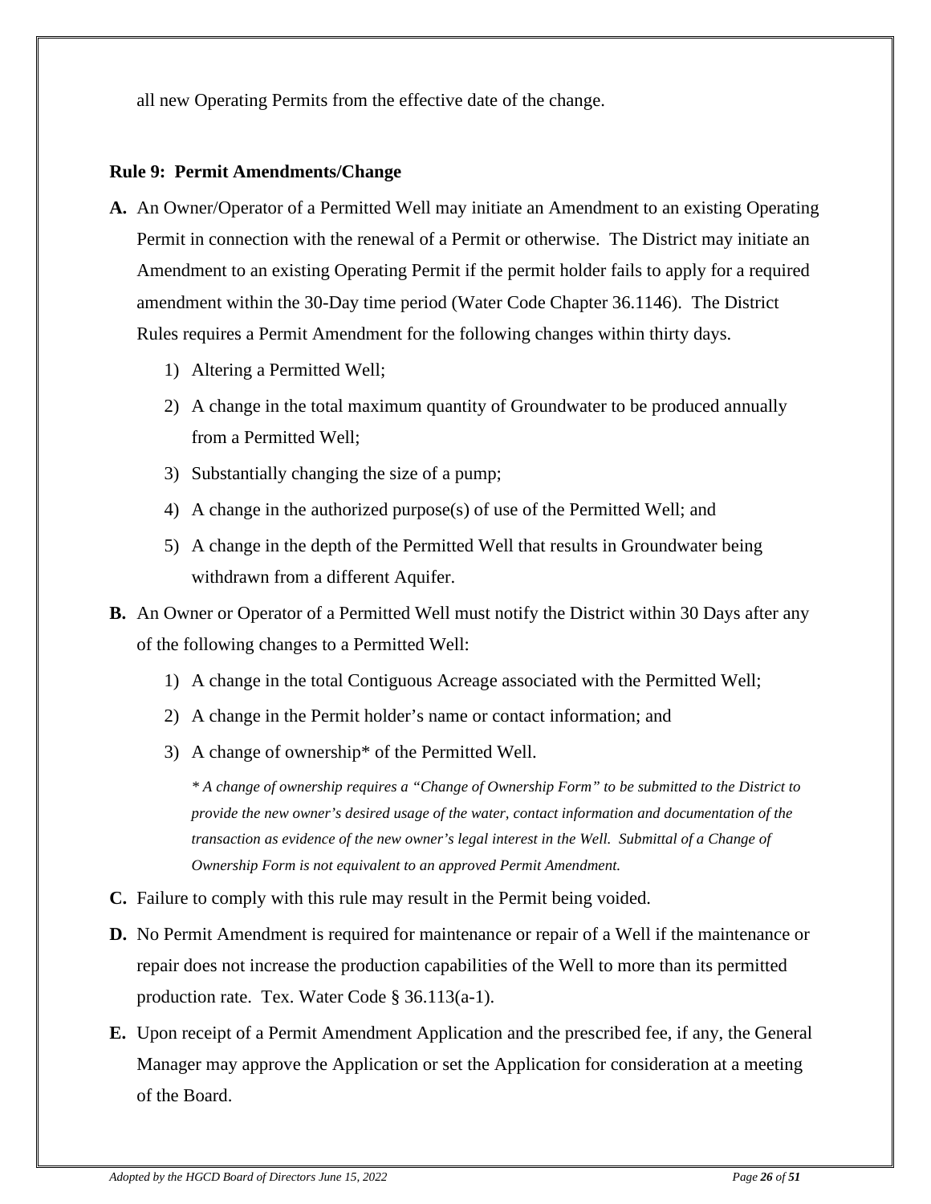all new Operating Permits from the effective date of the change.

**Rule 9: Permit Amendments/Change**

**A.** An Owner/Operator of a Permitted Well may initiate an Amendment to an existing Operating Permit in connection with the renewal of a Permit or otherwise. The District may initiate an Amendment to an existing Operating Permit if the permit holder fails to apply for a required amendment within the 30-Day time period (Water Code Chapter 36.1146). The District Rules requires a Permit Amendment for the following changes within thirty days.

1) Altering a Permitted Well;
2) A change in the total maximum quantity of Groundwater to be produced annually from a Permitted Well;
3) Substantially changing the size of a pump;
4) A change in the authorized purpose(s) of use of the Permitted Well; and
5) A change in the depth of the Permitted Well that results in Groundwater being withdrawn from a different Aquifer.

**B.** An Owner or Operator of a Permitted Well must notify the District within 30 Days after any of the following changes to a Permitted Well:

1) A change in the total Contiguous Acreage associated with the Permitted Well;
2) A change in the Permit holder's name or contact information; and
3) A change of ownership* of the Permitted Well.

*\* A change of ownership requires a "Change of Ownership Form" to be submitted to the District to provide the new owner's desired usage of the water, contact information and documentation of the transaction as evidence of the new owner's legal interest in the Well. Submittal of a Change of Ownership Form is not equivalent to an approved Permit Amendment.*

**C.** Failure to comply with this rule may result in the Permit being voided.

**D.** No Permit Amendment is required for maintenance or repair of a Well if the maintenance or repair does not increase the production capabilities of the Well to more than its permitted production rate. Tex. Water Code § 36.113(a-1).

**E.** Upon receipt of a Permit Amendment Application and the prescribed fee, if any, the General Manager may approve the Application or set the Application for consideration at a meeting of the Board.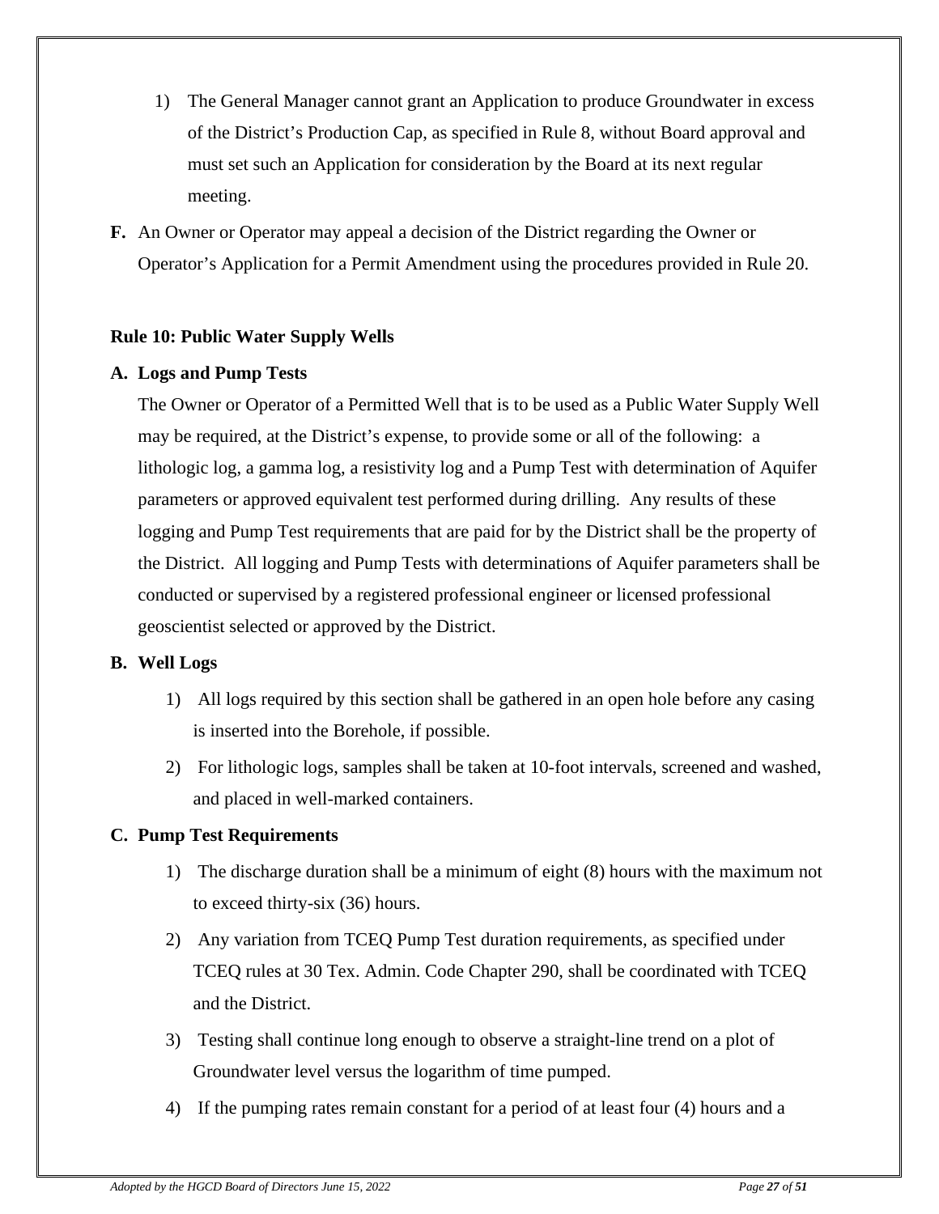1) The General Manager cannot grant an Application to produce Groundwater in excess of the District's Production Cap, as specified in Rule 8, without Board approval and must set such an Application for consideration by the Board at its next regular meeting.

**F.** An Owner or Operator may appeal a decision of the District regarding the Owner or Operator's Application for a Permit Amendment using the procedures provided in Rule 20.

**Rule 10: Public Water Supply Wells**

**A. Logs and Pump Tests**

The Owner or Operator of a Permitted Well that is to be used as a Public Water Supply Well may be required, at the District's expense, to provide some or all of the following: a lithologic log, a gamma log, a resistivity log and a Pump Test with determination of Aquifer parameters or approved equivalent test performed during drilling. Any results of these logging and Pump Test requirements that are paid for by the District shall be the property of the District. All logging and Pump Tests with determinations of Aquifer parameters shall be conducted or supervised by a registered professional engineer or licensed professional geoscientist selected or approved by the District.

**B. Well Logs**

1) All logs required by this section shall be gathered in an open hole before any casing is inserted into the Borehole, if possible.

2) For lithologic logs, samples shall be taken at 10-foot intervals, screened and washed, and placed in well-marked containers.

**C. Pump Test Requirements**

1) The discharge duration shall be a minimum of eight (8) hours with the maximum not to exceed thirty-six (36) hours.

2) Any variation from TCEQ Pump Test duration requirements, as specified under TCEQ rules at 30 Tex. Admin. Code Chapter 290, shall be coordinated with TCEQ and the District.

3) Testing shall continue long enough to observe a straight-line trend on a plot of Groundwater level versus the logarithm of time pumped.

4) If the pumping rates remain constant for a period of at least four (4) hours and a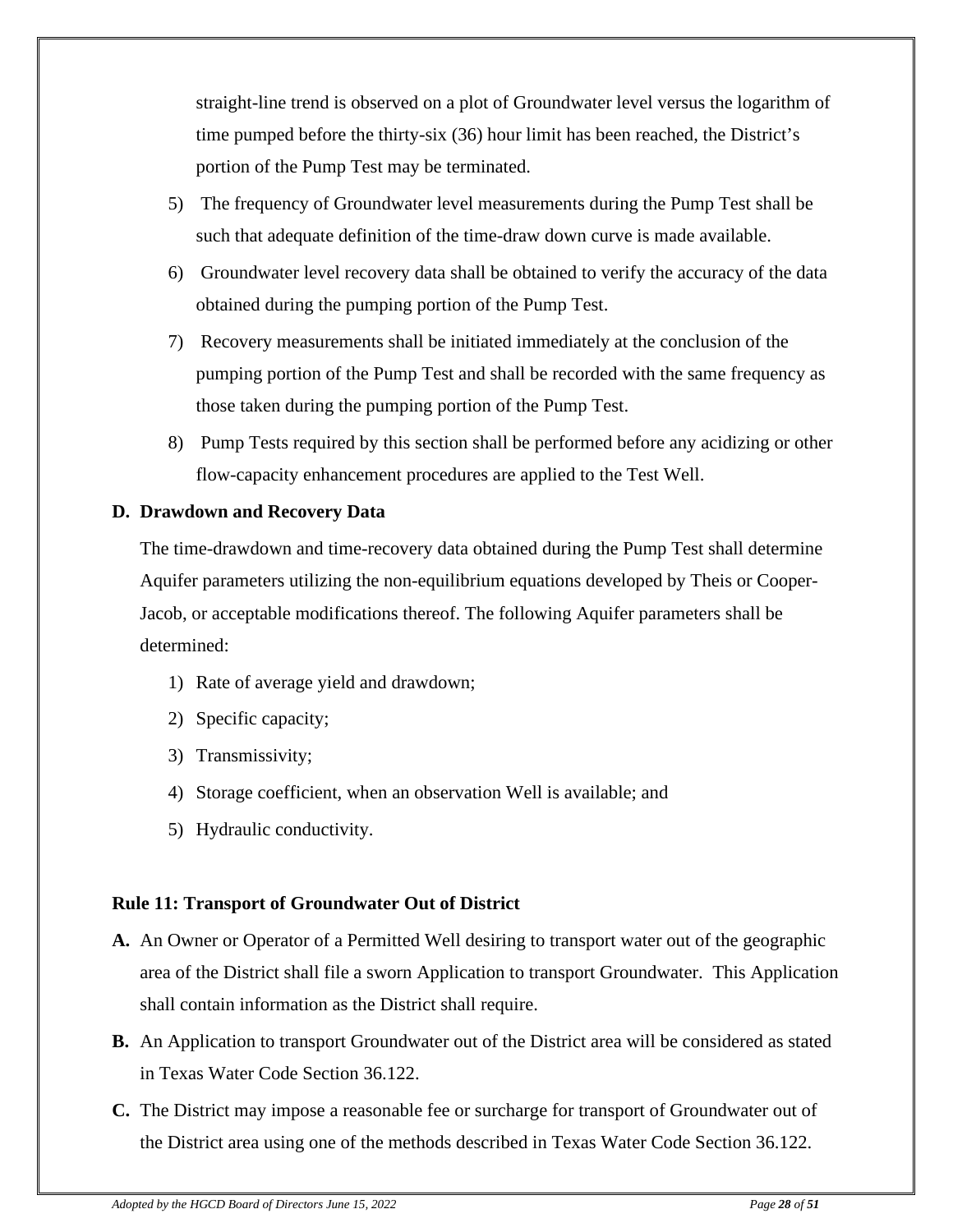straight-line trend is observed on a plot of Groundwater level versus the logarithm of time pumped before the thirty-six (36) hour limit has been reached, the District's portion of the Pump Test may be terminated.

5) The frequency of Groundwater level measurements during the Pump Test shall be such that adequate definition of the time-draw down curve is made available.

6) Groundwater level recovery data shall be obtained to verify the accuracy of the data obtained during the pumping portion of the Pump Test.

7) Recovery measurements shall be initiated immediately at the conclusion of the pumping portion of the Pump Test and shall be recorded with the same frequency as those taken during the pumping portion of the Pump Test.

8) Pump Tests required by this section shall be performed before any acidizing or other flow-capacity enhancement procedures are applied to the Test Well.

**D. Drawdown and Recovery Data**

The time-drawdown and time-recovery data obtained during the Pump Test shall determine Aquifer parameters utilizing the non-equilibrium equations developed by Theis or Cooper-Jacob, or acceptable modifications thereof. The following Aquifer parameters shall be determined:

1) Rate of average yield and drawdown;
2) Specific capacity;
3) Transmissivity;
4) Storage coefficient, when an observation Well is available; and
5) Hydraulic conductivity.

## Rule 11: Transport of Groundwater Out of District

**A.** An Owner or Operator of a Permitted Well desiring to transport water out of the geographic area of the District shall file a sworn Application to transport Groundwater. This Application shall contain information as the District shall require.

**B.** An Application to transport Groundwater out of the District area will be considered as stated in Texas Water Code Section 36.122.

**C.** The District may impose a reasonable fee or surcharge for transport of Groundwater out of the District area using one of the methods described in Texas Water Code Section 36.122.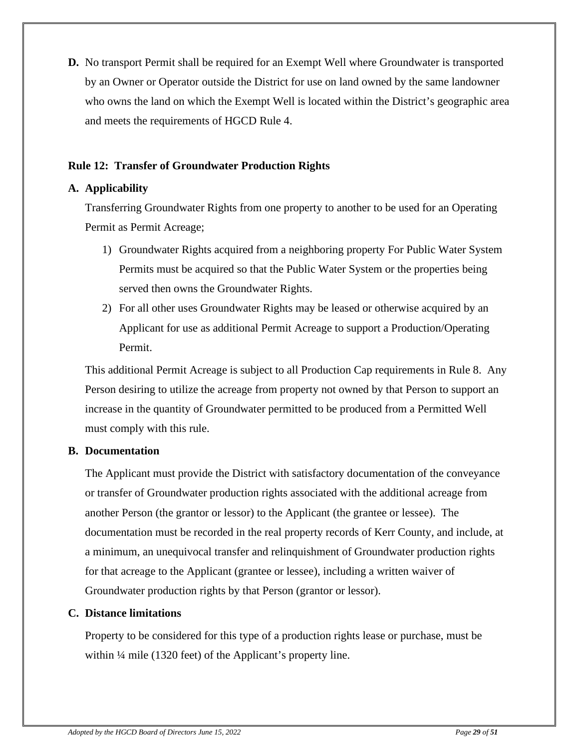**D.** No transport Permit shall be required for an Exempt Well where Groundwater is transported by an Owner or Operator outside the District for use on land owned by the same landowner who owns the land on which the Exempt Well is located within the District's geographic area and meets the requirements of HGCD Rule 4.

## Rule 12: Transfer of Groundwater Production Rights

**A. Applicability**

Transferring Groundwater Rights from one property to another to be used for an Operating Permit as Permit Acreage;

1) Groundwater Rights acquired from a neighboring property For Public Water System Permits must be acquired so that the Public Water System or the properties being served then owns the Groundwater Rights.
2) For all other uses Groundwater Rights may be leased or otherwise acquired by an Applicant for use as additional Permit Acreage to support a Production/Operating Permit.

This additional Permit Acreage is subject to all Production Cap requirements in Rule 8. Any Person desiring to utilize the acreage from property not owned by that Person to support an increase in the quantity of Groundwater permitted to be produced from a Permitted Well must comply with this rule.

**B. Documentation**

The Applicant must provide the District with satisfactory documentation of the conveyance or transfer of Groundwater production rights associated with the additional acreage from another Person (the grantor or lessor) to the Applicant (the grantee or lessee). The documentation must be recorded in the real property records of Kerr County, and include, at a minimum, an unequivocal transfer and relinquishment of Groundwater production rights for that acreage to the Applicant (grantee or lessee), including a written waiver of Groundwater production rights by that Person (grantor or lessor).

**C. Distance limitations**

Property to be considered for this type of a production rights lease or purchase, must be within ¼ mile (1320 feet) of the Applicant's property line.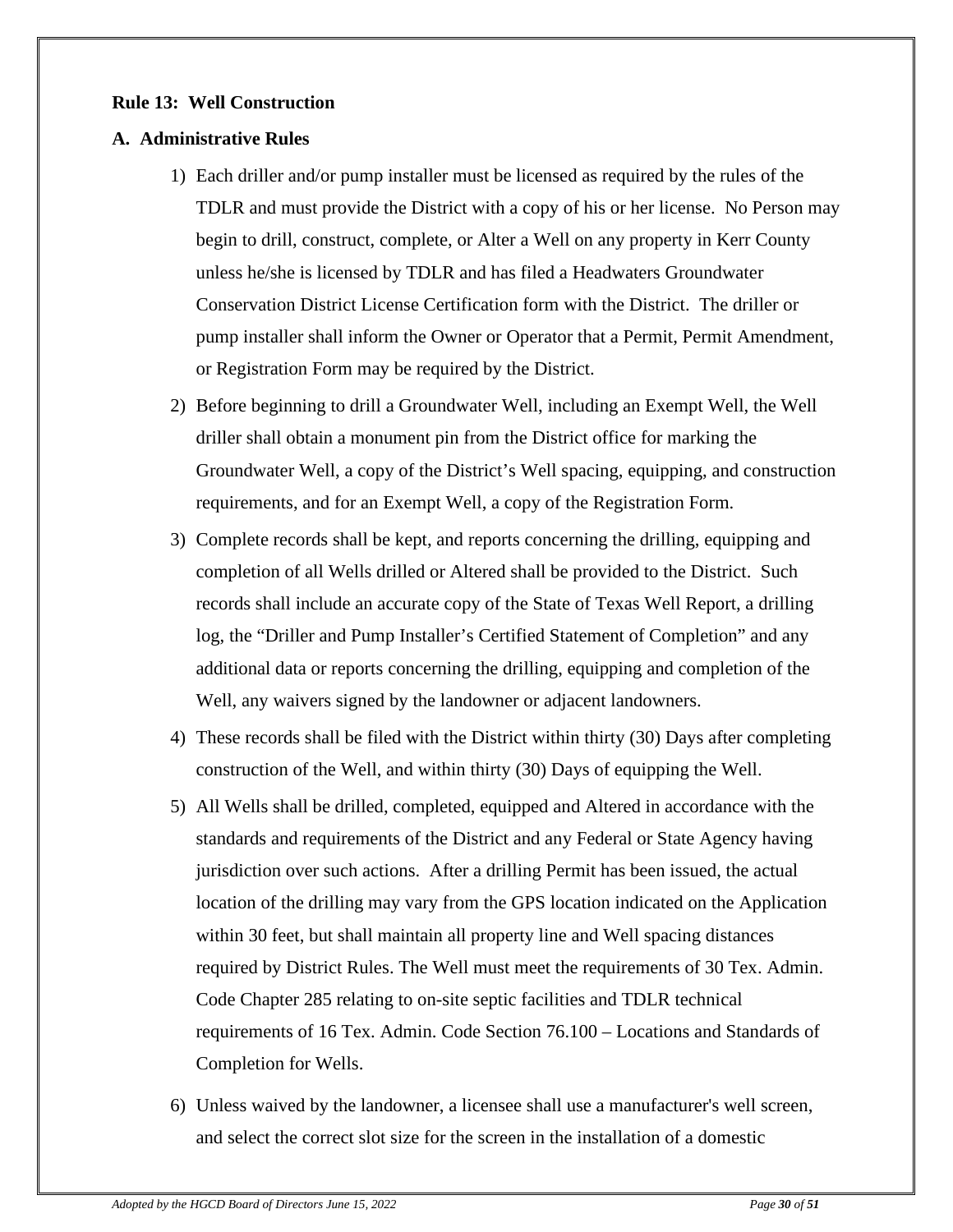**Rule 13: Well Construction**

**A. Administrative Rules**

1) Each driller and/or pump installer must be licensed as required by the rules of the TDLR and must provide the District with a copy of his or her license. No Person may begin to drill, construct, complete, or Alter a Well on any property in Kerr County unless he/she is licensed by TDLR and has filed a Headwaters Groundwater Conservation District License Certification form with the District. The driller or pump installer shall inform the Owner or Operator that a Permit, Permit Amendment, or Registration Form may be required by the District.

2) Before beginning to drill a Groundwater Well, including an Exempt Well, the Well driller shall obtain a monument pin from the District office for marking the Groundwater Well, a copy of the District's Well spacing, equipping, and construction requirements, and for an Exempt Well, a copy of the Registration Form.

3) Complete records shall be kept, and reports concerning the drilling, equipping and completion of all Wells drilled or Altered shall be provided to the District. Such records shall include an accurate copy of the State of Texas Well Report, a drilling log, the "Driller and Pump Installer's Certified Statement of Completion" and any additional data or reports concerning the drilling, equipping and completion of the Well, any waivers signed by the landowner or adjacent landowners.

4) These records shall be filed with the District within thirty (30) Days after completing construction of the Well, and within thirty (30) Days of equipping the Well.

5) All Wells shall be drilled, completed, equipped and Altered in accordance with the standards and requirements of the District and any Federal or State Agency having jurisdiction over such actions. After a drilling Permit has been issued, the actual location of the drilling may vary from the GPS location indicated on the Application within 30 feet, but shall maintain all property line and Well spacing distances required by District Rules. The Well must meet the requirements of 30 Tex. Admin. Code Chapter 285 relating to on-site septic facilities and TDLR technical requirements of 16 Tex. Admin. Code Section 76.100 – Locations and Standards of Completion for Wells.

6) Unless waived by the landowner, a licensee shall use a manufacturer's well screen, and select the correct slot size for the screen in the installation of a domestic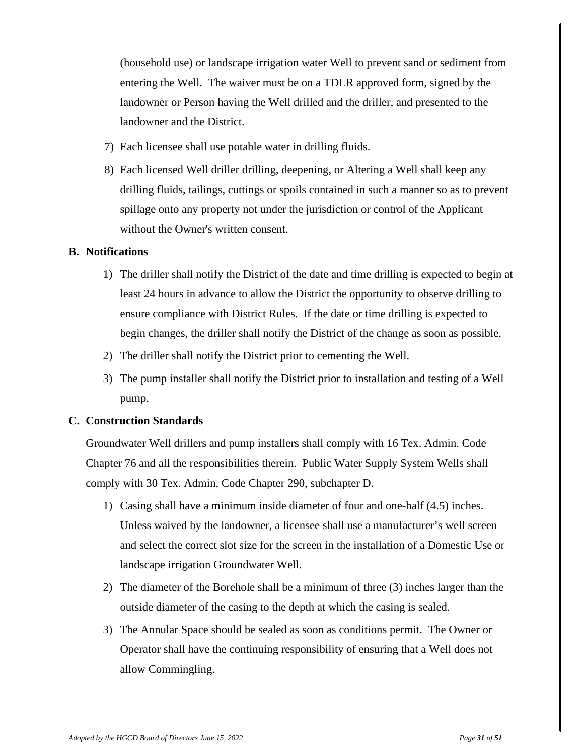(household use) or landscape irrigation water Well to prevent sand or sediment from entering the Well. The waiver must be on a TDLR approved form, signed by the landowner or Person having the Well drilled and the driller, and presented to the landowner and the District.

7) Each licensee shall use potable water in drilling fluids.
8) Each licensed Well driller drilling, deepening, or Altering a Well shall keep any drilling fluids, tailings, cuttings or spoils contained in such a manner so as to prevent spillage onto any property not under the jurisdiction or control of the Applicant without the Owner's written consent.

**B. Notifications**

1) The driller shall notify the District of the date and time drilling is expected to begin at least 24 hours in advance to allow the District the opportunity to observe drilling to ensure compliance with District Rules. If the date or time drilling is expected to begin changes, the driller shall notify the District of the change as soon as possible.
2) The driller shall notify the District prior to cementing the Well.
3) The pump installer shall notify the District prior to installation and testing of a Well pump.

**C. Construction Standards**

Groundwater Well drillers and pump installers shall comply with 16 Tex. Admin. Code Chapter 76 and all the responsibilities therein. Public Water Supply System Wells shall comply with 30 Tex. Admin. Code Chapter 290, subchapter D.

1) Casing shall have a minimum inside diameter of four and one-half (4.5) inches. Unless waived by the landowner, a licensee shall use a manufacturer's well screen and select the correct slot size for the screen in the installation of a Domestic Use or landscape irrigation Groundwater Well.
2) The diameter of the Borehole shall be a minimum of three (3) inches larger than the outside diameter of the casing to the depth at which the casing is sealed.
3) The Annular Space should be sealed as soon as conditions permit. The Owner or Operator shall have the continuing responsibility of ensuring that a Well does not allow Commingling.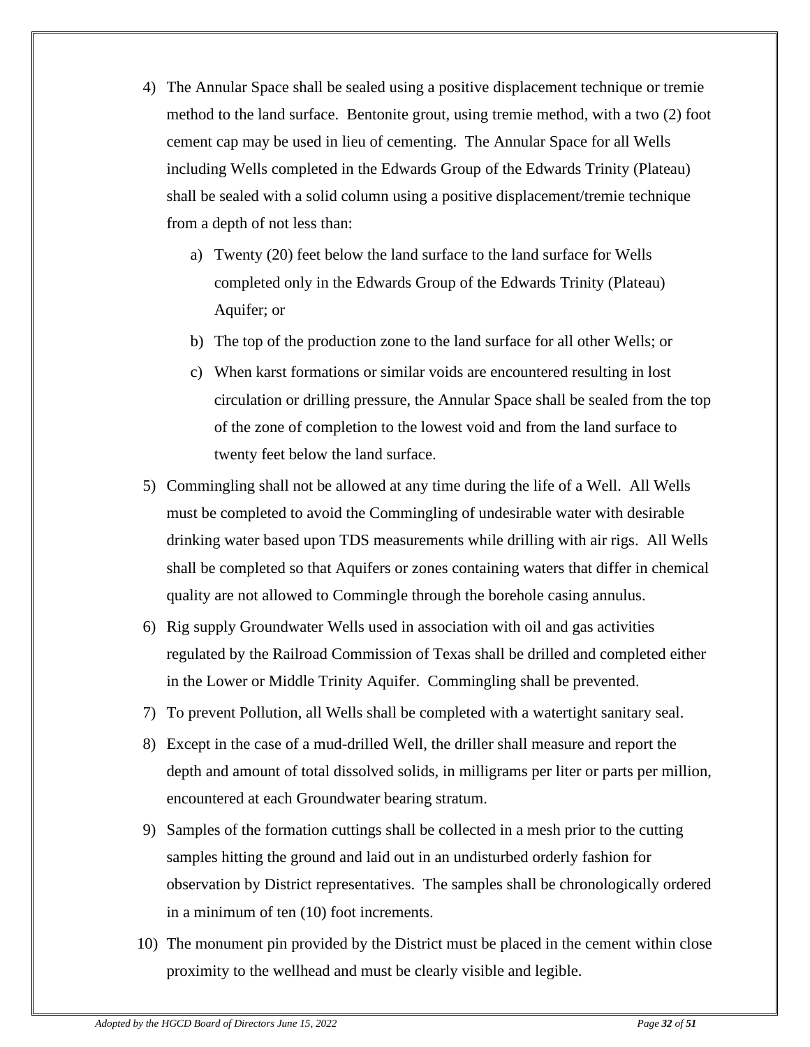4) The Annular Space shall be sealed using a positive displacement technique or tremie method to the land surface. Bentonite grout, using tremie method, with a two (2) foot cement cap may be used in lieu of cementing. The Annular Space for all Wells including Wells completed in the Edwards Group of the Edwards Trinity (Plateau) shall be sealed with a solid column using a positive displacement/tremie technique from a depth of not less than:

   a) Twenty (20) feet below the land surface to the land surface for Wells completed only in the Edwards Group of the Edwards Trinity (Plateau) Aquifer; or

   b) The top of the production zone to the land surface for all other Wells; or

   c) When karst formations or similar voids are encountered resulting in lost circulation or drilling pressure, the Annular Space shall be sealed from the top of the zone of completion to the lowest void and from the land surface to twenty feet below the land surface.

5) Commingling shall not be allowed at any time during the life of a Well. All Wells must be completed to avoid the Commingling of undesirable water with desirable drinking water based upon TDS measurements while drilling with air rigs. All Wells shall be completed so that Aquifers or zones containing waters that differ in chemical quality are not allowed to Commingle through the borehole casing annulus.

6) Rig supply Groundwater Wells used in association with oil and gas activities regulated by the Railroad Commission of Texas shall be drilled and completed either in the Lower or Middle Trinity Aquifer. Commingling shall be prevented.

7) To prevent Pollution, all Wells shall be completed with a watertight sanitary seal.

8) Except in the case of a mud-drilled Well, the driller shall measure and report the depth and amount of total dissolved solids, in milligrams per liter or parts per million, encountered at each Groundwater bearing stratum.

9) Samples of the formation cuttings shall be collected in a mesh prior to the cutting samples hitting the ground and laid out in an undisturbed orderly fashion for observation by District representatives. The samples shall be chronologically ordered in a minimum of ten (10) foot increments.

10) The monument pin provided by the District must be placed in the cement within close proximity to the wellhead and must be clearly visible and legible.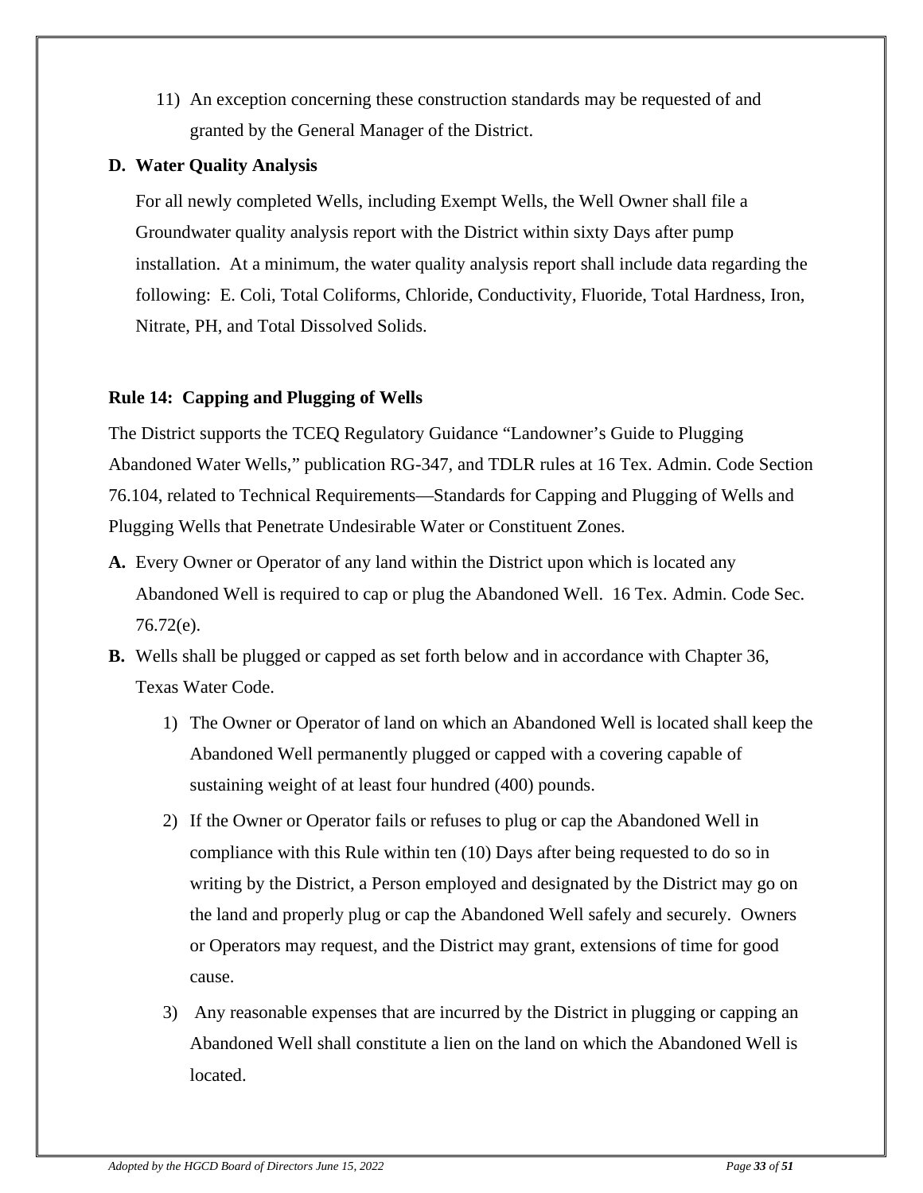11) An exception concerning these construction standards may be requested of and granted by the General Manager of the District.

**D. Water Quality Analysis**

For all newly completed Wells, including Exempt Wells, the Well Owner shall file a Groundwater quality analysis report with the District within sixty Days after pump installation. At a minimum, the water quality analysis report shall include data regarding the following: E. Coli, Total Coliforms, Chloride, Conductivity, Fluoride, Total Hardness, Iron, Nitrate, PH, and Total Dissolved Solids.

## Rule 14: Capping and Plugging of Wells

The District supports the TCEQ Regulatory Guidance "Landowner's Guide to Plugging Abandoned Water Wells," publication RG-347, and TDLR rules at 16 Tex. Admin. Code Section 76.104, related to Technical Requirements—Standards for Capping and Plugging of Wells and Plugging Wells that Penetrate Undesirable Water or Constituent Zones.

**A.** Every Owner or Operator of any land within the District upon which is located any Abandoned Well is required to cap or plug the Abandoned Well. 16 Tex. Admin. Code Sec. 76.72(e).

**B.** Wells shall be plugged or capped as set forth below and in accordance with Chapter 36, Texas Water Code.

1) The Owner or Operator of land on which an Abandoned Well is located shall keep the Abandoned Well permanently plugged or capped with a covering capable of sustaining weight of at least four hundred (400) pounds.

2) If the Owner or Operator fails or refuses to plug or cap the Abandoned Well in compliance with this Rule within ten (10) Days after being requested to do so in writing by the District, a Person employed and designated by the District may go on the land and properly plug or cap the Abandoned Well safely and securely. Owners or Operators may request, and the District may grant, extensions of time for good cause.

3) Any reasonable expenses that are incurred by the District in plugging or capping an Abandoned Well shall constitute a lien on the land on which the Abandoned Well is located.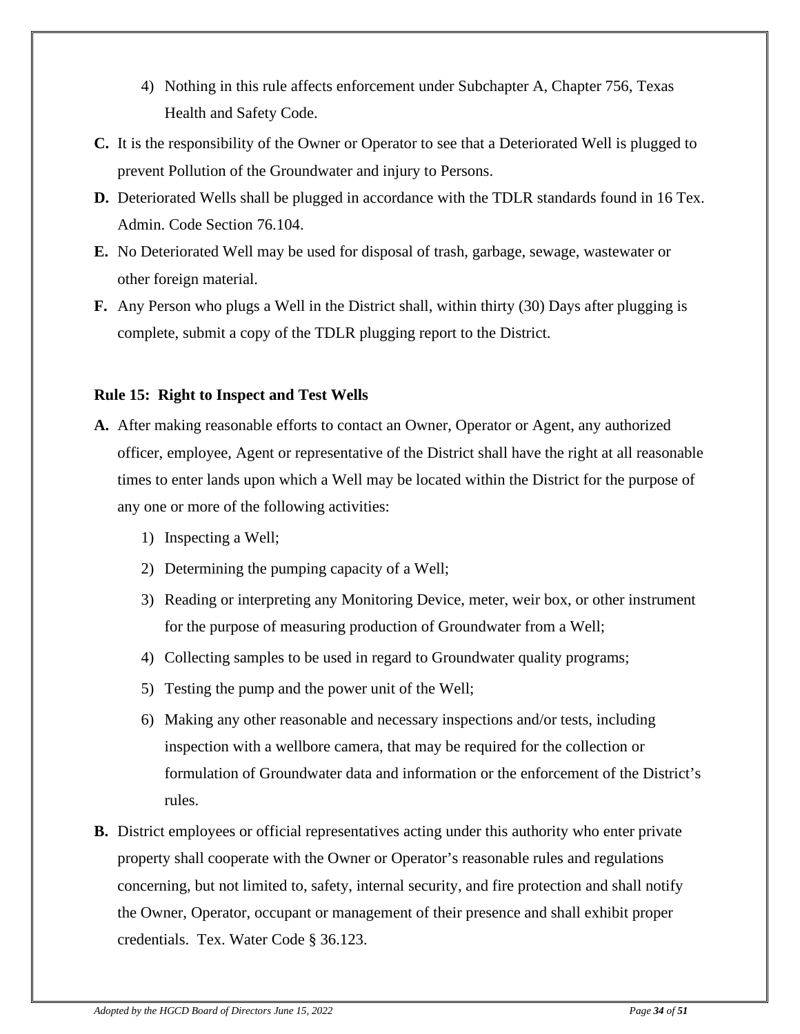4) Nothing in this rule affects enforcement under Subchapter A, Chapter 756, Texas Health and Safety Code.

**C.** It is the responsibility of the Owner or Operator to see that a Deteriorated Well is plugged to prevent Pollution of the Groundwater and injury to Persons.

**D.** Deteriorated Wells shall be plugged in accordance with the TDLR standards found in 16 Tex. Admin. Code Section 76.104.

**E.** No Deteriorated Well may be used for disposal of trash, garbage, sewage, wastewater or other foreign material.

**F.** Any Person who plugs a Well in the District shall, within thirty (30) Days after plugging is complete, submit a copy of the TDLR plugging report to the District.

### Rule 15: Right to Inspect and Test Wells

**A.** After making reasonable efforts to contact an Owner, Operator or Agent, any authorized officer, employee, Agent or representative of the District shall have the right at all reasonable times to enter lands upon which a Well may be located within the District for the purpose of any one or more of the following activities:

1) Inspecting a Well;
2) Determining the pumping capacity of a Well;
3) Reading or interpreting any Monitoring Device, meter, weir box, or other instrument for the purpose of measuring production of Groundwater from a Well;
4) Collecting samples to be used in regard to Groundwater quality programs;
5) Testing the pump and the power unit of the Well;
6) Making any other reasonable and necessary inspections and/or tests, including inspection with a wellbore camera, that may be required for the collection or formulation of Groundwater data and information or the enforcement of the District's rules.

**B.** District employees or official representatives acting under this authority who enter private property shall cooperate with the Owner or Operator's reasonable rules and regulations concerning, but not limited to, safety, internal security, and fire protection and shall notify the Owner, Operator, occupant or management of their presence and shall exhibit proper credentials. Tex. Water Code § 36.123.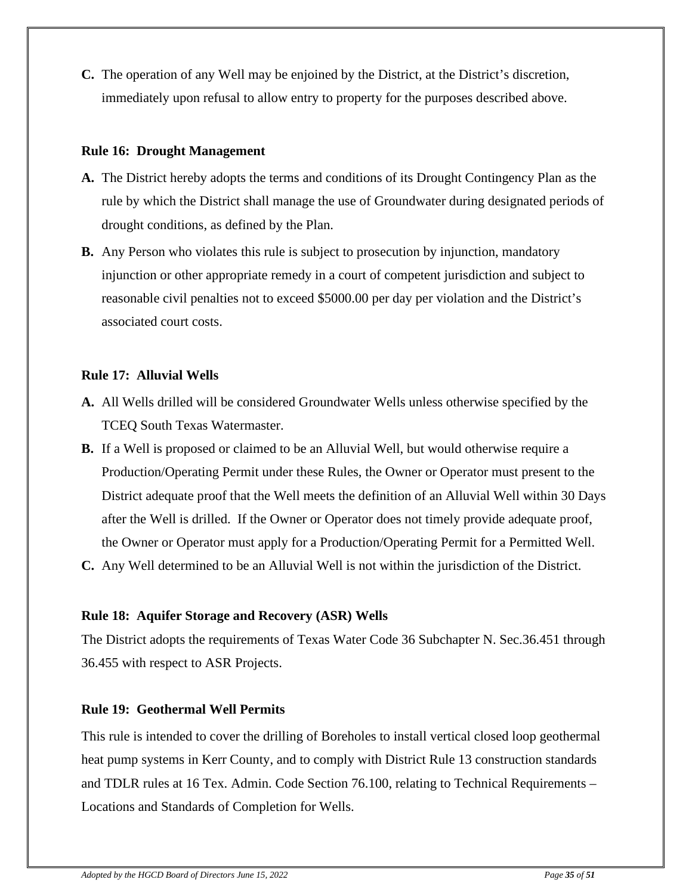**C.** The operation of any Well may be enjoined by the District, at the District's discretion, immediately upon refusal to allow entry to property for the purposes described above.

### Rule 16: Drought Management

**A.** The District hereby adopts the terms and conditions of its Drought Contingency Plan as the rule by which the District shall manage the use of Groundwater during designated periods of drought conditions, as defined by the Plan.

**B.** Any Person who violates this rule is subject to prosecution by injunction, mandatory injunction or other appropriate remedy in a court of competent jurisdiction and subject to reasonable civil penalties not to exceed $5000.00 per day per violation and the District's associated court costs.

### Rule 17: Alluvial Wells

**A.** All Wells drilled will be considered Groundwater Wells unless otherwise specified by the TCEQ South Texas Watermaster.

**B.** If a Well is proposed or claimed to be an Alluvial Well, but would otherwise require a Production/Operating Permit under these Rules, the Owner or Operator must present to the District adequate proof that the Well meets the definition of an Alluvial Well within 30 Days after the Well is drilled. If the Owner or Operator does not timely provide adequate proof, the Owner or Operator must apply for a Production/Operating Permit for a Permitted Well.

**C.** Any Well determined to be an Alluvial Well is not within the jurisdiction of the District.

### Rule 18: Aquifer Storage and Recovery (ASR) Wells

The District adopts the requirements of Texas Water Code 36 Subchapter N. Sec.36.451 through 36.455 with respect to ASR Projects.

### Rule 19: Geothermal Well Permits

This rule is intended to cover the drilling of Boreholes to install vertical closed loop geothermal heat pump systems in Kerr County, and to comply with District Rule 13 construction standards and TDLR rules at 16 Tex. Admin. Code Section 76.100, relating to Technical Requirements – Locations and Standards of Completion for Wells.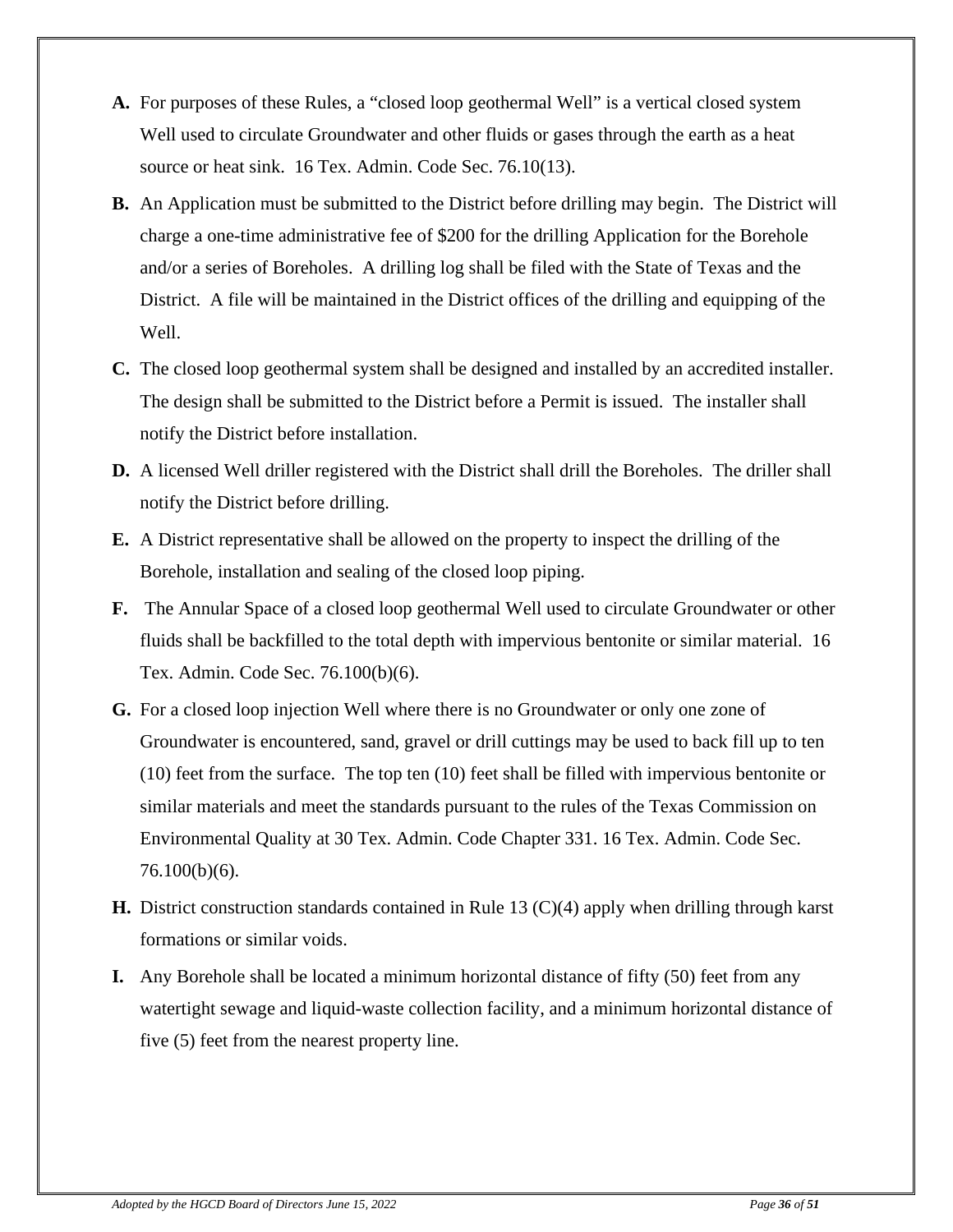**A.** For purposes of these Rules, a "closed loop geothermal Well" is a vertical closed system Well used to circulate Groundwater and other fluids or gases through the earth as a heat source or heat sink. 16 Tex. Admin. Code Sec. 76.10(13).

**B.** An Application must be submitted to the District before drilling may begin. The District will charge a one-time administrative fee of $200 for the drilling Application for the Borehole and/or a series of Boreholes. A drilling log shall be filed with the State of Texas and the District. A file will be maintained in the District offices of the drilling and equipping of the Well.

**C.** The closed loop geothermal system shall be designed and installed by an accredited installer. The design shall be submitted to the District before a Permit is issued. The installer shall notify the District before installation.

**D.** A licensed Well driller registered with the District shall drill the Boreholes. The driller shall notify the District before drilling.

**E.** A District representative shall be allowed on the property to inspect the drilling of the Borehole, installation and sealing of the closed loop piping.

**F.** The Annular Space of a closed loop geothermal Well used to circulate Groundwater or other fluids shall be backfilled to the total depth with impervious bentonite or similar material. 16 Tex. Admin. Code Sec. 76.100(b)(6).

**G.** For a closed loop injection Well where there is no Groundwater or only one zone of Groundwater is encountered, sand, gravel or drill cuttings may be used to back fill up to ten (10) feet from the surface. The top ten (10) feet shall be filled with impervious bentonite or similar materials and meet the standards pursuant to the rules of the Texas Commission on Environmental Quality at 30 Tex. Admin. Code Chapter 331. 16 Tex. Admin. Code Sec. 76.100(b)(6).

**H.** District construction standards contained in Rule 13 (C)(4) apply when drilling through karst formations or similar voids.

**I.** Any Borehole shall be located a minimum horizontal distance of fifty (50) feet from any watertight sewage and liquid-waste collection facility, and a minimum horizontal distance of five (5) feet from the nearest property line.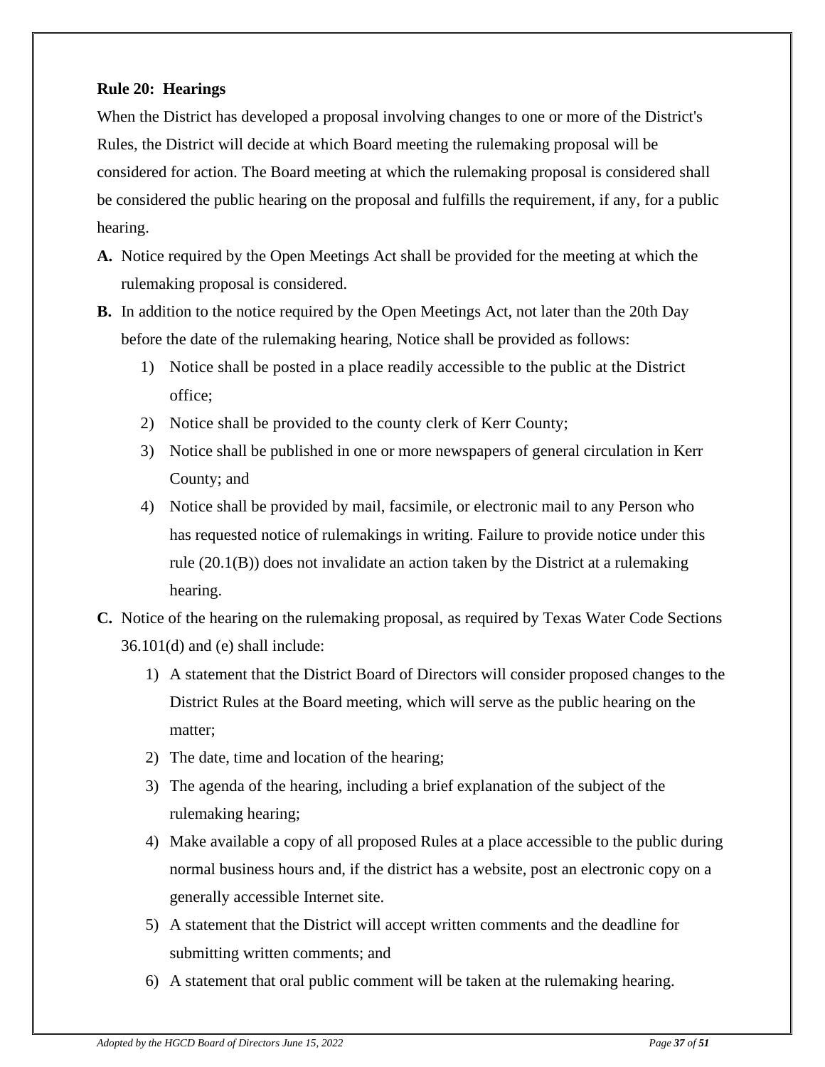**Rule 20: Hearings**

When the District has developed a proposal involving changes to one or more of the District's Rules, the District will decide at which Board meeting the rulemaking proposal will be considered for action. The Board meeting at which the rulemaking proposal is considered shall be considered the public hearing on the proposal and fulfills the requirement, if any, for a public hearing.

**A.** Notice required by the Open Meetings Act shall be provided for the meeting at which the rulemaking proposal is considered.

**B.** In addition to the notice required by the Open Meetings Act, not later than the 20th Day before the date of the rulemaking hearing, Notice shall be provided as follows:

1) Notice shall be posted in a place readily accessible to the public at the District office;
2) Notice shall be provided to the county clerk of Kerr County;
3) Notice shall be published in one or more newspapers of general circulation in Kerr County; and
4) Notice shall be provided by mail, facsimile, or electronic mail to any Person who has requested notice of rulemakings in writing. Failure to provide notice under this rule (20.1(B)) does not invalidate an action taken by the District at a rulemaking hearing.

**C.** Notice of the hearing on the rulemaking proposal, as required by Texas Water Code Sections 36.101(d) and (e) shall include:

1) A statement that the District Board of Directors will consider proposed changes to the District Rules at the Board meeting, which will serve as the public hearing on the matter;
2) The date, time and location of the hearing;
3) The agenda of the hearing, including a brief explanation of the subject of the rulemaking hearing;
4) Make available a copy of all proposed Rules at a place accessible to the public during normal business hours and, if the district has a website, post an electronic copy on a generally accessible Internet site.
5) A statement that the District will accept written comments and the deadline for submitting written comments; and
6) A statement that oral public comment will be taken at the rulemaking hearing.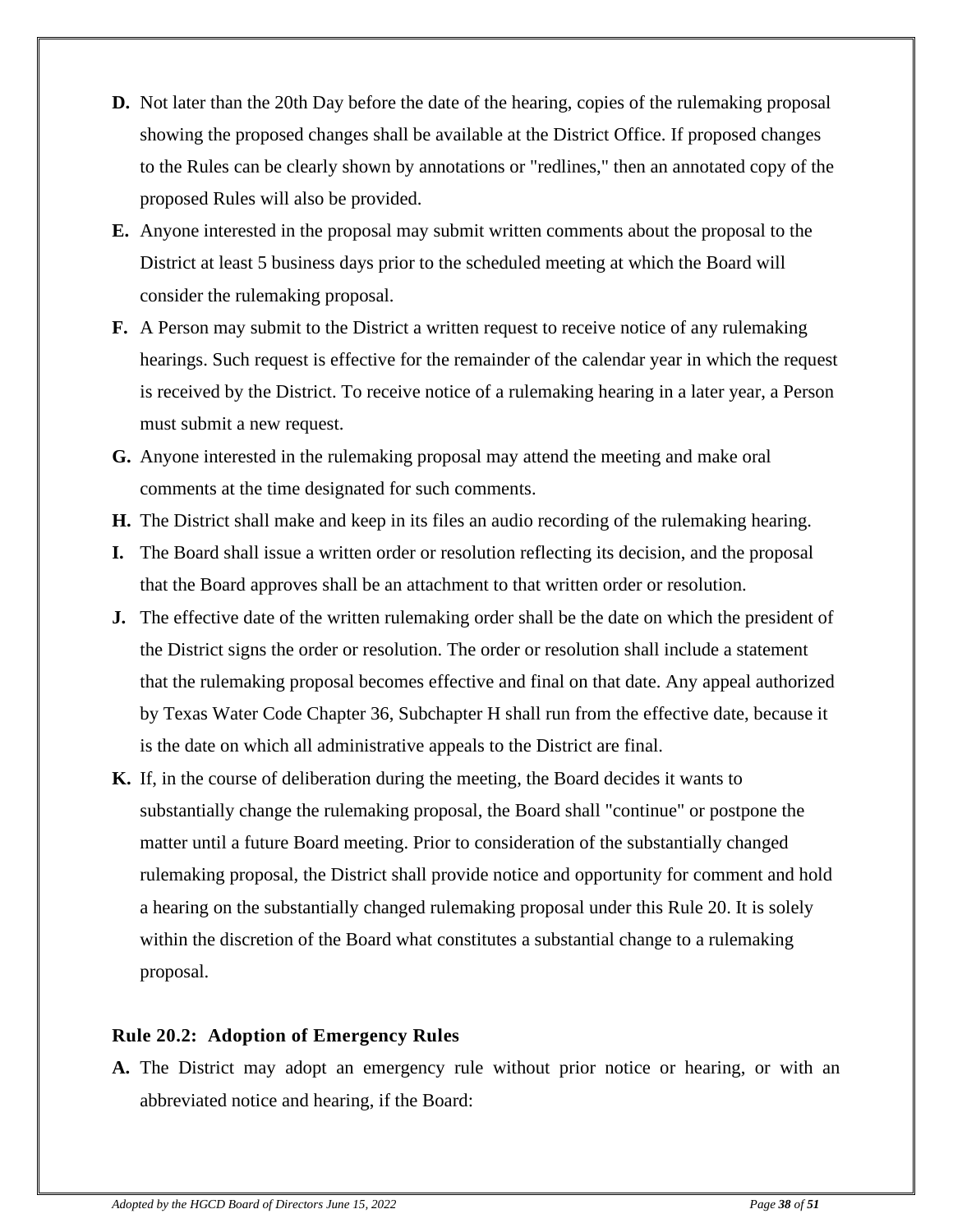**D.** Not later than the 20th Day before the date of the hearing, copies of the rulemaking proposal showing the proposed changes shall be available at the District Office. If proposed changes to the Rules can be clearly shown by annotations or "redlines," then an annotated copy of the proposed Rules will also be provided.

**E.** Anyone interested in the proposal may submit written comments about the proposal to the District at least 5 business days prior to the scheduled meeting at which the Board will consider the rulemaking proposal.

**F.** A Person may submit to the District a written request to receive notice of any rulemaking hearings. Such request is effective for the remainder of the calendar year in which the request is received by the District. To receive notice of a rulemaking hearing in a later year, a Person must submit a new request.

**G.** Anyone interested in the rulemaking proposal may attend the meeting and make oral comments at the time designated for such comments.

**H.** The District shall make and keep in its files an audio recording of the rulemaking hearing.

**I.** The Board shall issue a written order or resolution reflecting its decision, and the proposal that the Board approves shall be an attachment to that written order or resolution.

**J.** The effective date of the written rulemaking order shall be the date on which the president of the District signs the order or resolution. The order or resolution shall include a statement that the rulemaking proposal becomes effective and final on that date. Any appeal authorized by Texas Water Code Chapter 36, Subchapter H shall run from the effective date, because it is the date on which all administrative appeals to the District are final.

**K.** If, in the course of deliberation during the meeting, the Board decides it wants to substantially change the rulemaking proposal, the Board shall "continue" or postpone the matter until a future Board meeting. Prior to consideration of the substantially changed rulemaking proposal, the District shall provide notice and opportunity for comment and hold a hearing on the substantially changed rulemaking proposal under this Rule 20. It is solely within the discretion of the Board what constitutes a substantial change to a rulemaking proposal.

### Rule 20.2: Adoption of Emergency Rules

**A.** The District may adopt an emergency rule without prior notice or hearing, or with an abbreviated notice and hearing, if the Board: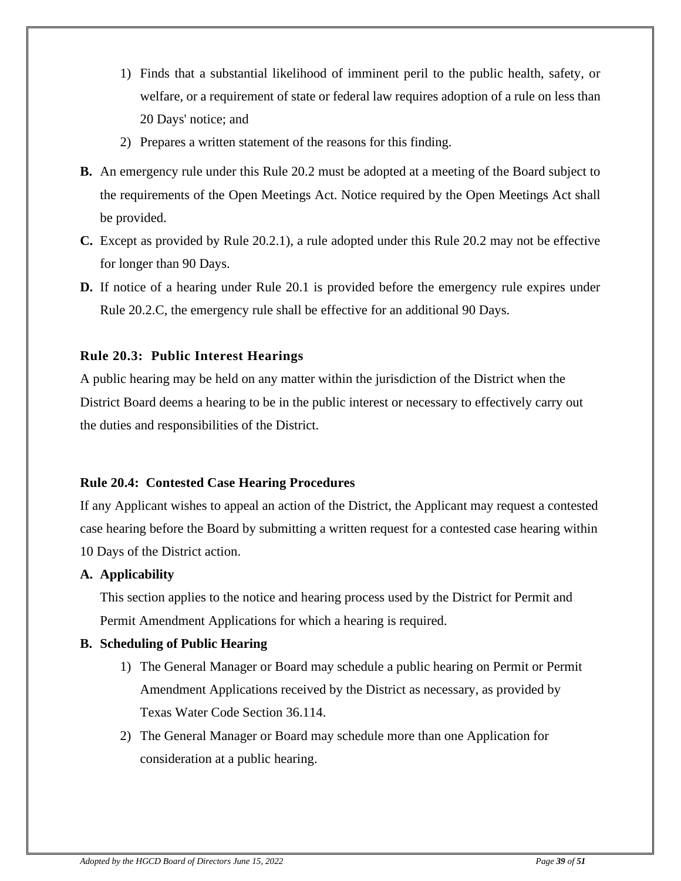1) Finds that a substantial likelihood of imminent peril to the public health, safety, or welfare, or a requirement of state or federal law requires adoption of a rule on less than 20 Days' notice; and
2) Prepares a written statement of the reasons for this finding.

**B.** An emergency rule under this Rule 20.2 must be adopted at a meeting of the Board subject to the requirements of the Open Meetings Act. Notice required by the Open Meetings Act shall be provided.

**C.** Except as provided by Rule 20.2.1), a rule adopted under this Rule 20.2 may not be effective for longer than 90 Days.

**D.** If notice of a hearing under Rule 20.1 is provided before the emergency rule expires under Rule 20.2.C, the emergency rule shall be effective for an additional 90 Days.

### Rule 20.3: Public Interest Hearings

A public hearing may be held on any matter within the jurisdiction of the District when the District Board deems a hearing to be in the public interest or necessary to effectively carry out the duties and responsibilities of the District.

### Rule 20.4: Contested Case Hearing Procedures

If any Applicant wishes to appeal an action of the District, the Applicant may request a contested case hearing before the Board by submitting a written request for a contested case hearing within 10 Days of the District action.

**A. Applicability**

This section applies to the notice and hearing process used by the District for Permit and Permit Amendment Applications for which a hearing is required.

**B. Scheduling of Public Hearing**

1) The General Manager or Board may schedule a public hearing on Permit or Permit Amendment Applications received by the District as necessary, as provided by Texas Water Code Section 36.114.
2) The General Manager or Board may schedule more than one Application for consideration at a public hearing.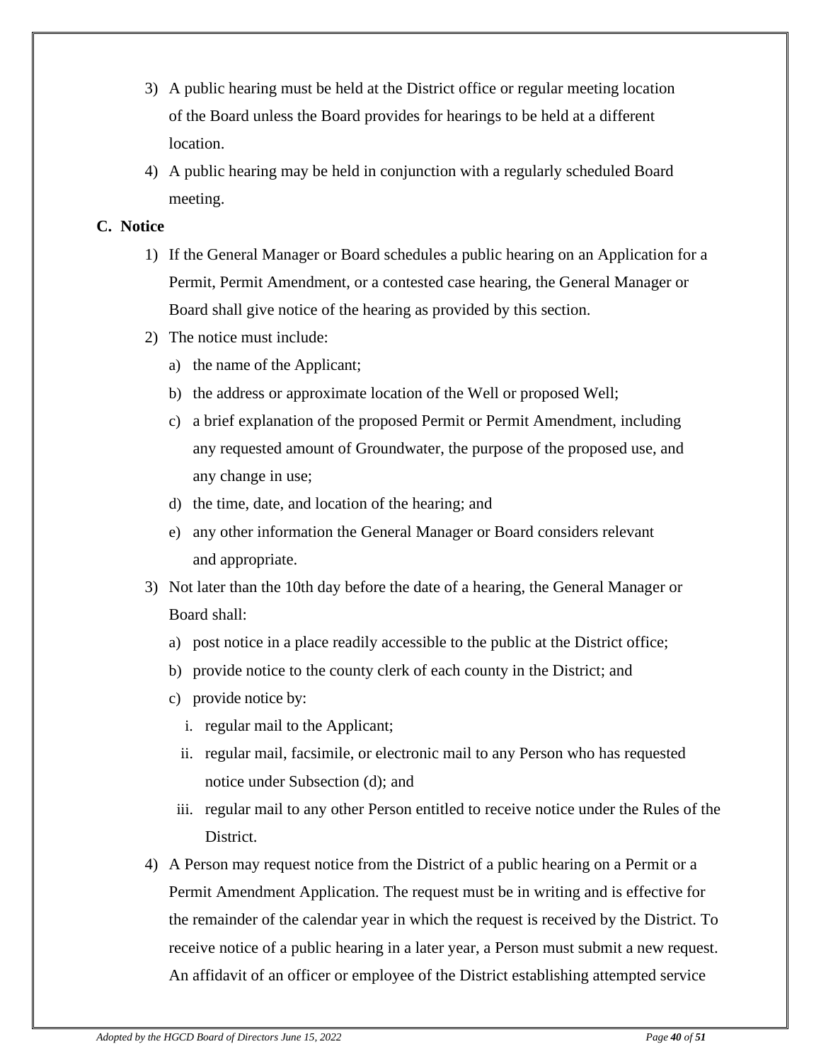3) A public hearing must be held at the District office or regular meeting location of the Board unless the Board provides for hearings to be held at a different location.
4) A public hearing may be held in conjunction with a regularly scheduled Board meeting.

**C. Notice**

1) If the General Manager or Board schedules a public hearing on an Application for a Permit, Permit Amendment, or a contested case hearing, the General Manager or Board shall give notice of the hearing as provided by this section.
2) The notice must include:
   a) the name of the Applicant;
   b) the address or approximate location of the Well or proposed Well;
   c) a brief explanation of the proposed Permit or Permit Amendment, including any requested amount of Groundwater, the purpose of the proposed use, and any change in use;
   d) the time, date, and location of the hearing; and
   e) any other information the General Manager or Board considers relevant and appropriate.
3) Not later than the 10th day before the date of a hearing, the General Manager or Board shall:
   a) post notice in a place readily accessible to the public at the District office;
   b) provide notice to the county clerk of each county in the District; and
   c) provide notice by:
      i. regular mail to the Applicant;
      ii. regular mail, facsimile, or electronic mail to any Person who has requested notice under Subsection (d); and
      iii. regular mail to any other Person entitled to receive notice under the Rules of the District.
4) A Person may request notice from the District of a public hearing on a Permit or a Permit Amendment Application. The request must be in writing and is effective for the remainder of the calendar year in which the request is received by the District. To receive notice of a public hearing in a later year, a Person must submit a new request. An affidavit of an officer or employee of the District establishing attempted service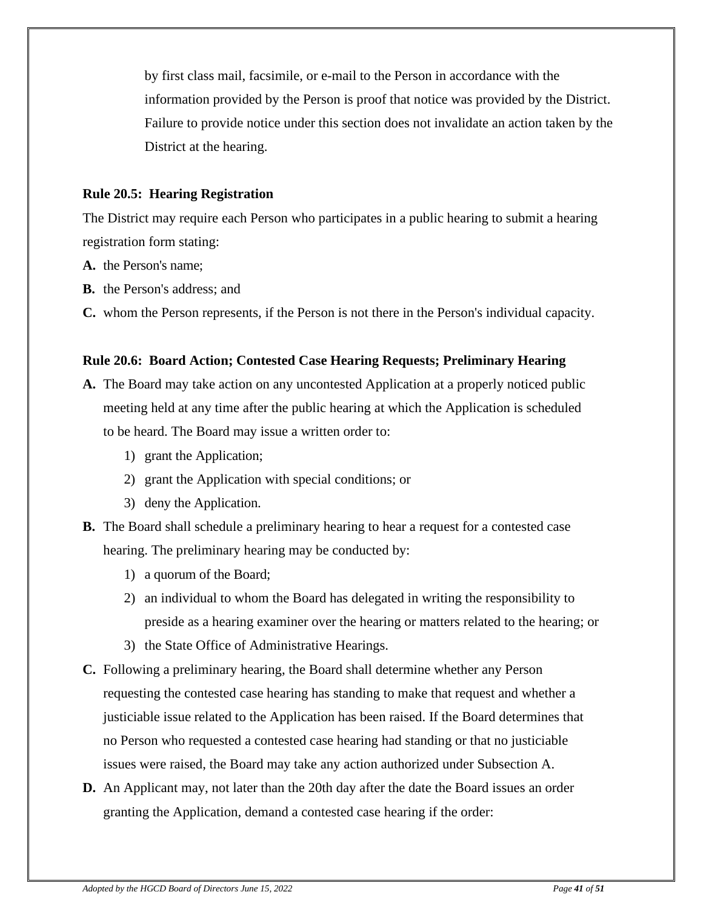by first class mail, facsimile, or e-mail to the Person in accordance with the information provided by the Person is proof that notice was provided by the District. Failure to provide notice under this section does not invalidate an action taken by the District at the hearing.

**Rule 20.5: Hearing Registration**

The District may require each Person who participates in a public hearing to submit a hearing registration form stating:

**A.** the Person's name;

**B.** the Person's address; and

**C.** whom the Person represents, if the Person is not there in the Person's individual capacity.

**Rule 20.6: Board Action; Contested Case Hearing Requests; Preliminary Hearing**

**A.** The Board may take action on any uncontested Application at a properly noticed public meeting held at any time after the public hearing at which the Application is scheduled to be heard. The Board may issue a written order to:

1) grant the Application;
2) grant the Application with special conditions; or
3) deny the Application.

**B.** The Board shall schedule a preliminary hearing to hear a request for a contested case hearing. The preliminary hearing may be conducted by:

1) a quorum of the Board;
2) an individual to whom the Board has delegated in writing the responsibility to preside as a hearing examiner over the hearing or matters related to the hearing; or
3) the State Office of Administrative Hearings.

**C.** Following a preliminary hearing, the Board shall determine whether any Person requesting the contested case hearing has standing to make that request and whether a justiciable issue related to the Application has been raised. If the Board determines that no Person who requested a contested case hearing had standing or that no justiciable issues were raised, the Board may take any action authorized under Subsection A.

**D.** An Applicant may, not later than the 20th day after the date the Board issues an order granting the Application, demand a contested case hearing if the order: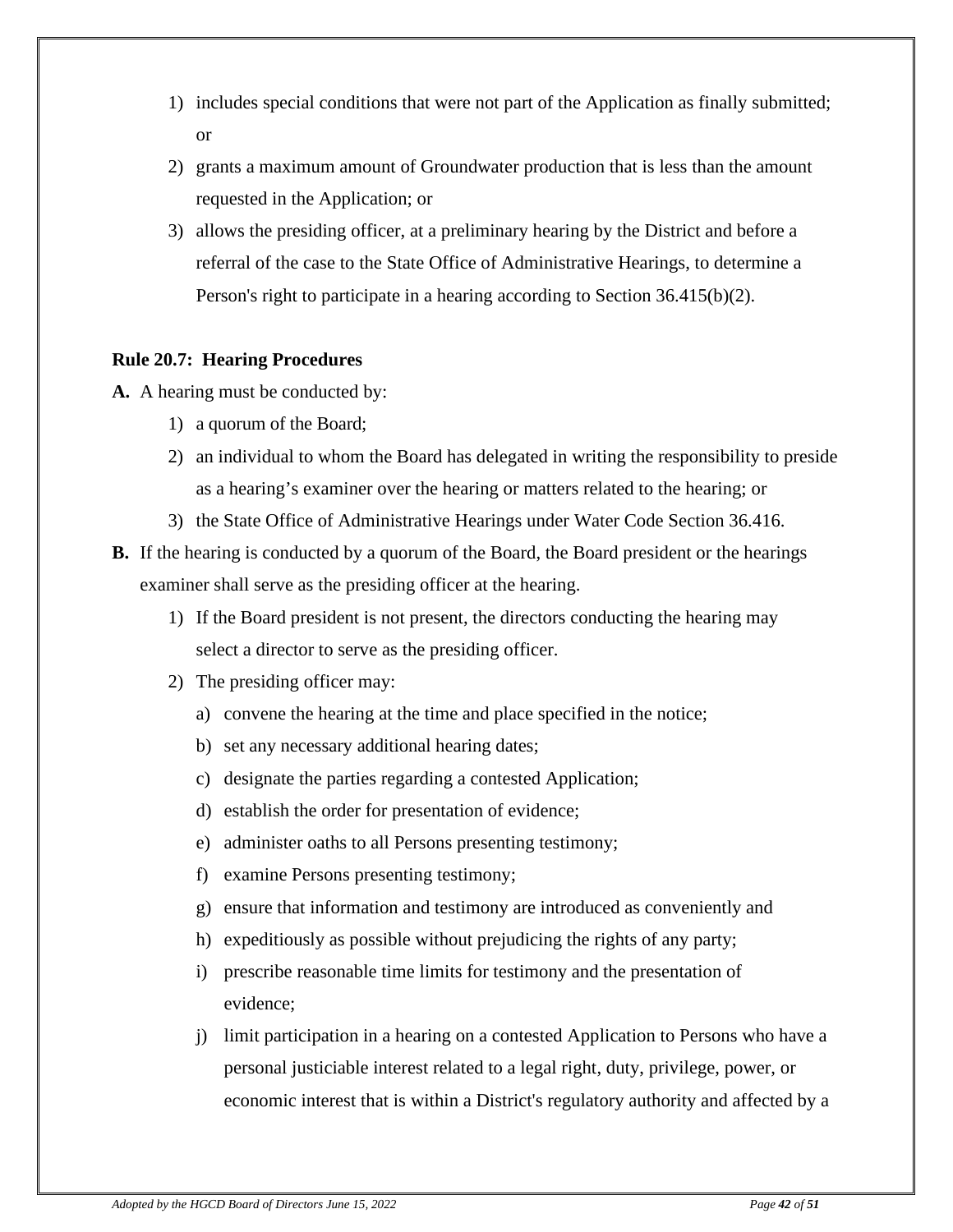1) includes special conditions that were not part of the Application as finally submitted; or
2) grants a maximum amount of Groundwater production that is less than the amount requested in the Application; or
3) allows the presiding officer, at a preliminary hearing by the District and before a referral of the case to the State Office of Administrative Hearings, to determine a Person's right to participate in a hearing according to Section 36.415(b)(2).

**Rule 20.7: Hearing Procedures**

**A.** A hearing must be conducted by:

1) a quorum of the Board;
2) an individual to whom the Board has delegated in writing the responsibility to preside as a hearing's examiner over the hearing or matters related to the hearing; or
3) the State Office of Administrative Hearings under Water Code Section 36.416.

**B.** If the hearing is conducted by a quorum of the Board, the Board president or the hearings examiner shall serve as the presiding officer at the hearing.

1) If the Board president is not present, the directors conducting the hearing may select a director to serve as the presiding officer.
2) The presiding officer may:
   a) convene the hearing at the time and place specified in the notice;
   b) set any necessary additional hearing dates;
   c) designate the parties regarding a contested Application;
   d) establish the order for presentation of evidence;
   e) administer oaths to all Persons presenting testimony;
   f) examine Persons presenting testimony;
   g) ensure that information and testimony are introduced as conveniently and
   h) expeditiously as possible without prejudicing the rights of any party;
   i) prescribe reasonable time limits for testimony and the presentation of evidence;
   j) limit participation in a hearing on a contested Application to Persons who have a personal justiciable interest related to a legal right, duty, privilege, power, or economic interest that is within a District's regulatory authority and affected by a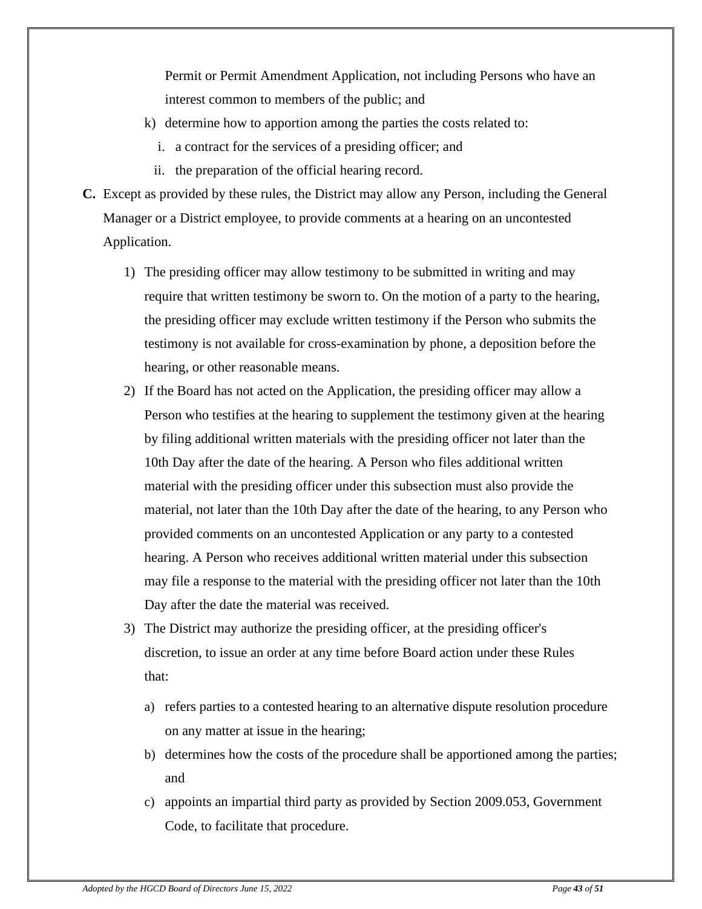Permit or Permit Amendment Application, not including Persons who have an interest common to members of the public; and

k) determine how to apportion among the parties the costs related to:
   i. a contract for the services of a presiding officer; and
   ii. the preparation of the official hearing record.

**C.** Except as provided by these rules, the District may allow any Person, including the General Manager or a District employee, to provide comments at a hearing on an uncontested Application.

1) The presiding officer may allow testimony to be submitted in writing and may require that written testimony be sworn to. On the motion of a party to the hearing, the presiding officer may exclude written testimony if the Person who submits the testimony is not available for cross-examination by phone, a deposition before the hearing, or other reasonable means.

2) If the Board has not acted on the Application, the presiding officer may allow a Person who testifies at the hearing to supplement the testimony given at the hearing by filing additional written materials with the presiding officer not later than the 10th Day after the date of the hearing. A Person who files additional written material with the presiding officer under this subsection must also provide the material, not later than the 10th Day after the date of the hearing, to any Person who provided comments on an uncontested Application or any party to a contested hearing. A Person who receives additional written material under this subsection may file a response to the material with the presiding officer not later than the 10th Day after the date the material was received.

3) The District may authorize the presiding officer, at the presiding officer's discretion, to issue an order at any time before Board action under these Rules that:

   a) refers parties to a contested hearing to an alternative dispute resolution procedure on any matter at issue in the hearing;
   b) determines how the costs of the procedure shall be apportioned among the parties; and
   c) appoints an impartial third party as provided by Section 2009.053, Government Code, to facilitate that procedure.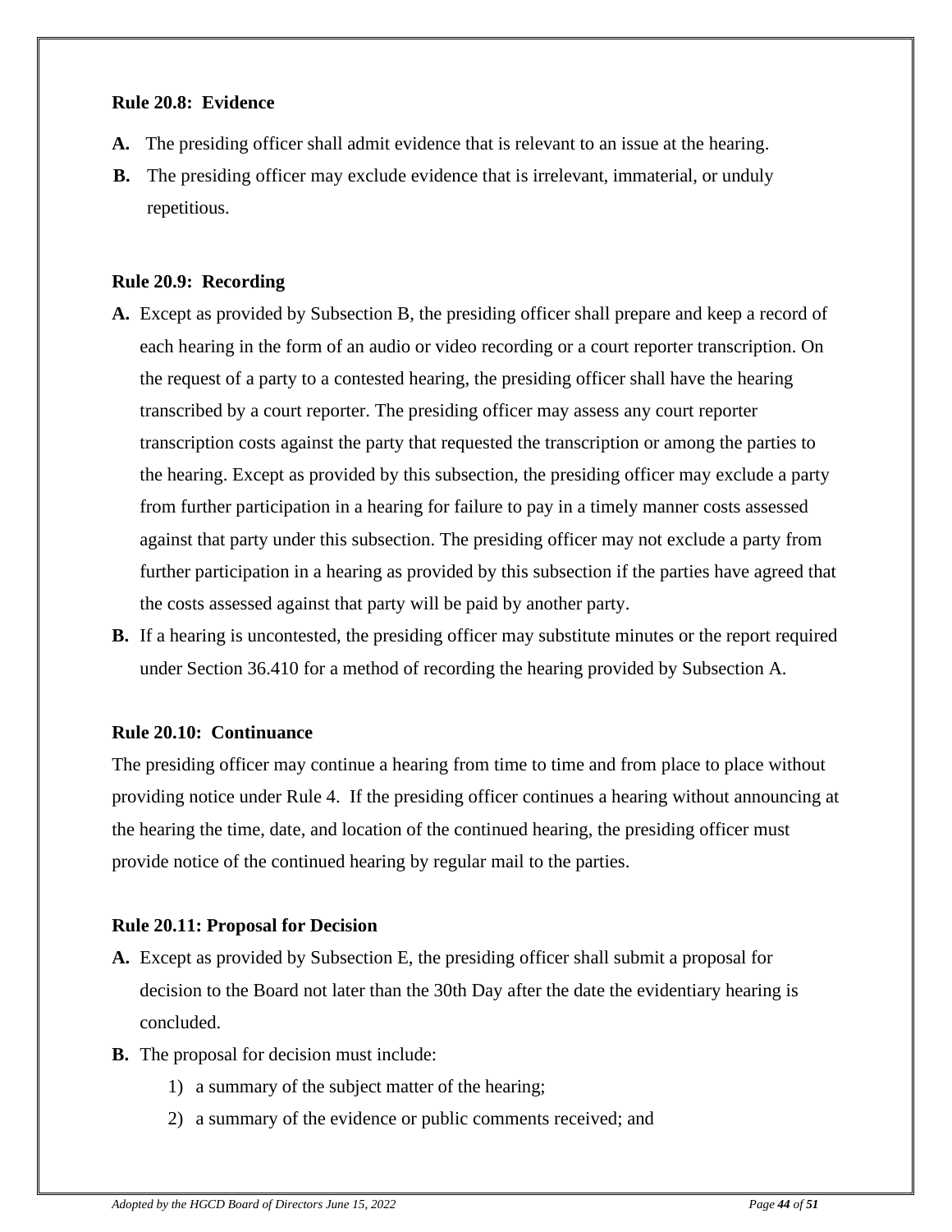**Rule 20.8: Evidence**

**A.** The presiding officer shall admit evidence that is relevant to an issue at the hearing.

**B.** The presiding officer may exclude evidence that is irrelevant, immaterial, or unduly repetitious.

**Rule 20.9: Recording**

**A.** Except as provided by Subsection B, the presiding officer shall prepare and keep a record of each hearing in the form of an audio or video recording or a court reporter transcription. On the request of a party to a contested hearing, the presiding officer shall have the hearing transcribed by a court reporter. The presiding officer may assess any court reporter transcription costs against the party that requested the transcription or among the parties to the hearing. Except as provided by this subsection, the presiding officer may exclude a party from further participation in a hearing for failure to pay in a timely manner costs assessed against that party under this subsection. The presiding officer may not exclude a party from further participation in a hearing as provided by this subsection if the parties have agreed that the costs assessed against that party will be paid by another party.

**B.** If a hearing is uncontested, the presiding officer may substitute minutes or the report required under Section 36.410 for a method of recording the hearing provided by Subsection A.

**Rule 20.10: Continuance**

The presiding officer may continue a hearing from time to time and from place to place without providing notice under Rule 4. If the presiding officer continues a hearing without announcing at the hearing the time, date, and location of the continued hearing, the presiding officer must provide notice of the continued hearing by regular mail to the parties.

**Rule 20.11: Proposal for Decision**

**A.** Except as provided by Subsection E, the presiding officer shall submit a proposal for decision to the Board not later than the 30th Day after the date the evidentiary hearing is concluded.

**B.** The proposal for decision must include:

1) a summary of the subject matter of the hearing;
2) a summary of the evidence or public comments received; and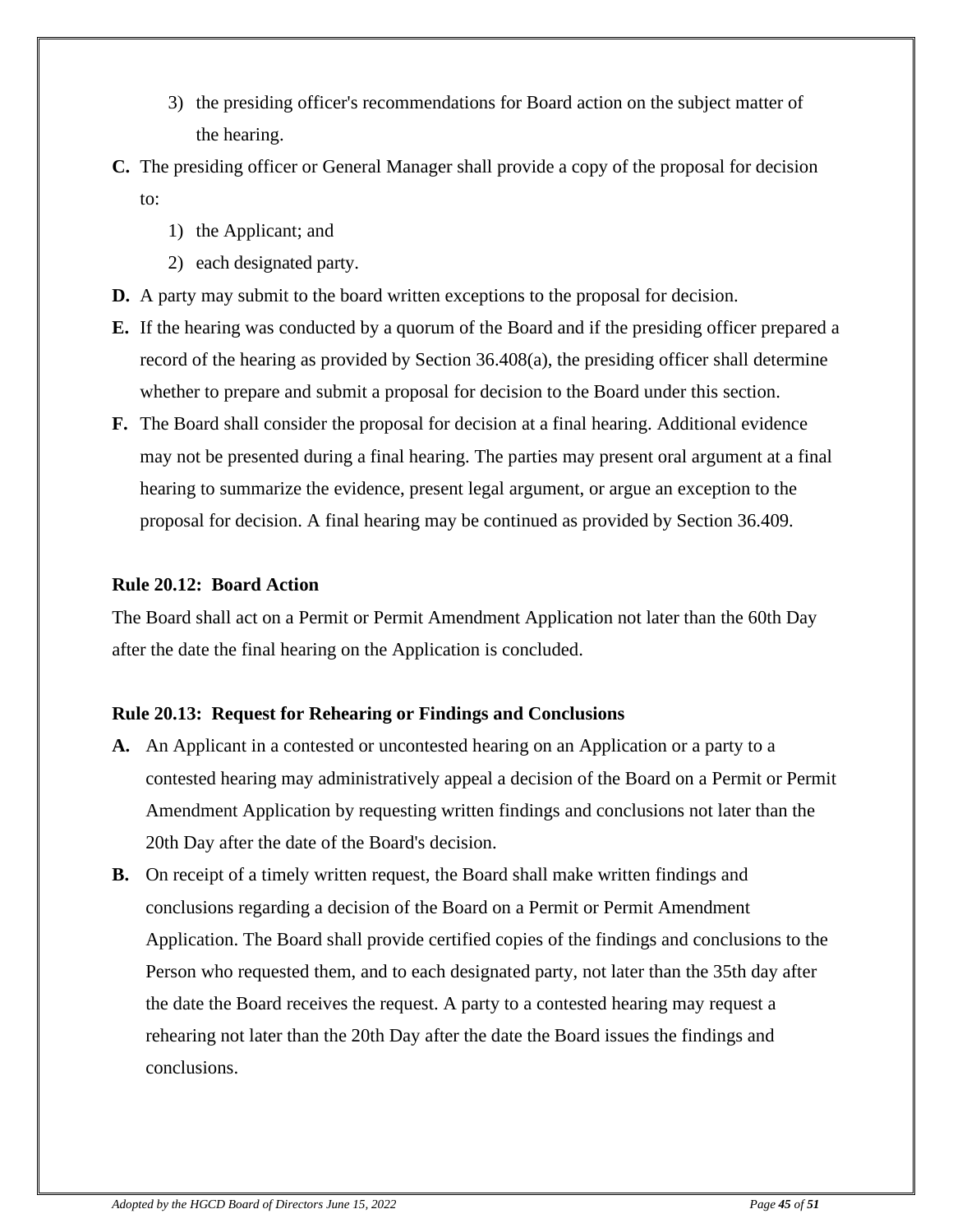3) the presiding officer's recommendations for Board action on the subject matter of the hearing.

**C.** The presiding officer or General Manager shall provide a copy of the proposal for decision to:

1) the Applicant; and
2) each designated party.

**D.** A party may submit to the board written exceptions to the proposal for decision.

**E.** If the hearing was conducted by a quorum of the Board and if the presiding officer prepared a record of the hearing as provided by Section 36.408(a), the presiding officer shall determine whether to prepare and submit a proposal for decision to the Board under this section.

**F.** The Board shall consider the proposal for decision at a final hearing. Additional evidence may not be presented during a final hearing. The parties may present oral argument at a final hearing to summarize the evidence, present legal argument, or argue an exception to the proposal for decision. A final hearing may be continued as provided by Section 36.409.

**Rule 20.12: Board Action**

The Board shall act on a Permit or Permit Amendment Application not later than the 60th Day after the date the final hearing on the Application is concluded.

**Rule 20.13: Request for Rehearing or Findings and Conclusions**

**A.** An Applicant in a contested or uncontested hearing on an Application or a party to a contested hearing may administratively appeal a decision of the Board on a Permit or Permit Amendment Application by requesting written findings and conclusions not later than the 20th Day after the date of the Board's decision.

**B.** On receipt of a timely written request, the Board shall make written findings and conclusions regarding a decision of the Board on a Permit or Permit Amendment Application. The Board shall provide certified copies of the findings and conclusions to the Person who requested them, and to each designated party, not later than the 35th day after the date the Board receives the request. A party to a contested hearing may request a rehearing not later than the 20th Day after the date the Board issues the findings and conclusions.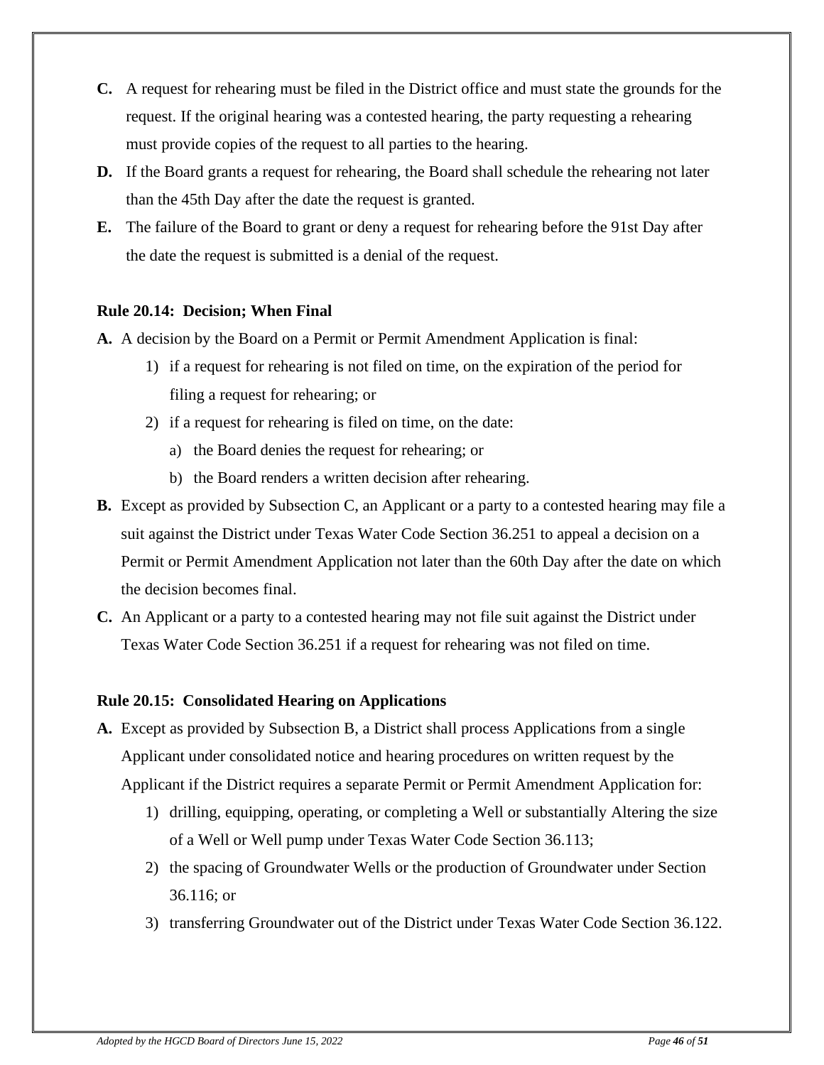**C.** A request for rehearing must be filed in the District office and must state the grounds for the request. If the original hearing was a contested hearing, the party requesting a rehearing must provide copies of the request to all parties to the hearing.

**D.** If the Board grants a request for rehearing, the Board shall schedule the rehearing not later than the 45th Day after the date the request is granted.

**E.** The failure of the Board to grant or deny a request for rehearing before the 91st Day after the date the request is submitted is a denial of the request.

### Rule 20.14: Decision; When Final

**A.** A decision by the Board on a Permit or Permit Amendment Application is final:

1) if a request for rehearing is not filed on time, on the expiration of the period for filing a request for rehearing; or
2) if a request for rehearing is filed on time, on the date:
   a) the Board denies the request for rehearing; or
   b) the Board renders a written decision after rehearing.

**B.** Except as provided by Subsection C, an Applicant or a party to a contested hearing may file a suit against the District under Texas Water Code Section 36.251 to appeal a decision on a Permit or Permit Amendment Application not later than the 60th Day after the date on which the decision becomes final.

**C.** An Applicant or a party to a contested hearing may not file suit against the District under Texas Water Code Section 36.251 if a request for rehearing was not filed on time.

### Rule 20.15: Consolidated Hearing on Applications

**A.** Except as provided by Subsection B, a District shall process Applications from a single Applicant under consolidated notice and hearing procedures on written request by the Applicant if the District requires a separate Permit or Permit Amendment Application for:

1) drilling, equipping, operating, or completing a Well or substantially Altering the size of a Well or Well pump under Texas Water Code Section 36.113;
2) the spacing of Groundwater Wells or the production of Groundwater under Section 36.116; or
3) transferring Groundwater out of the District under Texas Water Code Section 36.122.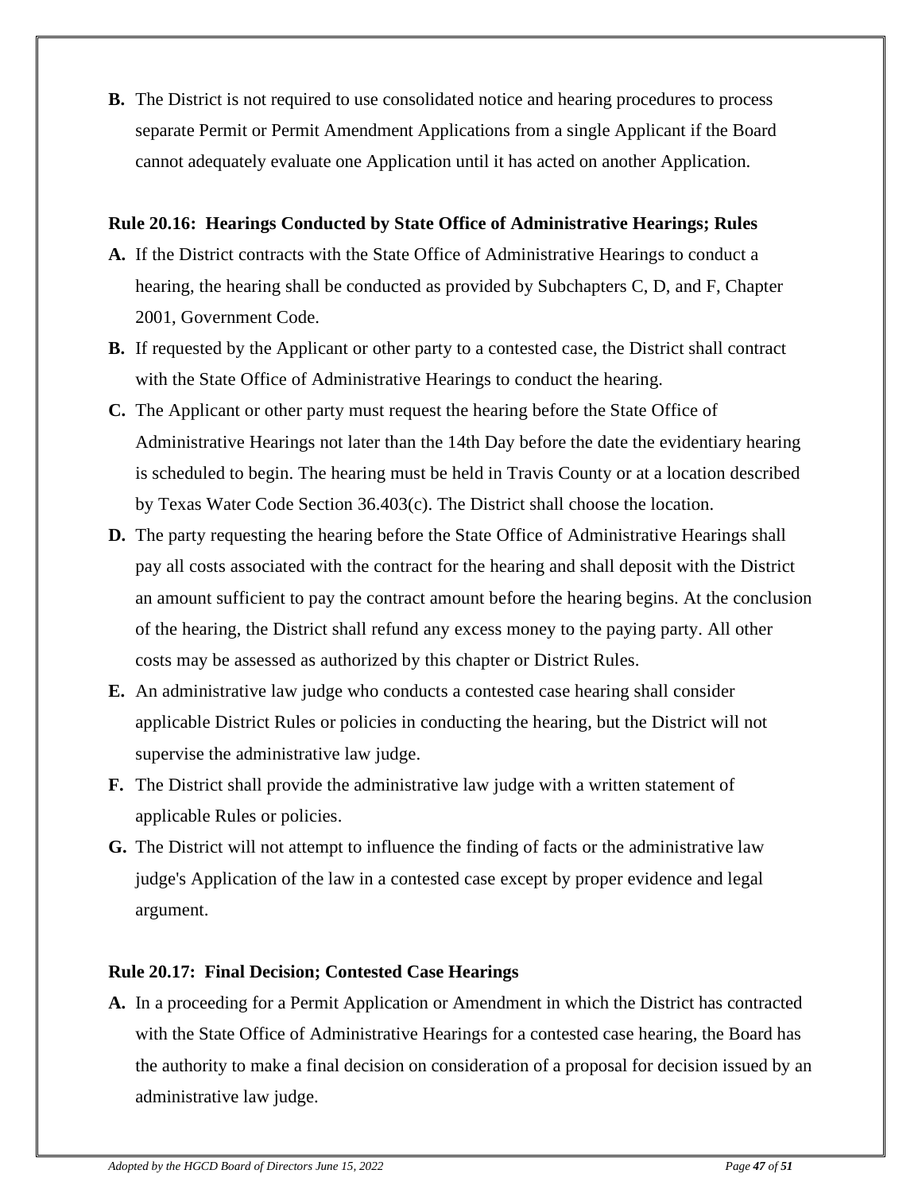**B.** The District is not required to use consolidated notice and hearing procedures to process separate Permit or Permit Amendment Applications from a single Applicant if the Board cannot adequately evaluate one Application until it has acted on another Application.

### Rule 20.16: Hearings Conducted by State Office of Administrative Hearings; Rules

**A.** If the District contracts with the State Office of Administrative Hearings to conduct a hearing, the hearing shall be conducted as provided by Subchapters C, D, and F, Chapter 2001, Government Code.

**B.** If requested by the Applicant or other party to a contested case, the District shall contract with the State Office of Administrative Hearings to conduct the hearing.

**C.** The Applicant or other party must request the hearing before the State Office of Administrative Hearings not later than the 14th Day before the date the evidentiary hearing is scheduled to begin. The hearing must be held in Travis County or at a location described by Texas Water Code Section 36.403(c). The District shall choose the location.

**D.** The party requesting the hearing before the State Office of Administrative Hearings shall pay all costs associated with the contract for the hearing and shall deposit with the District an amount sufficient to pay the contract amount before the hearing begins. At the conclusion of the hearing, the District shall refund any excess money to the paying party. All other costs may be assessed as authorized by this chapter or District Rules.

**E.** An administrative law judge who conducts a contested case hearing shall consider applicable District Rules or policies in conducting the hearing, but the District will not supervise the administrative law judge.

**F.** The District shall provide the administrative law judge with a written statement of applicable Rules or policies.

**G.** The District will not attempt to influence the finding of facts or the administrative law judge's Application of the law in a contested case except by proper evidence and legal argument.

### Rule 20.17: Final Decision; Contested Case Hearings

**A.** In a proceeding for a Permit Application or Amendment in which the District has contracted with the State Office of Administrative Hearings for a contested case hearing, the Board has the authority to make a final decision on consideration of a proposal for decision issued by an administrative law judge.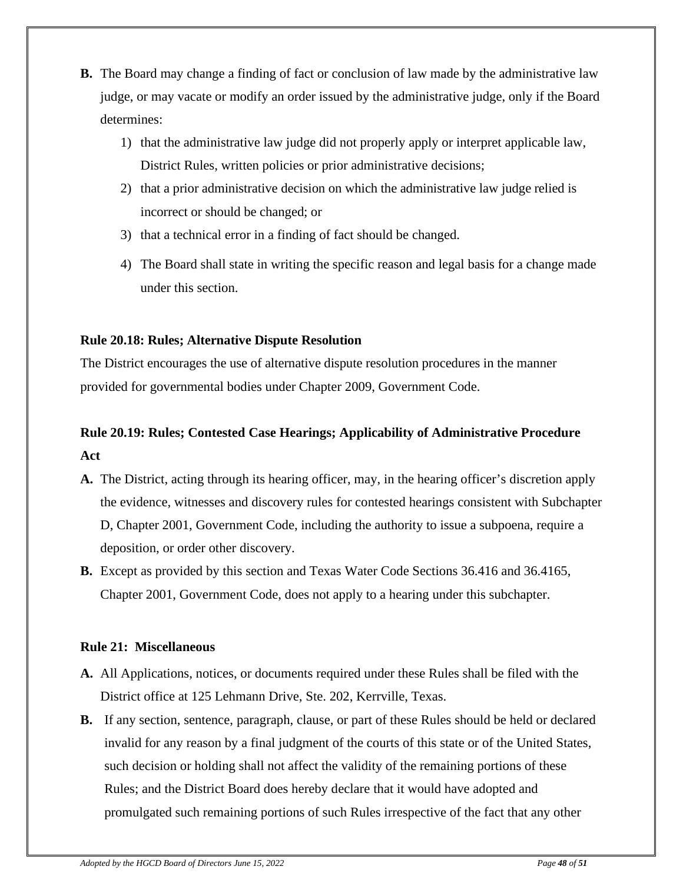**B.** The Board may change a finding of fact or conclusion of law made by the administrative law judge, or may vacate or modify an order issued by the administrative judge, only if the Board determines:

1) that the administrative law judge did not properly apply or interpret applicable law, District Rules, written policies or prior administrative decisions;
2) that a prior administrative decision on which the administrative law judge relied is incorrect or should be changed; or
3) that a technical error in a finding of fact should be changed.
4) The Board shall state in writing the specific reason and legal basis for a change made under this section.

**Rule 20.18: Rules; Alternative Dispute Resolution**

The District encourages the use of alternative dispute resolution procedures in the manner provided for governmental bodies under Chapter 2009, Government Code.

**Rule 20.19: Rules; Contested Case Hearings; Applicability of Administrative Procedure Act**

**A.** The District, acting through its hearing officer, may, in the hearing officer's discretion apply the evidence, witnesses and discovery rules for contested hearings consistent with Subchapter D, Chapter 2001, Government Code, including the authority to issue a subpoena, require a deposition, or order other discovery.

**B.** Except as provided by this section and Texas Water Code Sections 36.416 and 36.4165, Chapter 2001, Government Code, does not apply to a hearing under this subchapter.

**Rule 21: Miscellaneous**

**A.** All Applications, notices, or documents required under these Rules shall be filed with the District office at 125 Lehmann Drive, Ste. 202, Kerrville, Texas.

**B.** If any section, sentence, paragraph, clause, or part of these Rules should be held or declared invalid for any reason by a final judgment of the courts of this state or of the United States, such decision or holding shall not affect the validity of the remaining portions of these Rules; and the District Board does hereby declare that it would have adopted and promulgated such remaining portions of such Rules irrespective of the fact that any other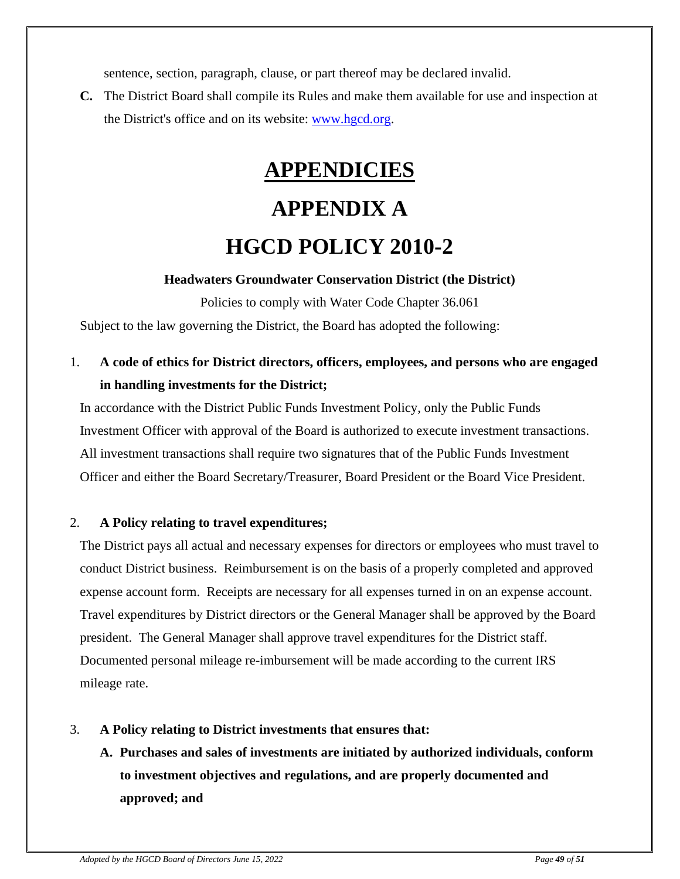sentence, section, paragraph, clause, or part thereof may be declared invalid.

**C.** The District Board shall compile its Rules and make them available for use and inspection at the District's office and on its website: www.hgcd.org.

# APPENDICIES

# APPENDIX A

# HGCD POLICY 2010-2

**Headwaters Groundwater Conservation District (the District)**

Policies to comply with Water Code Chapter 36.061

Subject to the law governing the District, the Board has adopted the following:

1. **A code of ethics for District directors, officers, employees, and persons who are engaged in handling investments for the District;**

In accordance with the District Public Funds Investment Policy, only the Public Funds Investment Officer with approval of the Board is authorized to execute investment transactions. All investment transactions shall require two signatures that of the Public Funds Investment Officer and either the Board Secretary/Treasurer, Board President or the Board Vice President.

2. **A Policy relating to travel expenditures;**

The District pays all actual and necessary expenses for directors or employees who must travel to conduct District business. Reimbursement is on the basis of a properly completed and approved expense account form. Receipts are necessary for all expenses turned in on an expense account. Travel expenditures by District directors or the General Manager shall be approved by the Board president. The General Manager shall approve travel expenditures for the District staff. Documented personal mileage re-imbursement will be made according to the current IRS mileage rate.

3. **A Policy relating to District investments that ensures that:**
   - **A. Purchases and sales of investments are initiated by authorized individuals, conform to investment objectives and regulations, and are properly documented and approved; and**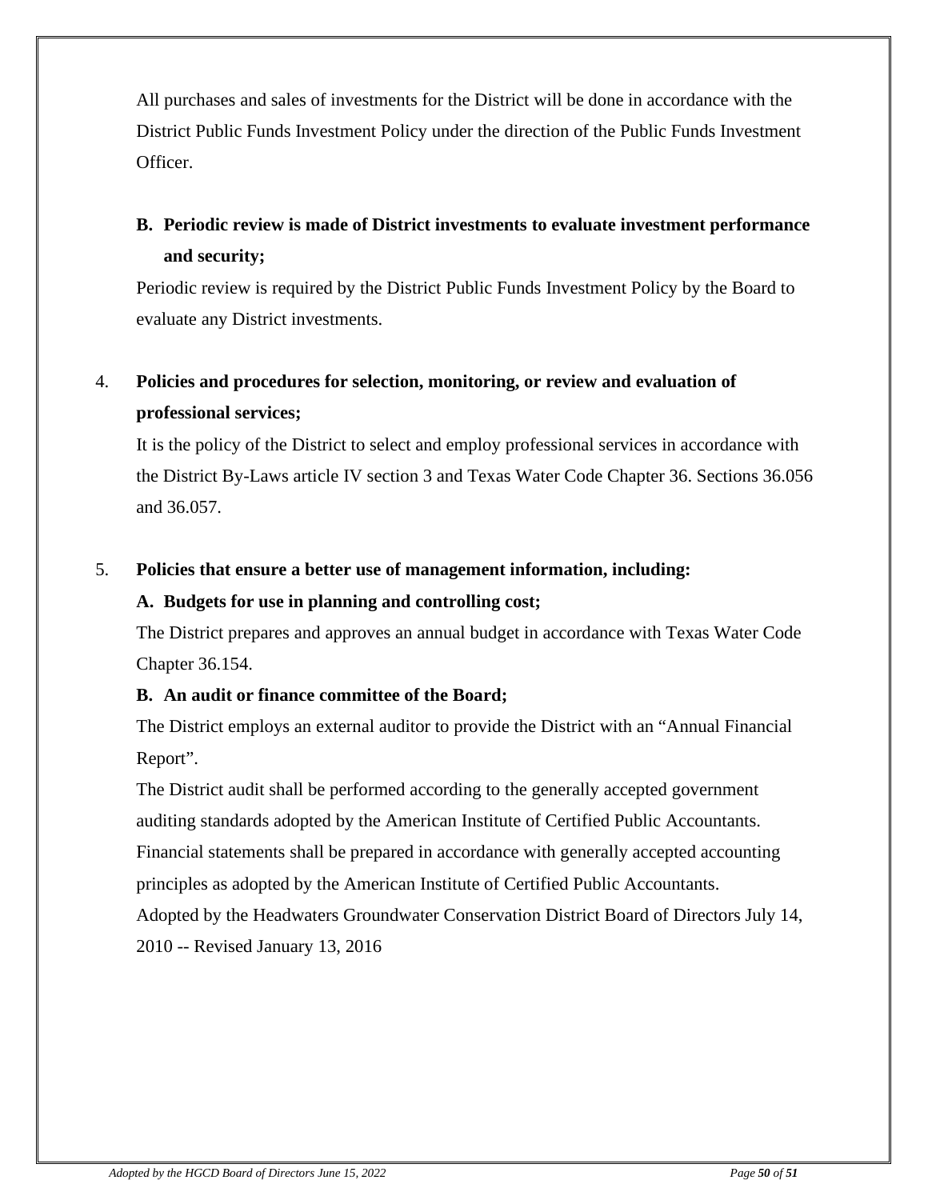All purchases and sales of investments for the District will be done in accordance with the District Public Funds Investment Policy under the direction of the Public Funds Investment Officer.

**B. Periodic review is made of District investments to evaluate investment performance and security;**

Periodic review is required by the District Public Funds Investment Policy by the Board to evaluate any District investments.

4. **Policies and procedures for selection, monitoring, or review and evaluation of professional services;**

   It is the policy of the District to select and employ professional services in accordance with the District By-Laws article IV section 3 and Texas Water Code Chapter 36. Sections 36.056 and 36.057.

5. **Policies that ensure a better use of management information, including:**

   **A. Budgets for use in planning and controlling cost;**

   The District prepares and approves an annual budget in accordance with Texas Water Code Chapter 36.154.

   **B. An audit or finance committee of the Board;**

   The District employs an external auditor to provide the District with an "Annual Financial Report".

   The District audit shall be performed according to the generally accepted government auditing standards adopted by the American Institute of Certified Public Accountants.

   Financial statements shall be prepared in accordance with generally accepted accounting principles as adopted by the American Institute of Certified Public Accountants.

   Adopted by the Headwaters Groundwater Conservation District Board of Directors July 14, 2010 -- Revised January 13, 2016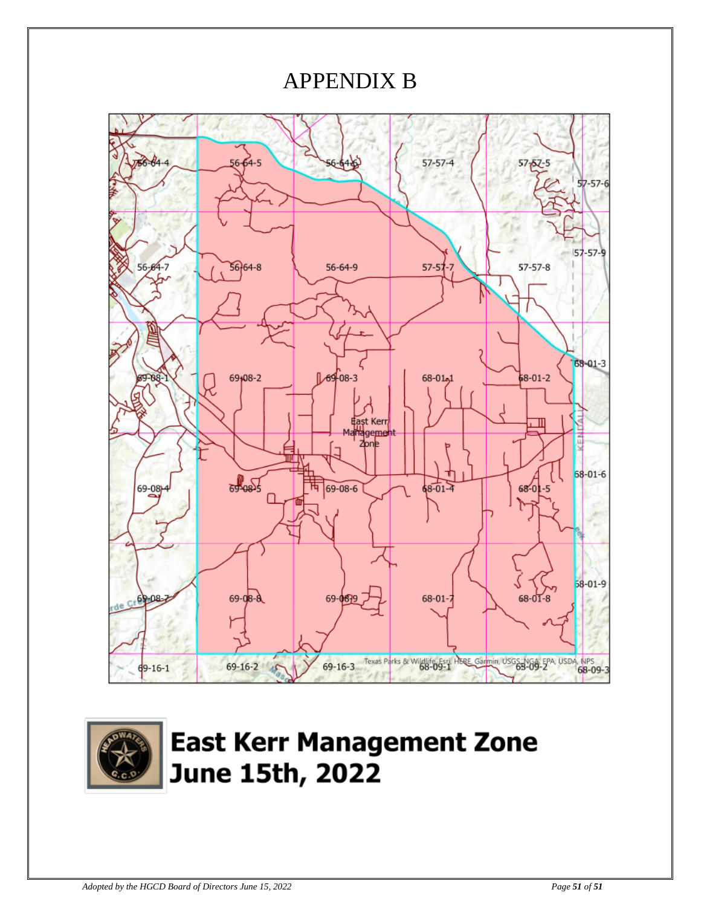# APPENDIX B

56-64-4
56-64-5
56-64-6
57-57-4
57-57-5
57-57-6
56-64-7
56-64-8
56-64-9
57-57-7
57-57-8
57-57-9
69-08-1
69-08-2
69-08-3
68-01-1
68-01-2
68-01-3
East Kerr Management Zone
69-08-4
69-08-5
69-08-6
68-01-4
68-01-5
68-01-6
69-08-7
69-08-8
69-08-9
68-01-7
68-01-8
68-01-9
69-16-1
69-16-2
69-16-3
68-09-1
68-09-2
68-09-3
Texas Parks & Wildlife, Esri, HERE, Garmin, USGS, NGA, EPA, USDA, NPS

HEADWATERS G.C.D.

**East Kerr Management Zone**
**June 15th, 2022**

*Adopted by the HGCD Board of Directors June 15, 2022*